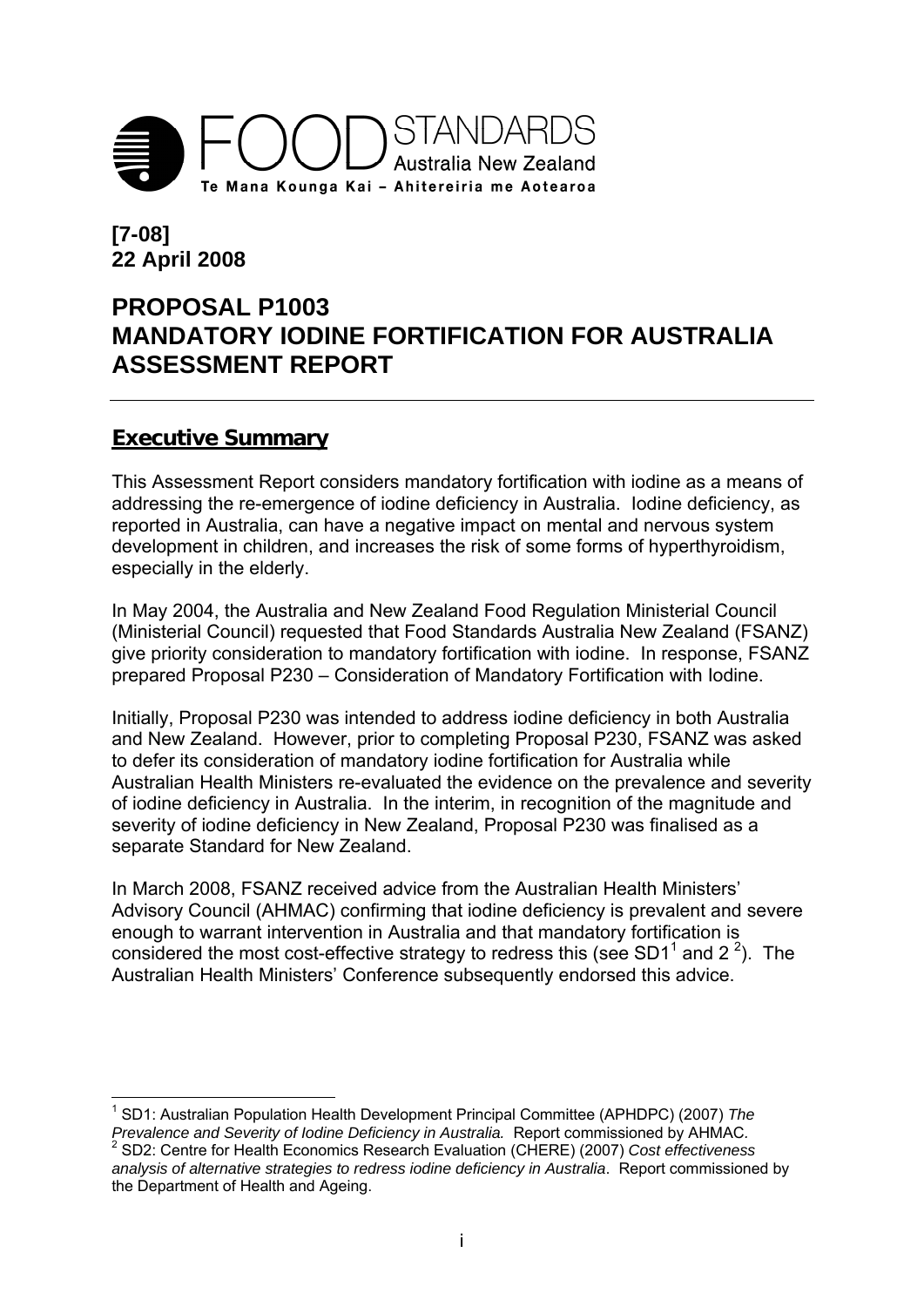FOOD STANDARDS Australia New Zealand

Te Mana Kounga Kai – Ahitereiria me Aotearoa

**[7-08]**
**22 April 2008**

# PROPOSAL P1003
# MANDATORY IODINE FORTIFICATION FOR AUSTRALIA
# ASSESSMENT REPORT

## Executive Summary

This Assessment Report considers mandatory fortification with iodine as a means of addressing the re-emergence of iodine deficiency in Australia. Iodine deficiency, as reported in Australia, can have a negative impact on mental and nervous system development in children, and increases the risk of some forms of hyperthyroidism, especially in the elderly.

In May 2004, the Australia and New Zealand Food Regulation Ministerial Council (Ministerial Council) requested that Food Standards Australia New Zealand (FSANZ) give priority consideration to mandatory fortification with iodine. In response, FSANZ prepared Proposal P230 – Consideration of Mandatory Fortification with Iodine.

Initially, Proposal P230 was intended to address iodine deficiency in both Australia and New Zealand. However, prior to completing Proposal P230, FSANZ was asked to defer its consideration of mandatory iodine fortification for Australia while Australian Health Ministers re-evaluated the evidence on the prevalence and severity of iodine deficiency in Australia. In the interim, in recognition of the magnitude and severity of iodine deficiency in New Zealand, Proposal P230 was finalised as a separate Standard for New Zealand.

In March 2008, FSANZ received advice from the Australian Health Ministers' Advisory Council (AHMAC) confirming that iodine deficiency is prevalent and severe enough to warrant intervention in Australia and that mandatory fortification is considered the most cost-effective strategy to redress this (see SD1[1] and 2 [2]). The Australian Health Ministers' Conference subsequently endorsed this advice.

---

[1] SD1: Australian Population Health Development Principal Committee (APHDPC) (2007) *The Prevalence and Severity of Iodine Deficiency in Australia.* Report commissioned by AHMAC.

[2] SD2: Centre for Health Economics Research Evaluation (CHERE) (2007) *Cost effectiveness analysis of alternative strategies to redress iodine deficiency in Australia*. Report commissioned by the Department of Health and Ageing.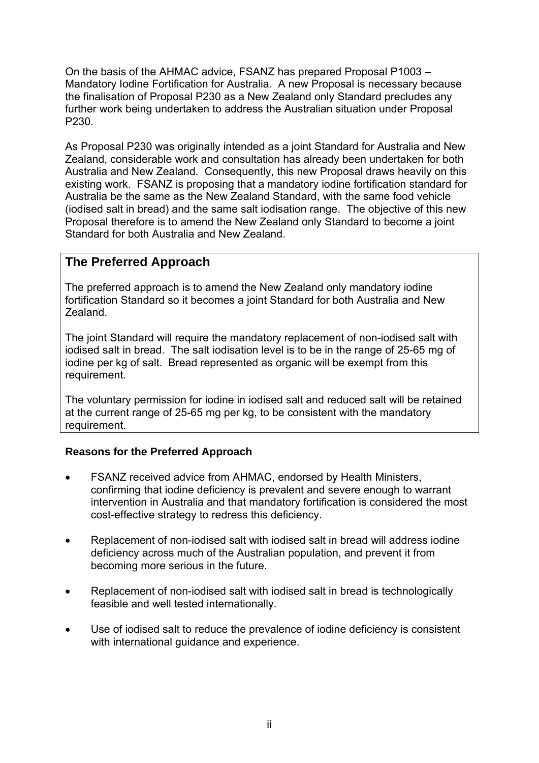On the basis of the AHMAC advice, FSANZ has prepared Proposal P1003 – Mandatory Iodine Fortification for Australia. A new Proposal is necessary because the finalisation of Proposal P230 as a New Zealand only Standard precludes any further work being undertaken to address the Australian situation under Proposal P230.

As Proposal P230 was originally intended as a joint Standard for Australia and New Zealand, considerable work and consultation has already been undertaken for both Australia and New Zealand. Consequently, this new Proposal draws heavily on this existing work. FSANZ is proposing that a mandatory iodine fortification standard for Australia be the same as the New Zealand Standard, with the same food vehicle (iodised salt in bread) and the same salt iodisation range. The objective of this new Proposal therefore is to amend the New Zealand only Standard to become a joint Standard for both Australia and New Zealand.

## The Preferred Approach

The preferred approach is to amend the New Zealand only mandatory iodine fortification Standard so it becomes a joint Standard for both Australia and New Zealand.

The joint Standard will require the mandatory replacement of non-iodised salt with iodised salt in bread. The salt iodisation level is to be in the range of 25-65 mg of iodine per kg of salt. Bread represented as organic will be exempt from this requirement.

The voluntary permission for iodine in iodised salt and reduced salt will be retained at the current range of 25-65 mg per kg, to be consistent with the mandatory requirement.

**Reasons for the Preferred Approach**

- FSANZ received advice from AHMAC, endorsed by Health Ministers, confirming that iodine deficiency is prevalent and severe enough to warrant intervention in Australia and that mandatory fortification is considered the most cost-effective strategy to redress this deficiency.
- Replacement of non-iodised salt with iodised salt in bread will address iodine deficiency across much of the Australian population, and prevent it from becoming more serious in the future.
- Replacement of non-iodised salt with iodised salt in bread is technologically feasible and well tested internationally.
- Use of iodised salt to reduce the prevalence of iodine deficiency is consistent with international guidance and experience.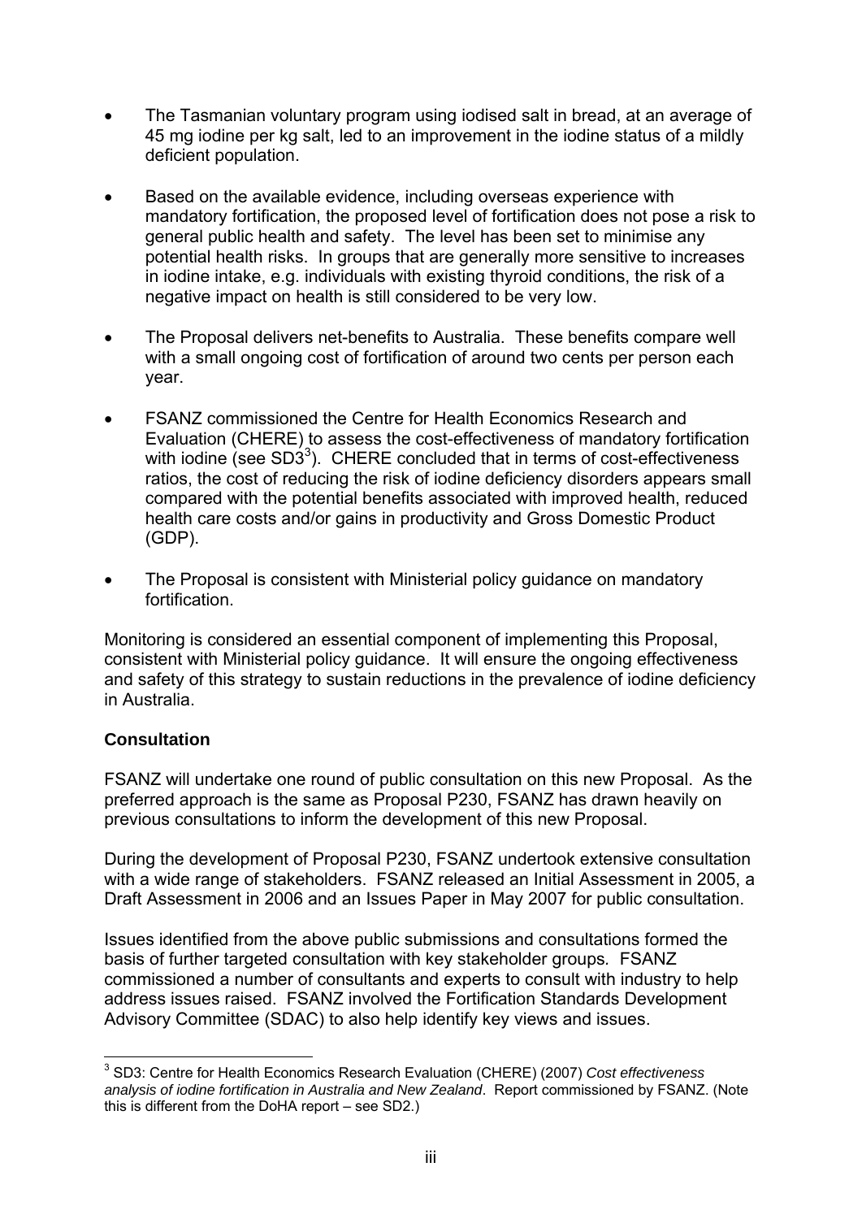- The Tasmanian voluntary program using iodised salt in bread, at an average of 45 mg iodine per kg salt, led to an improvement in the iodine status of a mildly deficient population.

- Based on the available evidence, including overseas experience with mandatory fortification, the proposed level of fortification does not pose a risk to general public health and safety. The level has been set to minimise any potential health risks. In groups that are generally more sensitive to increases in iodine intake, e.g. individuals with existing thyroid conditions, the risk of a negative impact on health is still considered to be very low.

- The Proposal delivers net-benefits to Australia. These benefits compare well with a small ongoing cost of fortification of around two cents per person each year.

- FSANZ commissioned the Centre for Health Economics Research and Evaluation (CHERE) to assess the cost-effectiveness of mandatory fortification with iodine (see SD3[3]). CHERE concluded that in terms of cost-effectiveness ratios, the cost of reducing the risk of iodine deficiency disorders appears small compared with the potential benefits associated with improved health, reduced health care costs and/or gains in productivity and Gross Domestic Product (GDP).

- The Proposal is consistent with Ministerial policy guidance on mandatory fortification.

Monitoring is considered an essential component of implementing this Proposal, consistent with Ministerial policy guidance. It will ensure the ongoing effectiveness and safety of this strategy to sustain reductions in the prevalence of iodine deficiency in Australia.

**Consultation**

FSANZ will undertake one round of public consultation on this new Proposal. As the preferred approach is the same as Proposal P230, FSANZ has drawn heavily on previous consultations to inform the development of this new Proposal.

During the development of Proposal P230, FSANZ undertook extensive consultation with a wide range of stakeholders. FSANZ released an Initial Assessment in 2005, a Draft Assessment in 2006 and an Issues Paper in May 2007 for public consultation.

Issues identified from the above public submissions and consultations formed the basis of further targeted consultation with key stakeholder groups. FSANZ commissioned a number of consultants and experts to consult with industry to help address issues raised. FSANZ involved the Fortification Standards Development Advisory Committee (SDAC) to also help identify key views and issues.

---

[3] SD3: Centre for Health Economics Research Evaluation (CHERE) (2007) *Cost effectiveness analysis of iodine fortification in Australia and New Zealand*. Report commissioned by FSANZ. (Note this is different from the DoHA report – see SD2.)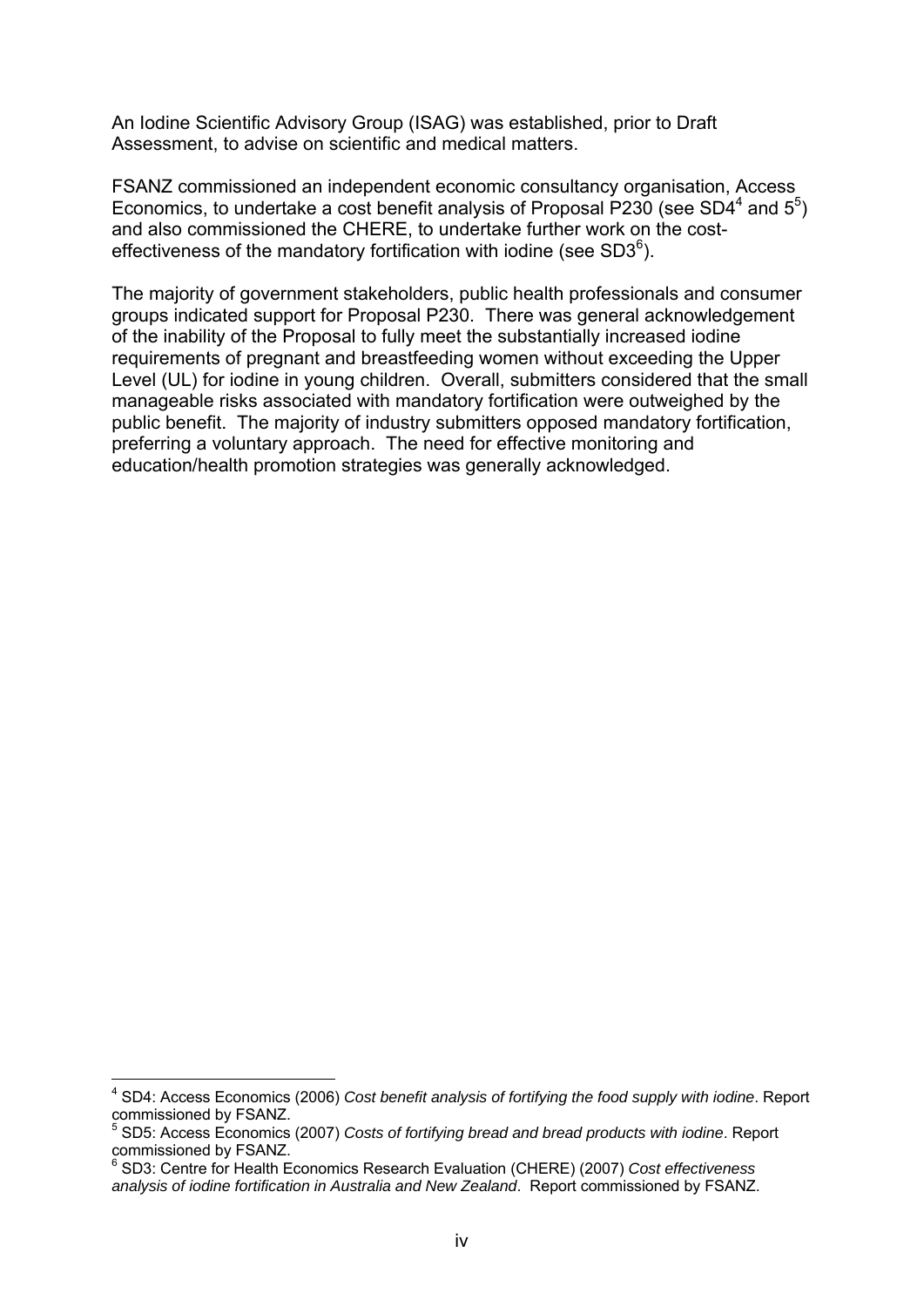An Iodine Scientific Advisory Group (ISAG) was established, prior to Draft Assessment, to advise on scientific and medical matters.

FSANZ commissioned an independent economic consultancy organisation, Access Economics, to undertake a cost benefit analysis of Proposal P230 (see SD4[4] and 5[5]) and also commissioned the CHERE, to undertake further work on the cost-effectiveness of the mandatory fortification with iodine (see SD3[6]).

The majority of government stakeholders, public health professionals and consumer groups indicated support for Proposal P230. There was general acknowledgement of the inability of the Proposal to fully meet the substantially increased iodine requirements of pregnant and breastfeeding women without exceeding the Upper Level (UL) for iodine in young children. Overall, submitters considered that the small manageable risks associated with mandatory fortification were outweighed by the public benefit. The majority of industry submitters opposed mandatory fortification, preferring a voluntary approach. The need for effective monitoring and education/health promotion strategies was generally acknowledged.

---

[4] SD4: Access Economics (2006) *Cost benefit analysis of fortifying the food supply with iodine*. Report commissioned by FSANZ.

[5] SD5: Access Economics (2007) *Costs of fortifying bread and bread products with iodine*. Report commissioned by FSANZ.

[6] SD3: Centre for Health Economics Research Evaluation (CHERE) (2007) *Cost effectiveness analysis of iodine fortification in Australia and New Zealand*. Report commissioned by FSANZ.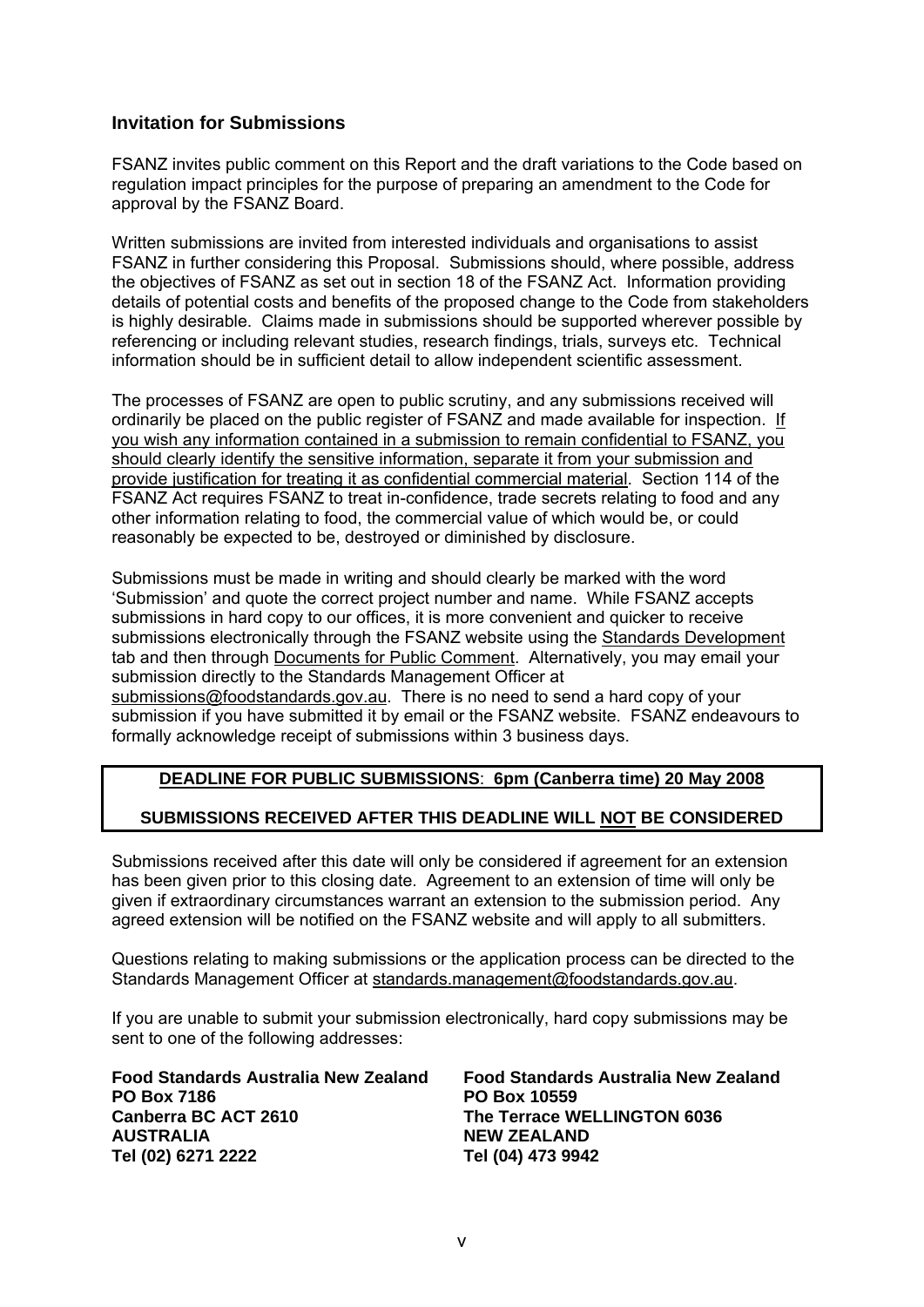## Invitation for Submissions

FSANZ invites public comment on this Report and the draft variations to the Code based on regulation impact principles for the purpose of preparing an amendment to the Code for approval by the FSANZ Board.

Written submissions are invited from interested individuals and organisations to assist FSANZ in further considering this Proposal. Submissions should, where possible, address the objectives of FSANZ as set out in section 18 of the FSANZ Act. Information providing details of potential costs and benefits of the proposed change to the Code from stakeholders is highly desirable. Claims made in submissions should be supported wherever possible by referencing or including relevant studies, research findings, trials, surveys etc. Technical information should be in sufficient detail to allow independent scientific assessment.

The processes of FSANZ are open to public scrutiny, and any submissions received will ordinarily be placed on the public register of FSANZ and made available for inspection. If you wish any information contained in a submission to remain confidential to FSANZ, you should clearly identify the sensitive information, separate it from your submission and provide justification for treating it as confidential commercial material. Section 114 of the FSANZ Act requires FSANZ to treat in-confidence, trade secrets relating to food and any other information relating to food, the commercial value of which would be, or could reasonably be expected to be, destroyed or diminished by disclosure.

Submissions must be made in writing and should clearly be marked with the word 'Submission' and quote the correct project number and name. While FSANZ accepts submissions in hard copy to our offices, it is more convenient and quicker to receive submissions electronically through the FSANZ website using the Standards Development tab and then through Documents for Public Comment. Alternatively, you may email your submission directly to the Standards Management Officer at submissions@foodstandards.gov.au. There is no need to send a hard copy of your submission if you have submitted it by email or the FSANZ website. FSANZ endeavours to formally acknowledge receipt of submissions within 3 business days.

**DEADLINE FOR PUBLIC SUBMISSIONS: 6pm (Canberra time) 20 May 2008**

**SUBMISSIONS RECEIVED AFTER THIS DEADLINE WILL NOT BE CONSIDERED**

Submissions received after this date will only be considered if agreement for an extension has been given prior to this closing date. Agreement to an extension of time will only be given if extraordinary circumstances warrant an extension to the submission period. Any agreed extension will be notified on the FSANZ website and will apply to all submitters.

Questions relating to making submissions or the application process can be directed to the Standards Management Officer at standards.management@foodstandards.gov.au.

If you are unable to submit your submission electronically, hard copy submissions may be sent to one of the following addresses:

**Food Standards Australia New Zealand**
**PO Box 7186**
**Canberra BC ACT 2610**
**AUSTRALIA**
**Tel (02) 6271 2222**

**Food Standards Australia New Zealand**
**PO Box 10559**
**The Terrace WELLINGTON 6036**
**NEW ZEALAND**
**Tel (04) 473 9942**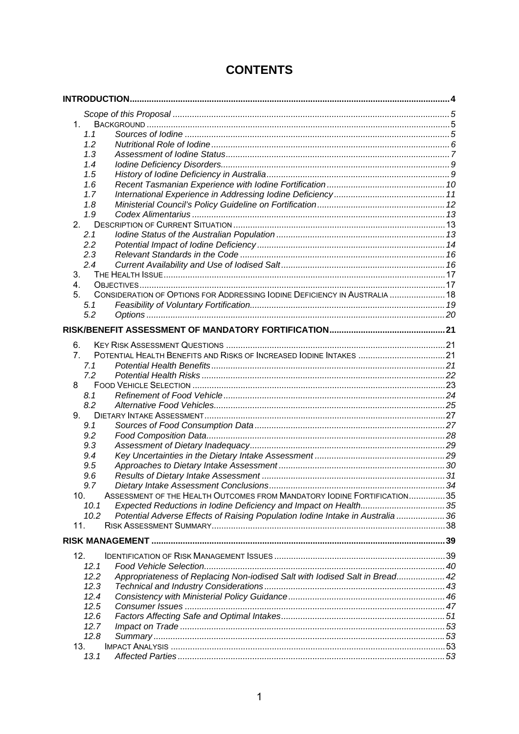# CONTENTS

**INTRODUCTION** .... 4

*Scope of this Proposal* .... 5

1. BACKGROUND .... 5
   - 1.1 *Sources of Iodine* .... 5
   - 1.2 *Nutritional Role of Iodine* .... 6
   - 1.3 *Assessment of Iodine Status* .... 7
   - 1.4 *Iodine Deficiency Disorders* .... 9
   - 1.5 *History of Iodine Deficiency in Australia* .... 9
   - 1.6 *Recent Tasmanian Experience with Iodine Fortification* .... 10
   - 1.7 *International Experience in Addressing Iodine Deficiency* .... 11
   - 1.8 *Ministerial Council's Policy Guideline on Fortification* .... 12
   - 1.9 *Codex Alimentarius* .... 13
2. DESCRIPTION OF CURRENT SITUATION .... 13
   - 2.1 *Iodine Status of the Australian Population* .... 13
   - 2.2 *Potential Impact of Iodine Deficiency* .... 14
   - 2.3 *Relevant Standards in the Code* .... 16
   - 2.4 *Current Availability and Use of Iodised Salt* .... 16
3. THE HEALTH ISSUE .... 17
4. OBJECTIVES .... 17
5. CONSIDERATION OF OPTIONS FOR ADDRESSING IODINE DEFICIENCY IN AUSTRALIA .... 18
   - 5.1 *Feasibility of Voluntary Fortification* .... 19
   - 5.2 *Options* .... 20

**RISK/BENEFIT ASSESSMENT OF MANDATORY FORTIFICATION** .... 21

6. KEY RISK ASSESSMENT QUESTIONS .... 21
7. POTENTIAL HEALTH BENEFITS AND RISKS OF INCREASED IODINE INTAKES .... 21
   - 7.1 *Potential Health Benefits* .... 21
   - 7.2 *Potential Health Risks* .... 22
8. FOOD VEHICLE SELECTION .... 23
   - 8.1 *Refinement of Food Vehicle* .... 24
   - 8.2 *Alternative Food Vehicles* .... 25
9. DIETARY INTAKE ASSESSMENT .... 27
   - 9.1 *Sources of Food Consumption Data* .... 27
   - 9.2 *Food Composition Data* .... 28
   - 9.3 *Assessment of Dietary Inadequacy* .... 29
   - 9.4 *Key Uncertainties in the Dietary Intake Assessment* .... 29
   - 9.5 *Approaches to Dietary Intake Assessment* .... 30
   - 9.6 *Results of Dietary Intake Assessment* .... 31
   - 9.7 *Dietary Intake Assessment Conclusions* .... 34
10. ASSESSMENT OF THE HEALTH OUTCOMES FROM MANDATORY IODINE FORTIFICATION .... 35
    - 10.1 *Expected Reductions in Iodine Deficiency and Impact on Health* .... 35
    - 10.2 *Potential Adverse Effects of Raising Population Iodine Intake in Australia* .... 36
11. RISK ASSESSMENT SUMMARY .... 38

**RISK MANAGEMENT** .... 39

12. IDENTIFICATION OF RISK MANAGEMENT ISSUES .... 39
    - 12.1 *Food Vehicle Selection* .... 40
    - 12.2 *Appropriateness of Replacing Non-iodised Salt with Iodised Salt in Bread* .... 42
    - 12.3 *Technical and Industry Considerations* .... 43
    - 12.4 *Consistency with Ministerial Policy Guidance* .... 46
    - 12.5 *Consumer Issues* .... 47
    - 12.6 *Factors Affecting Safe and Optimal Intakes* .... 51
    - 12.7 *Impact on Trade* .... 53
    - 12.8 *Summary* .... 53
13. IMPACT ANALYSIS .... 53
    - 13.1 *Affected Parties* .... 53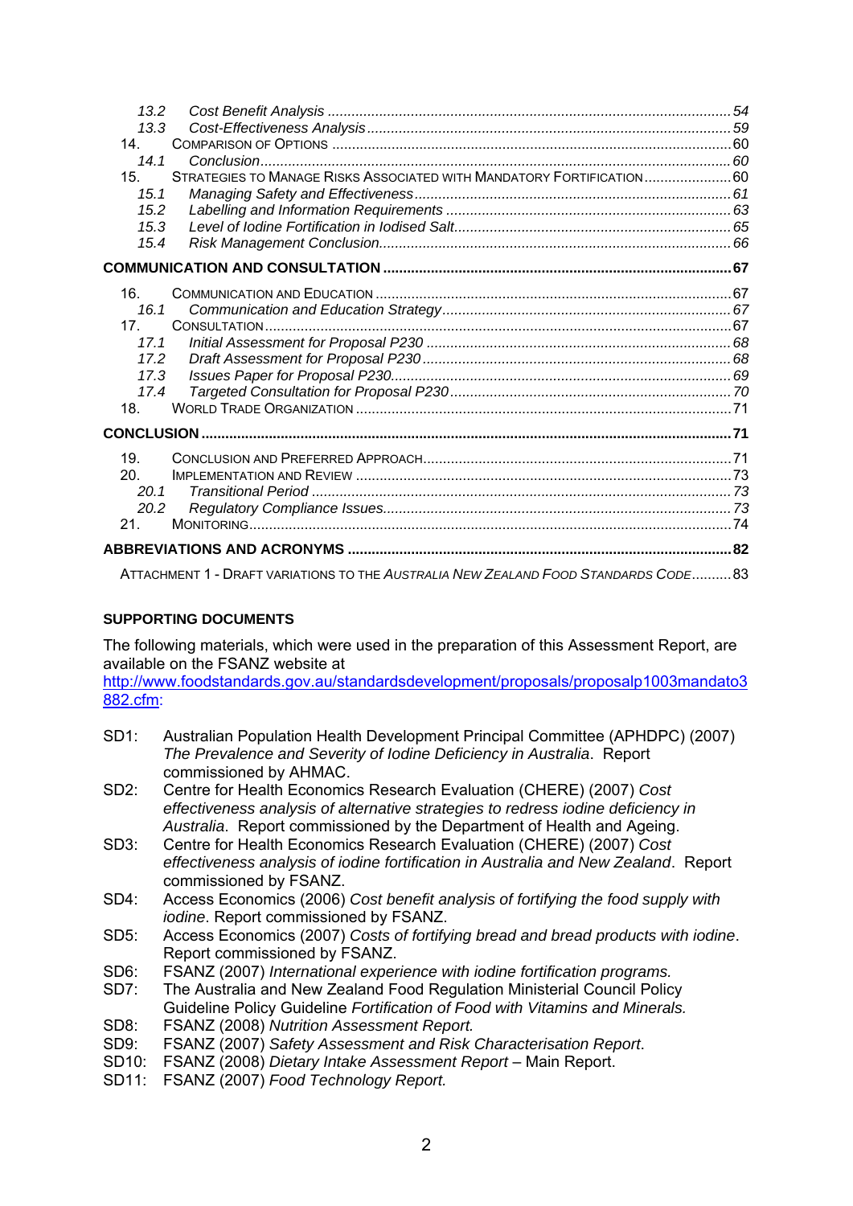13.2 *Cost Benefit Analysis* .......... 54
13.3 *Cost-Effectiveness Analysis* .......... 59
14. COMPARISON OF OPTIONS .......... 60
14.1 *Conclusion* .......... 60
15. STRATEGIES TO MANAGE RISKS ASSOCIATED WITH MANDATORY FORTIFICATION .......... 60
15.1 *Managing Safety and Effectiveness* .......... 61
15.2 *Labelling and Information Requirements* .......... 63
15.3 *Level of Iodine Fortification in Iodised Salt* .......... 65
15.4 *Risk Management Conclusion* .......... 66

**COMMUNICATION AND CONSULTATION .......... 67**

16. COMMUNICATION AND EDUCATION .......... 67
16.1 *Communication and Education Strategy* .......... 67
17. CONSULTATION .......... 67
17.1 *Initial Assessment for Proposal P230* .......... 68
17.2 *Draft Assessment for Proposal P230* .......... 68
17.3 *Issues Paper for Proposal P230* .......... 69
17.4 *Targeted Consultation for Proposal P230* .......... 70
18. WORLD TRADE ORGANIZATION .......... 71

**CONCLUSION .......... 71**

19. CONCLUSION AND PREFERRED APPROACH .......... 71
20. IMPLEMENTATION AND REVIEW .......... 73
20.1 *Transitional Period* .......... 73
20.2 *Regulatory Compliance Issues* .......... 73
21. MONITORING .......... 74

**ABBREVIATIONS AND ACRONYMS .......... 82**

ATTACHMENT 1 - DRAFT VARIATIONS TO THE *AUSTRALIA NEW ZEALAND FOOD STANDARDS CODE* .......... 83

**SUPPORTING DOCUMENTS**

The following materials, which were used in the preparation of this Assessment Report, are available on the FSANZ website at http://www.foodstandards.gov.au/standardsdevelopment/proposals/proposalp1003mandato3882.cfm:

SD1: Australian Population Health Development Principal Committee (APHDPC) (2007) *The Prevalence and Severity of Iodine Deficiency in Australia*. Report commissioned by AHMAC.

SD2: Centre for Health Economics Research Evaluation (CHERE) (2007) *Cost effectiveness analysis of alternative strategies to redress iodine deficiency in Australia*. Report commissioned by the Department of Health and Ageing.

SD3: Centre for Health Economics Research Evaluation (CHERE) (2007) *Cost effectiveness analysis of iodine fortification in Australia and New Zealand*. Report commissioned by FSANZ.

SD4: Access Economics (2006) *Cost benefit analysis of fortifying the food supply with iodine*. Report commissioned by FSANZ.

SD5: Access Economics (2007) *Costs of fortifying bread and bread products with iodine*. Report commissioned by FSANZ.

SD6: FSANZ (2007) *International experience with iodine fortification programs.*

SD7: The Australia and New Zealand Food Regulation Ministerial Council Policy Guideline Policy Guideline *Fortification of Food with Vitamins and Minerals.*

SD8: FSANZ (2008) *Nutrition Assessment Report.*

SD9: FSANZ (2007) *Safety Assessment and Risk Characterisation Report*.

SD10: FSANZ (2008) *Dietary Intake Assessment Report* – Main Report.

SD11: FSANZ (2007) *Food Technology Report.*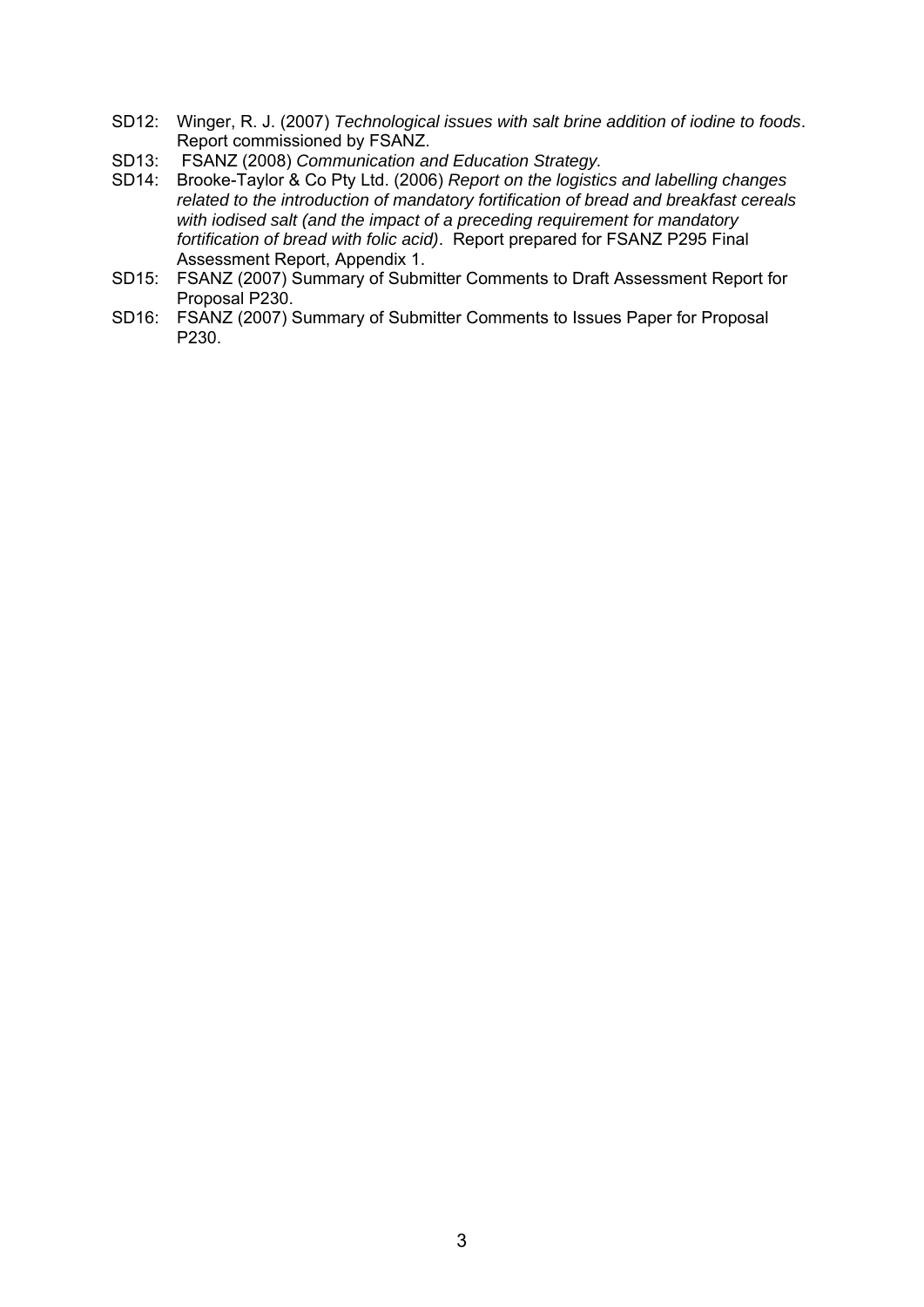SD12: Winger, R. J. (2007) *Technological issues with salt brine addition of iodine to foods*. Report commissioned by FSANZ.

SD13: FSANZ (2008) *Communication and Education Strategy.*

SD14: Brooke-Taylor & Co Pty Ltd. (2006) *Report on the logistics and labelling changes related to the introduction of mandatory fortification of bread and breakfast cereals with iodised salt (and the impact of a preceding requirement for mandatory fortification of bread with folic acid)*. Report prepared for FSANZ P295 Final Assessment Report, Appendix 1.

SD15: FSANZ (2007) Summary of Submitter Comments to Draft Assessment Report for Proposal P230.

SD16: FSANZ (2007) Summary of Submitter Comments to Issues Paper for Proposal P230.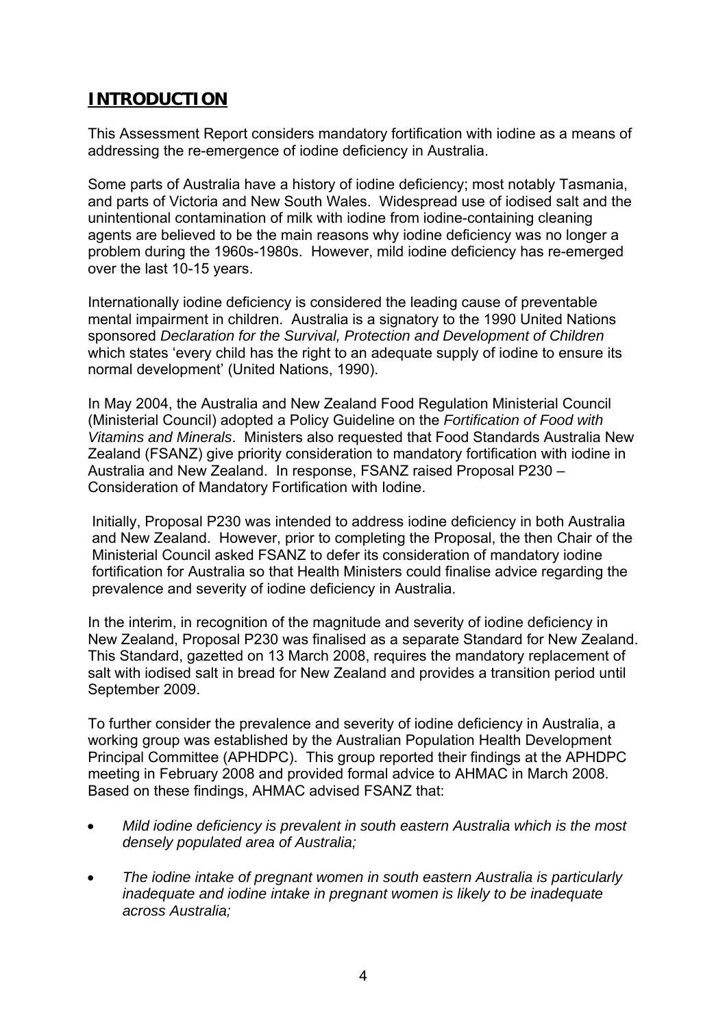# INTRODUCTION

This Assessment Report considers mandatory fortification with iodine as a means of addressing the re-emergence of iodine deficiency in Australia.

Some parts of Australia have a history of iodine deficiency; most notably Tasmania, and parts of Victoria and New South Wales. Widespread use of iodised salt and the unintentional contamination of milk with iodine from iodine-containing cleaning agents are believed to be the main reasons why iodine deficiency was no longer a problem during the 1960s-1980s. However, mild iodine deficiency has re-emerged over the last 10-15 years.

Internationally iodine deficiency is considered the leading cause of preventable mental impairment in children. Australia is a signatory to the 1990 United Nations sponsored *Declaration for the Survival, Protection and Development of Children* which states 'every child has the right to an adequate supply of iodine to ensure its normal development' (United Nations, 1990).

In May 2004, the Australia and New Zealand Food Regulation Ministerial Council (Ministerial Council) adopted a Policy Guideline on the *Fortification of Food with Vitamins and Minerals*. Ministers also requested that Food Standards Australia New Zealand (FSANZ) give priority consideration to mandatory fortification with iodine in Australia and New Zealand. In response, FSANZ raised Proposal P230 – Consideration of Mandatory Fortification with Iodine.

Initially, Proposal P230 was intended to address iodine deficiency in both Australia and New Zealand. However, prior to completing the Proposal, the then Chair of the Ministerial Council asked FSANZ to defer its consideration of mandatory iodine fortification for Australia so that Health Ministers could finalise advice regarding the prevalence and severity of iodine deficiency in Australia.

In the interim, in recognition of the magnitude and severity of iodine deficiency in New Zealand, Proposal P230 was finalised as a separate Standard for New Zealand. This Standard, gazetted on 13 March 2008, requires the mandatory replacement of salt with iodised salt in bread for New Zealand and provides a transition period until September 2009.

To further consider the prevalence and severity of iodine deficiency in Australia, a working group was established by the Australian Population Health Development Principal Committee (APHDPC). This group reported their findings at the APHDPC meeting in February 2008 and provided formal advice to AHMAC in March 2008. Based on these findings, AHMAC advised FSANZ that:

- *Mild iodine deficiency is prevalent in south eastern Australia which is the most densely populated area of Australia;*
- *The iodine intake of pregnant women in south eastern Australia is particularly inadequate and iodine intake in pregnant women is likely to be inadequate across Australia;*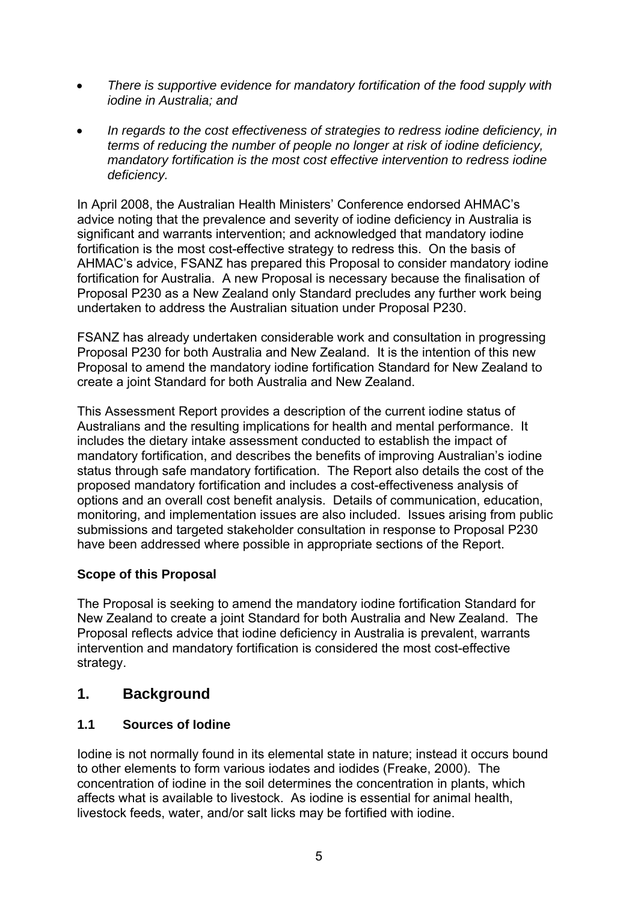- *There is supportive evidence for mandatory fortification of the food supply with iodine in Australia; and*

- *In regards to the cost effectiveness of strategies to redress iodine deficiency, in terms of reducing the number of people no longer at risk of iodine deficiency, mandatory fortification is the most cost effective intervention to redress iodine deficiency.*

In April 2008, the Australian Health Ministers' Conference endorsed AHMAC's advice noting that the prevalence and severity of iodine deficiency in Australia is significant and warrants intervention; and acknowledged that mandatory iodine fortification is the most cost-effective strategy to redress this. On the basis of AHMAC's advice, FSANZ has prepared this Proposal to consider mandatory iodine fortification for Australia. A new Proposal is necessary because the finalisation of Proposal P230 as a New Zealand only Standard precludes any further work being undertaken to address the Australian situation under Proposal P230.

FSANZ has already undertaken considerable work and consultation in progressing Proposal P230 for both Australia and New Zealand. It is the intention of this new Proposal to amend the mandatory iodine fortification Standard for New Zealand to create a joint Standard for both Australia and New Zealand.

This Assessment Report provides a description of the current iodine status of Australians and the resulting implications for health and mental performance. It includes the dietary intake assessment conducted to establish the impact of mandatory fortification, and describes the benefits of improving Australian's iodine status through safe mandatory fortification. The Report also details the cost of the proposed mandatory fortification and includes a cost-effectiveness analysis of options and an overall cost benefit analysis. Details of communication, education, monitoring, and implementation issues are also included. Issues arising from public submissions and targeted stakeholder consultation in response to Proposal P230 have been addressed where possible in appropriate sections of the Report.

**Scope of this Proposal**

The Proposal is seeking to amend the mandatory iodine fortification Standard for New Zealand to create a joint Standard for both Australia and New Zealand. The Proposal reflects advice that iodine deficiency in Australia is prevalent, warrants intervention and mandatory fortification is considered the most cost-effective strategy.

## 1. Background

### 1.1 Sources of Iodine

Iodine is not normally found in its elemental state in nature; instead it occurs bound to other elements to form various iodates and iodides (Freake, 2000). The concentration of iodine in the soil determines the concentration in plants, which affects what is available to livestock. As iodine is essential for animal health, livestock feeds, water, and/or salt licks may be fortified with iodine.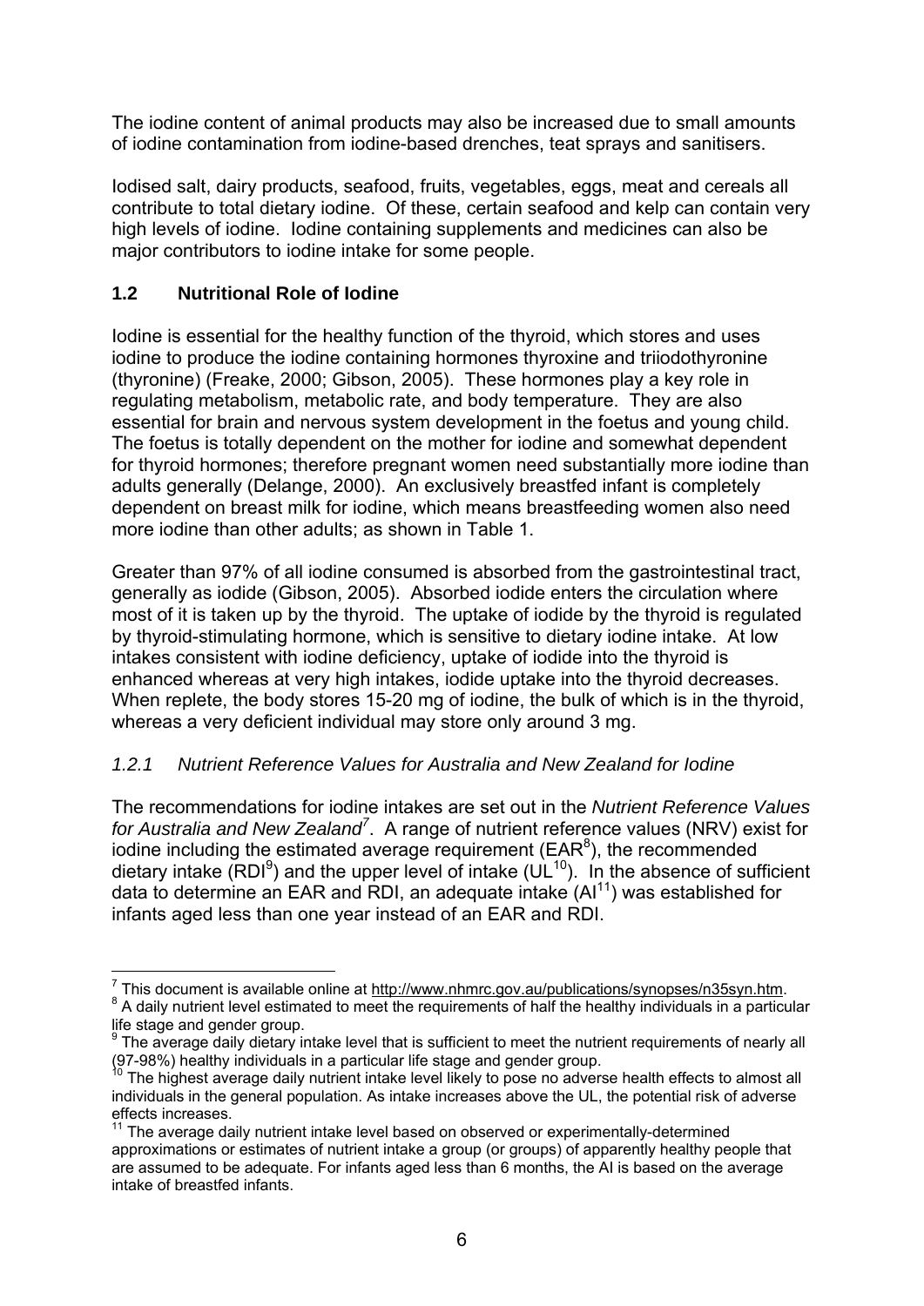The iodine content of animal products may also be increased due to small amounts of iodine contamination from iodine-based drenches, teat sprays and sanitisers.

Iodised salt, dairy products, seafood, fruits, vegetables, eggs, meat and cereals all contribute to total dietary iodine. Of these, certain seafood and kelp can contain very high levels of iodine. Iodine containing supplements and medicines can also be major contributors to iodine intake for some people.

### 1.2 Nutritional Role of Iodine

Iodine is essential for the healthy function of the thyroid, which stores and uses iodine to produce the iodine containing hormones thyroxine and triiodothyronine (thyronine) (Freake, 2000; Gibson, 2005). These hormones play a key role in regulating metabolism, metabolic rate, and body temperature. They are also essential for brain and nervous system development in the foetus and young child. The foetus is totally dependent on the mother for iodine and somewhat dependent for thyroid hormones; therefore pregnant women need substantially more iodine than adults generally (Delange, 2000). An exclusively breastfed infant is completely dependent on breast milk for iodine, which means breastfeeding women also need more iodine than other adults; as shown in Table 1.

Greater than 97% of all iodine consumed is absorbed from the gastrointestinal tract, generally as iodide (Gibson, 2005). Absorbed iodide enters the circulation where most of it is taken up by the thyroid. The uptake of iodide by the thyroid is regulated by thyroid-stimulating hormone, which is sensitive to dietary iodine intake. At low intakes consistent with iodine deficiency, uptake of iodide into the thyroid is enhanced whereas at very high intakes, iodide uptake into the thyroid decreases. When replete, the body stores 15-20 mg of iodine, the bulk of which is in the thyroid, whereas a very deficient individual may store only around 3 mg.

#### *1.2.1 Nutrient Reference Values for Australia and New Zealand for Iodine*

The recommendations for iodine intakes are set out in the *Nutrient Reference Values for Australia and New Zealand*[7]. A range of nutrient reference values (NRV) exist for iodine including the estimated average requirement (EAR[8]), the recommended dietary intake (RDI[9]) and the upper level of intake (UL[10]). In the absence of sufficient data to determine an EAR and RDI, an adequate intake (AI[11]) was established for infants aged less than one year instead of an EAR and RDI.

---

[7] This document is available online at http://www.nhmrc.gov.au/publications/synopses/n35syn.htm.

[8] A daily nutrient level estimated to meet the requirements of half the healthy individuals in a particular life stage and gender group.

[9] The average daily dietary intake level that is sufficient to meet the nutrient requirements of nearly all (97-98%) healthy individuals in a particular life stage and gender group.

[10] The highest average daily nutrient intake level likely to pose no adverse health effects to almost all individuals in the general population. As intake increases above the UL, the potential risk of adverse effects increases.

[11] The average daily nutrient intake level based on observed or experimentally-determined approximations or estimates of nutrient intake a group (or groups) of apparently healthy people that are assumed to be adequate. For infants aged less than 6 months, the AI is based on the average intake of breastfed infants.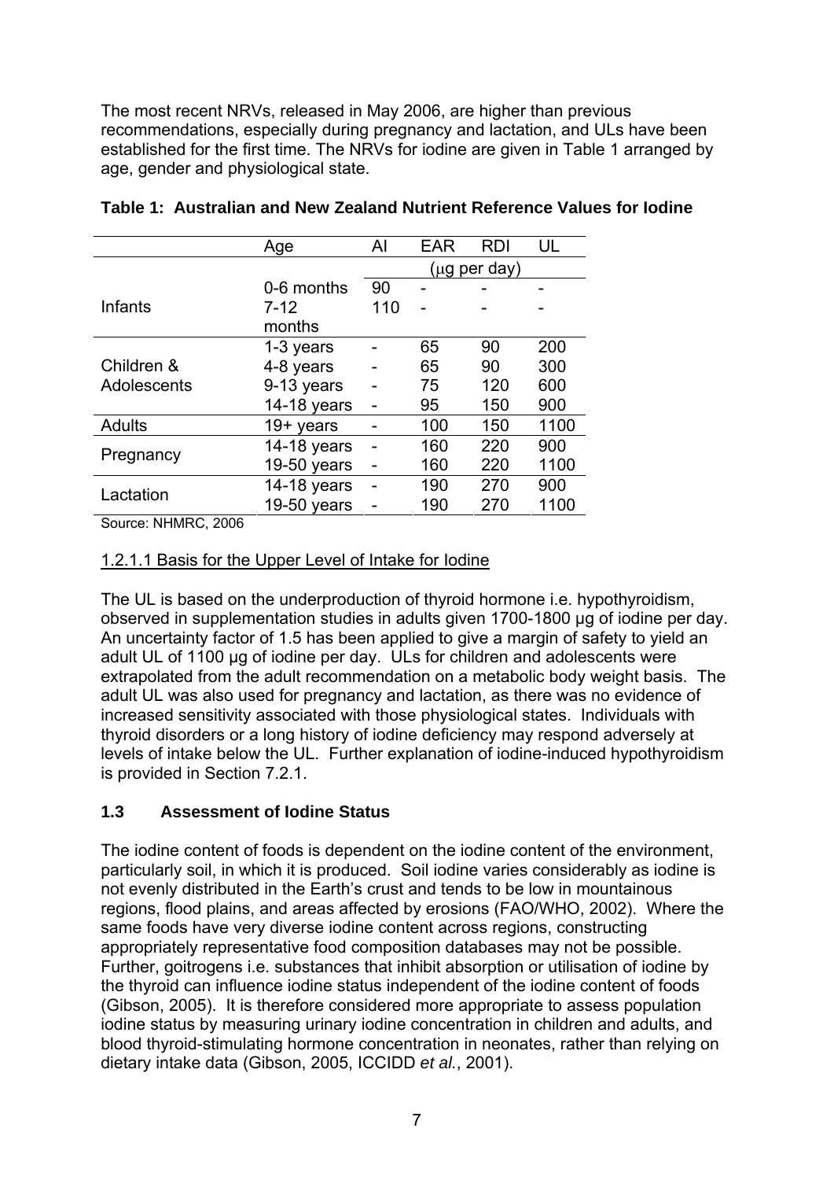The most recent NRVs, released in May 2006, are higher than previous recommendations, especially during pregnancy and lactation, and ULs have been established for the first time. The NRVs for iodine are given in Table 1 arranged by age, gender and physiological state.

**Table 1: Australian and New Zealand Nutrient Reference Values for Iodine**

| | Age | AI | EAR | RDI | UL |
|---|---|---|---|---|---|
| | | (μg per day) | | | |
| Infants | 0-6 months | 90 | - | - | - |
| | 7-12 months | 110 | - | - | - |
| Children & Adolescents | 1-3 years | - | 65 | 90 | 200 |
| | 4-8 years | - | 65 | 90 | 300 |
| | 9-13 years | - | 75 | 120 | 600 |
| | 14-18 years | - | 95 | 150 | 900 |
| Adults | 19+ years | - | 100 | 150 | 1100 |
| Pregnancy | 14-18 years | - | 160 | 220 | 900 |
| | 19-50 years | - | 160 | 220 | 1100 |
| Lactation | 14-18 years | - | 190 | 270 | 900 |
| | 19-50 years | - | 190 | 270 | 1100 |

Source: NHMRC, 2006

### 1.2.1.1 Basis for the Upper Level of Intake for Iodine

The UL is based on the underproduction of thyroid hormone i.e. hypothyroidism, observed in supplementation studies in adults given 1700-1800 µg of iodine per day. An uncertainty factor of 1.5 has been applied to give a margin of safety to yield an adult UL of 1100 µg of iodine per day. ULs for children and adolescents were extrapolated from the adult recommendation on a metabolic body weight basis. The adult UL was also used for pregnancy and lactation, as there was no evidence of increased sensitivity associated with those physiological states. Individuals with thyroid disorders or a long history of iodine deficiency may respond adversely at levels of intake below the UL. Further explanation of iodine-induced hypothyroidism is provided in Section 7.2.1.

## 1.3 Assessment of Iodine Status

The iodine content of foods is dependent on the iodine content of the environment, particularly soil, in which it is produced. Soil iodine varies considerably as iodine is not evenly distributed in the Earth's crust and tends to be low in mountainous regions, flood plains, and areas affected by erosions (FAO/WHO, 2002). Where the same foods have very diverse iodine content across regions, constructing appropriately representative food composition databases may not be possible. Further, goitrogens i.e. substances that inhibit absorption or utilisation of iodine by the thyroid can influence iodine status independent of the iodine content of foods (Gibson, 2005). It is therefore considered more appropriate to assess population iodine status by measuring urinary iodine concentration in children and adults, and blood thyroid-stimulating hormone concentration in neonates, rather than relying on dietary intake data (Gibson, 2005, ICCIDD *et al.*, 2001).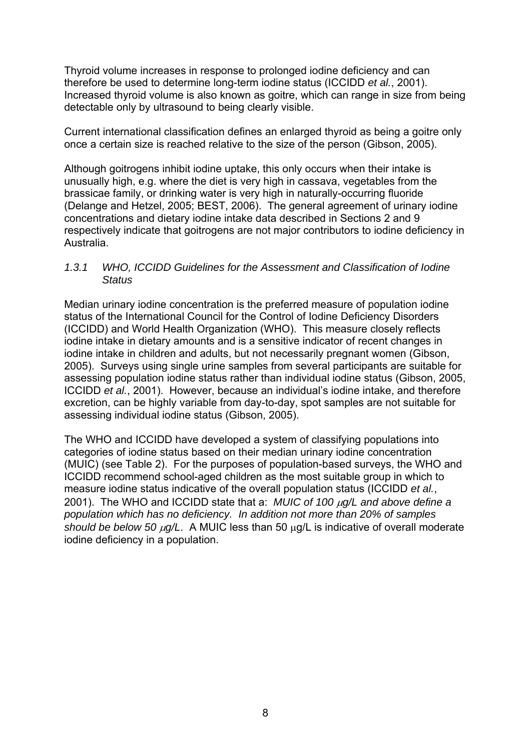Thyroid volume increases in response to prolonged iodine deficiency and can therefore be used to determine long-term iodine status (ICCIDD *et al.*, 2001). Increased thyroid volume is also known as goitre, which can range in size from being detectable only by ultrasound to being clearly visible.

Current international classification defines an enlarged thyroid as being a goitre only once a certain size is reached relative to the size of the person (Gibson, 2005).

Although goitrogens inhibit iodine uptake, this only occurs when their intake is unusually high, e.g. where the diet is very high in cassava, vegetables from the brassicae family, or drinking water is very high in naturally-occurring fluoride (Delange and Hetzel, 2005; BEST, 2006). The general agreement of urinary iodine concentrations and dietary iodine intake data described in Sections 2 and 9 respectively indicate that goitrogens are not major contributors to iodine deficiency in Australia.

### *1.3.1 WHO, ICCIDD Guidelines for the Assessment and Classification of Iodine Status*

Median urinary iodine concentration is the preferred measure of population iodine status of the International Council for the Control of Iodine Deficiency Disorders (ICCIDD) and World Health Organization (WHO). This measure closely reflects iodine intake in dietary amounts and is a sensitive indicator of recent changes in iodine intake in children and adults, but not necessarily pregnant women (Gibson, 2005). Surveys using single urine samples from several participants are suitable for assessing population iodine status rather than individual iodine status (Gibson, 2005, ICCIDD *et al.*, 2001). However, because an individual's iodine intake, and therefore excretion, can be highly variable from day-to-day, spot samples are not suitable for assessing individual iodine status (Gibson, 2005).

The WHO and ICCIDD have developed a system of classifying populations into categories of iodine status based on their median urinary iodine concentration (MUIC) (see Table 2). For the purposes of population-based surveys, the WHO and ICCIDD recommend school-aged children as the most suitable group in which to measure iodine status indicative of the overall population status (ICCIDD *et al.*, 2001). The WHO and ICCIDD state that a: *MUIC of 100 μg/L and above define a population which has no deficiency. In addition not more than 20% of samples should be below 50 μg/L*. A MUIC less than 50 μg/L is indicative of overall moderate iodine deficiency in a population.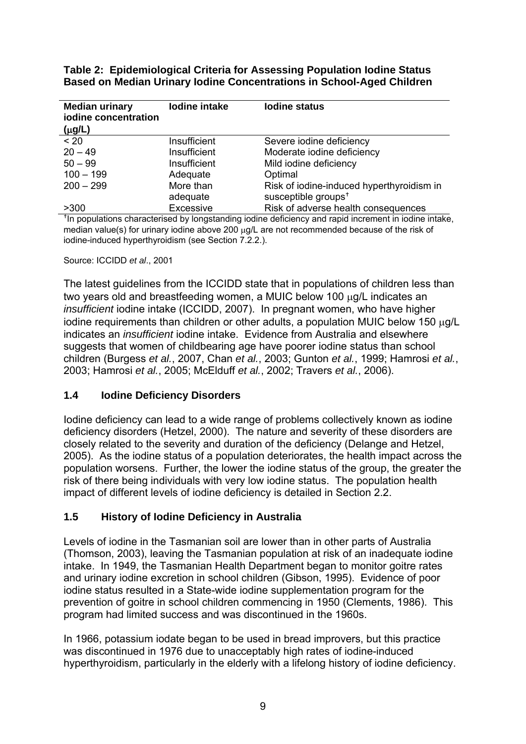**Table 2: Epidemiological Criteria for Assessing Population Iodine Status Based on Median Urinary Iodine Concentrations in School-Aged Children**

| Median urinary iodine concentration (μg/L) | Iodine intake | Iodine status |
|---|---|---|
| < 20 | Insufficient | Severe iodine deficiency |
| 20 – 49 | Insufficient | Moderate iodine deficiency |
| 50 – 99 | Insufficient | Mild iodine deficiency |
| 100 – 199 | Adequate | Optimal |
| 200 – 299 | More than adequate | Risk of iodine-induced hyperthyroidism in susceptible groups[†] |
| >300 | Excessive | Risk of adverse health consequences |

[†]In populations characterised by longstanding iodine deficiency and rapid increment in iodine intake, median value(s) for urinary iodine above 200 μg/L are not recommended because of the risk of iodine-induced hyperthyroidism (see Section 7.2.2.).

Source: ICCIDD *et al*., 2001

The latest guidelines from the ICCIDD state that in populations of children less than two years old and breastfeeding women, a MUIC below 100 μg/L indicates an *insufficient* iodine intake (ICCIDD, 2007). In pregnant women, who have higher iodine requirements than children or other adults, a population MUIC below 150 μg/L indicates an *insufficient* iodine intake. Evidence from Australia and elsewhere suggests that women of childbearing age have poorer iodine status than school children (Burgess *et al.*, 2007, Chan *et al.*, 2003; Gunton *et al.*, 1999; Hamrosi *et al.*, 2003; Hamrosi *et al.*, 2005; McElduff *et al.*, 2002; Travers *et al.*, 2006).

## 1.4 Iodine Deficiency Disorders

Iodine deficiency can lead to a wide range of problems collectively known as iodine deficiency disorders (Hetzel, 2000). The nature and severity of these disorders are closely related to the severity and duration of the deficiency (Delange and Hetzel, 2005). As the iodine status of a population deteriorates, the health impact across the population worsens. Further, the lower the iodine status of the group, the greater the risk of there being individuals with very low iodine status. The population health impact of different levels of iodine deficiency is detailed in Section 2.2.

## 1.5 History of Iodine Deficiency in Australia

Levels of iodine in the Tasmanian soil are lower than in other parts of Australia (Thomson, 2003), leaving the Tasmanian population at risk of an inadequate iodine intake. In 1949, the Tasmanian Health Department began to monitor goitre rates and urinary iodine excretion in school children (Gibson, 1995). Evidence of poor iodine status resulted in a State-wide iodine supplementation program for the prevention of goitre in school children commencing in 1950 (Clements, 1986). This program had limited success and was discontinued in the 1960s.

In 1966, potassium iodate began to be used in bread improvers, but this practice was discontinued in 1976 due to unacceptably high rates of iodine-induced hyperthyroidism, particularly in the elderly with a lifelong history of iodine deficiency.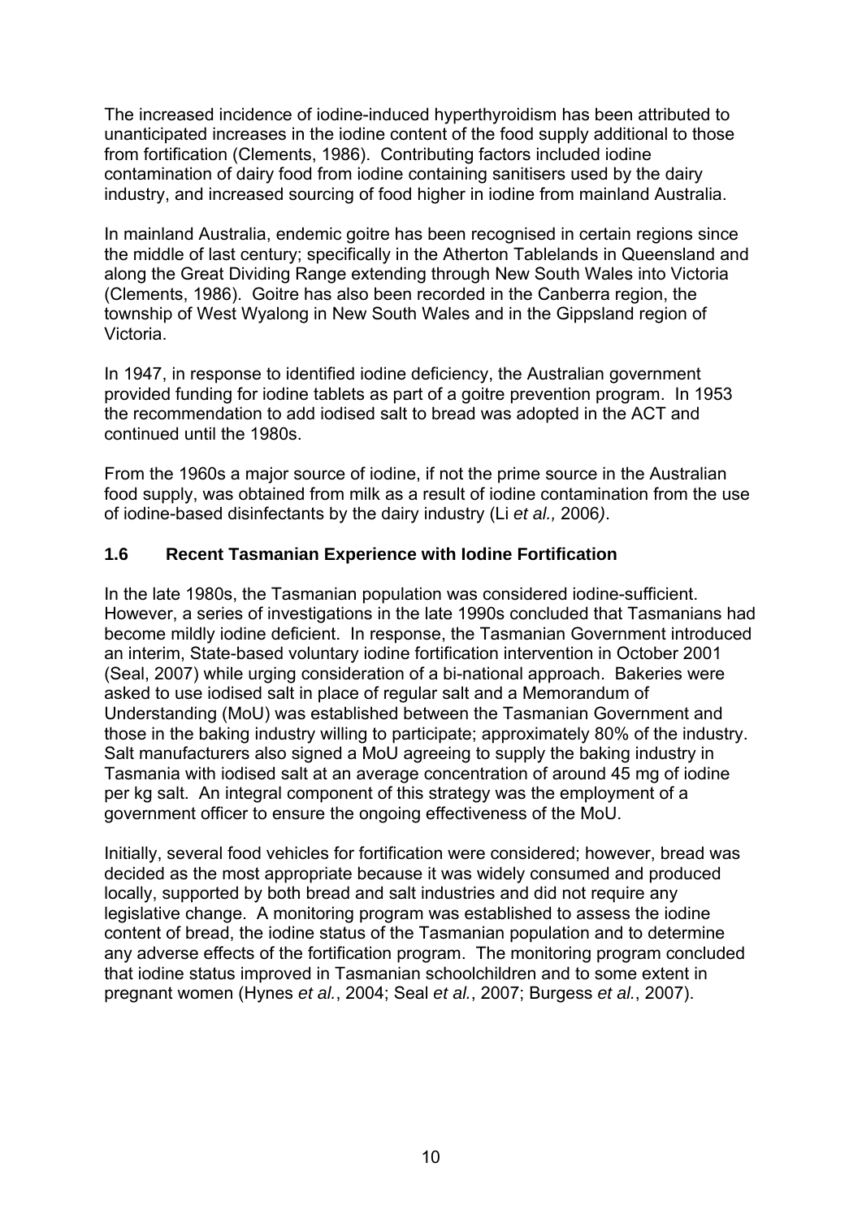The increased incidence of iodine-induced hyperthyroidism has been attributed to unanticipated increases in the iodine content of the food supply additional to those from fortification (Clements, 1986). Contributing factors included iodine contamination of dairy food from iodine containing sanitisers used by the dairy industry, and increased sourcing of food higher in iodine from mainland Australia.

In mainland Australia, endemic goitre has been recognised in certain regions since the middle of last century; specifically in the Atherton Tablelands in Queensland and along the Great Dividing Range extending through New South Wales into Victoria (Clements, 1986). Goitre has also been recorded in the Canberra region, the township of West Wyalong in New South Wales and in the Gippsland region of Victoria.

In 1947, in response to identified iodine deficiency, the Australian government provided funding for iodine tablets as part of a goitre prevention program. In 1953 the recommendation to add iodised salt to bread was adopted in the ACT and continued until the 1980s.

From the 1960s a major source of iodine, if not the prime source in the Australian food supply, was obtained from milk as a result of iodine contamination from the use of iodine-based disinfectants by the dairy industry (Li *et al.,* 2006).

### 1.6 Recent Tasmanian Experience with Iodine Fortification

In the late 1980s, the Tasmanian population was considered iodine-sufficient. However, a series of investigations in the late 1990s concluded that Tasmanians had become mildly iodine deficient. In response, the Tasmanian Government introduced an interim, State-based voluntary iodine fortification intervention in October 2001 (Seal, 2007) while urging consideration of a bi-national approach. Bakeries were asked to use iodised salt in place of regular salt and a Memorandum of Understanding (MoU) was established between the Tasmanian Government and those in the baking industry willing to participate; approximately 80% of the industry. Salt manufacturers also signed a MoU agreeing to supply the baking industry in Tasmania with iodised salt at an average concentration of around 45 mg of iodine per kg salt. An integral component of this strategy was the employment of a government officer to ensure the ongoing effectiveness of the MoU.

Initially, several food vehicles for fortification were considered; however, bread was decided as the most appropriate because it was widely consumed and produced locally, supported by both bread and salt industries and did not require any legislative change. A monitoring program was established to assess the iodine content of bread, the iodine status of the Tasmanian population and to determine any adverse effects of the fortification program. The monitoring program concluded that iodine status improved in Tasmanian schoolchildren and to some extent in pregnant women (Hynes *et al.*, 2004; Seal *et al.*, 2007; Burgess *et al.*, 2007).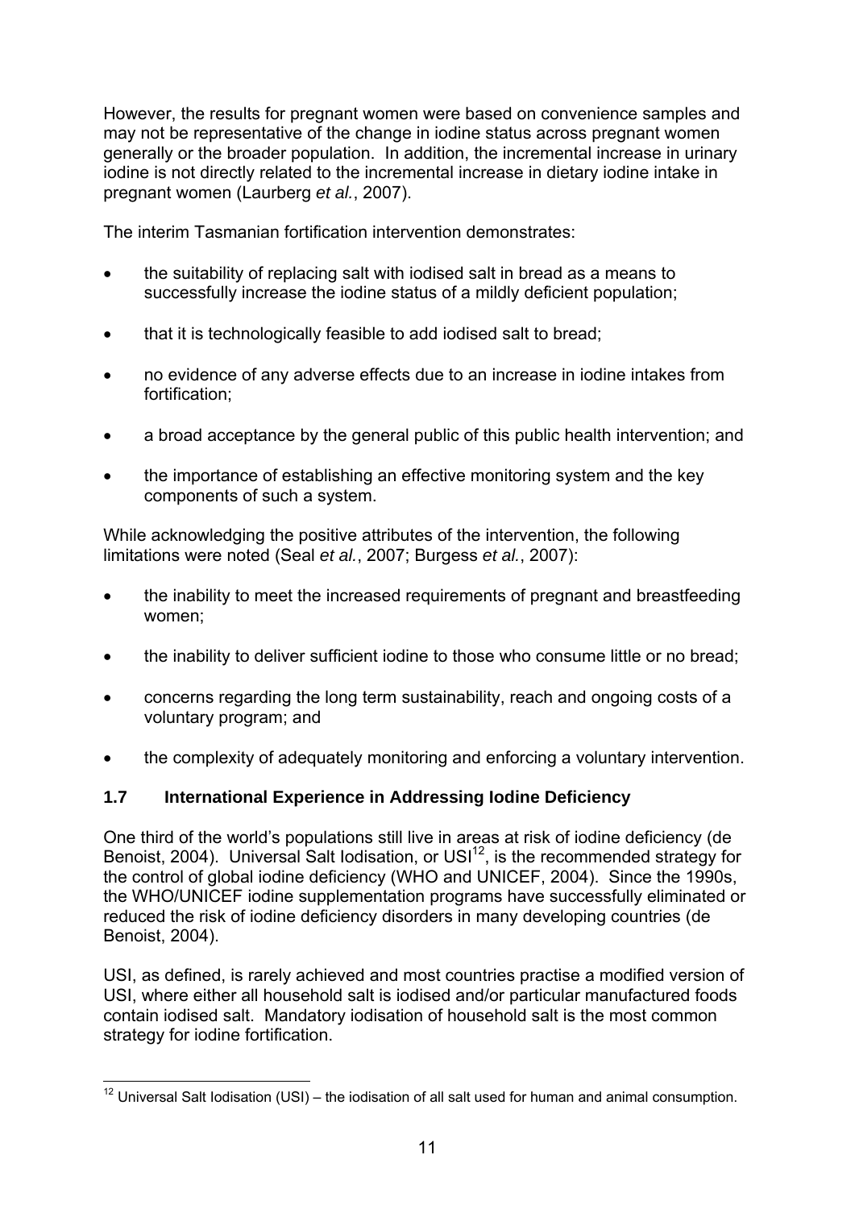However, the results for pregnant women were based on convenience samples and may not be representative of the change in iodine status across pregnant women generally or the broader population. In addition, the incremental increase in urinary iodine is not directly related to the incremental increase in dietary iodine intake in pregnant women (Laurberg *et al.*, 2007).

The interim Tasmanian fortification intervention demonstrates:

- the suitability of replacing salt with iodised salt in bread as a means to successfully increase the iodine status of a mildly deficient population;
- that it is technologically feasible to add iodised salt to bread;
- no evidence of any adverse effects due to an increase in iodine intakes from fortification;
- a broad acceptance by the general public of this public health intervention; and
- the importance of establishing an effective monitoring system and the key components of such a system.

While acknowledging the positive attributes of the intervention, the following limitations were noted (Seal *et al.*, 2007; Burgess *et al.*, 2007):

- the inability to meet the increased requirements of pregnant and breastfeeding women;
- the inability to deliver sufficient iodine to those who consume little or no bread;
- concerns regarding the long term sustainability, reach and ongoing costs of a voluntary program; and
- the complexity of adequately monitoring and enforcing a voluntary intervention.

### 1.7 International Experience in Addressing Iodine Deficiency

One third of the world's populations still live in areas at risk of iodine deficiency (de Benoist, 2004). Universal Salt Iodisation, or USI[12], is the recommended strategy for the control of global iodine deficiency (WHO and UNICEF, 2004). Since the 1990s, the WHO/UNICEF iodine supplementation programs have successfully eliminated or reduced the risk of iodine deficiency disorders in many developing countries (de Benoist, 2004).

USI, as defined, is rarely achieved and most countries practise a modified version of USI, where either all household salt is iodised and/or particular manufactured foods contain iodised salt. Mandatory iodisation of household salt is the most common strategy for iodine fortification.

[12] Universal Salt Iodisation (USI) – the iodisation of all salt used for human and animal consumption.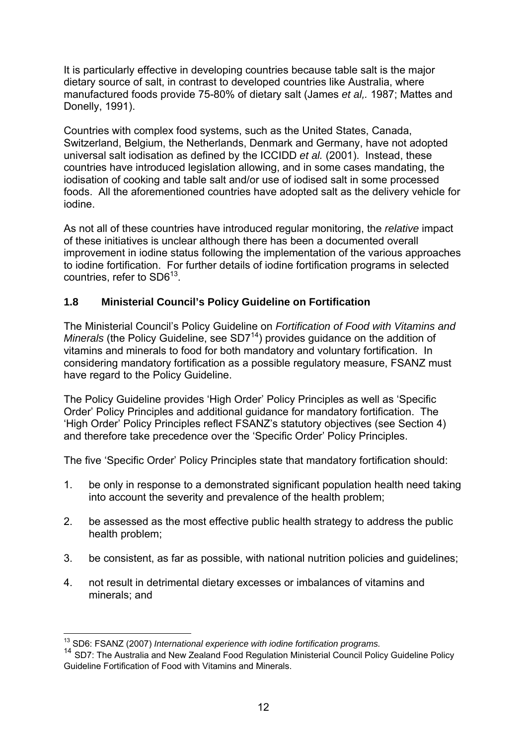It is particularly effective in developing countries because table salt is the major dietary source of salt, in contrast to developed countries like Australia, where manufactured foods provide 75-80% of dietary salt (James *et al,.* 1987; Mattes and Donelly, 1991).

Countries with complex food systems, such as the United States, Canada, Switzerland, Belgium, the Netherlands, Denmark and Germany, have not adopted universal salt iodisation as defined by the ICCIDD *et al.* (2001). Instead, these countries have introduced legislation allowing, and in some cases mandating, the iodisation of cooking and table salt and/or use of iodised salt in some processed foods. All the aforementioned countries have adopted salt as the delivery vehicle for iodine.

As not all of these countries have introduced regular monitoring, the *relative* impact of these initiatives is unclear although there has been a documented overall improvement in iodine status following the implementation of the various approaches to iodine fortification. For further details of iodine fortification programs in selected countries, refer to SD6[13].

### 1.8 Ministerial Council's Policy Guideline on Fortification

The Ministerial Council's Policy Guideline on *Fortification of Food with Vitamins and Minerals* (the Policy Guideline, see SD7[14]) provides guidance on the addition of vitamins and minerals to food for both mandatory and voluntary fortification. In considering mandatory fortification as a possible regulatory measure, FSANZ must have regard to the Policy Guideline.

The Policy Guideline provides 'High Order' Policy Principles as well as 'Specific Order' Policy Principles and additional guidance for mandatory fortification. The 'High Order' Policy Principles reflect FSANZ's statutory objectives (see Section 4) and therefore take precedence over the 'Specific Order' Policy Principles.

The five 'Specific Order' Policy Principles state that mandatory fortification should:

1. be only in response to a demonstrated significant population health need taking into account the severity and prevalence of the health problem;
2. be assessed as the most effective public health strategy to address the public health problem;
3. be consistent, as far as possible, with national nutrition policies and guidelines;
4. not result in detrimental dietary excesses or imbalances of vitamins and minerals; and

---

[13] SD6: FSANZ (2007) *International experience with iodine fortification programs.*

[14] SD7: The Australia and New Zealand Food Regulation Ministerial Council Policy Guideline Policy Guideline Fortification of Food with Vitamins and Minerals.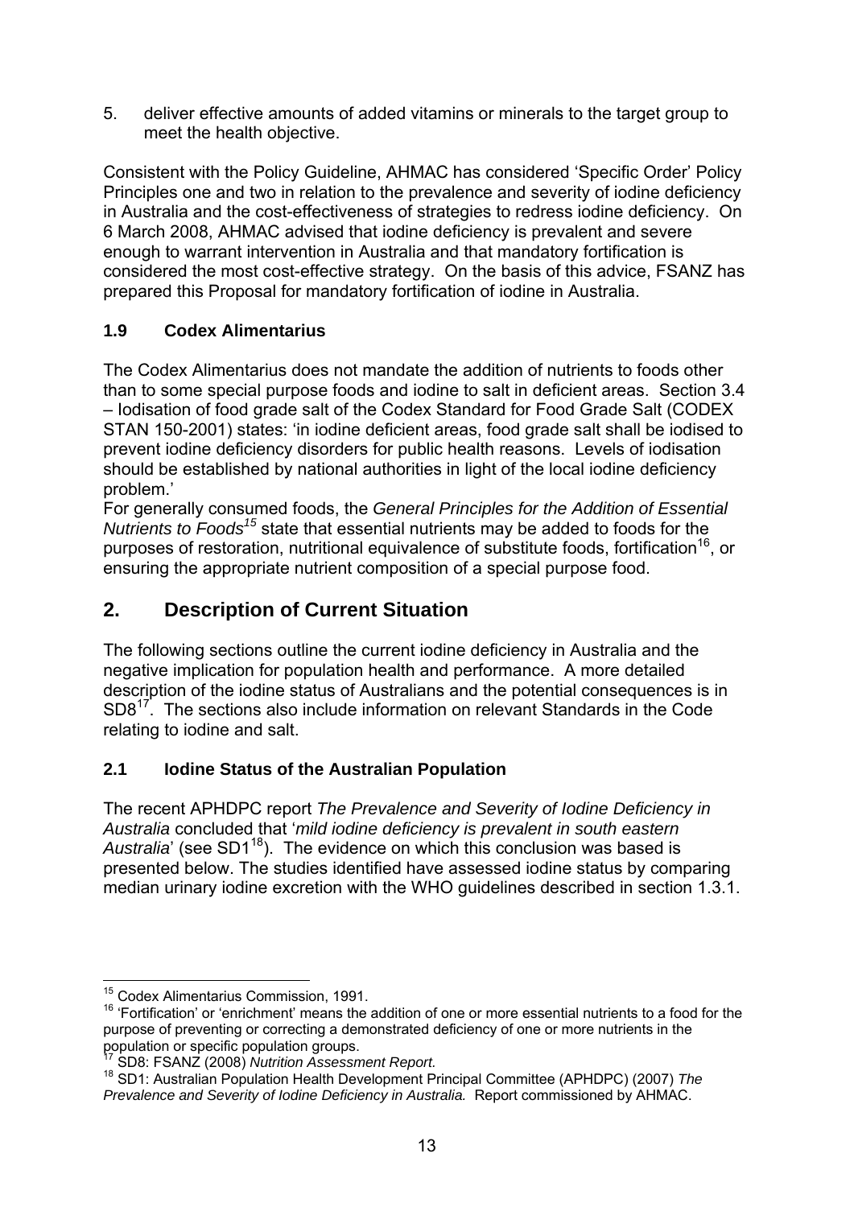5. deliver effective amounts of added vitamins or minerals to the target group to meet the health objective.

Consistent with the Policy Guideline, AHMAC has considered 'Specific Order' Policy Principles one and two in relation to the prevalence and severity of iodine deficiency in Australia and the cost-effectiveness of strategies to redress iodine deficiency. On 6 March 2008, AHMAC advised that iodine deficiency is prevalent and severe enough to warrant intervention in Australia and that mandatory fortification is considered the most cost-effective strategy. On the basis of this advice, FSANZ has prepared this Proposal for mandatory fortification of iodine in Australia.

### 1.9 Codex Alimentarius

The Codex Alimentarius does not mandate the addition of nutrients to foods other than to some special purpose foods and iodine to salt in deficient areas. Section 3.4 – Iodisation of food grade salt of the Codex Standard for Food Grade Salt (CODEX STAN 150-2001) states: 'in iodine deficient areas, food grade salt shall be iodised to prevent iodine deficiency disorders for public health reasons. Levels of iodisation should be established by national authorities in light of the local iodine deficiency problem.'

For generally consumed foods, the *General Principles for the Addition of Essential Nutrients to Foods*[15] state that essential nutrients may be added to foods for the purposes of restoration, nutritional equivalence of substitute foods, fortification[16], or ensuring the appropriate nutrient composition of a special purpose food.

## 2. Description of Current Situation

The following sections outline the current iodine deficiency in Australia and the negative implication for population health and performance. A more detailed description of the iodine status of Australians and the potential consequences is in SD8[17]. The sections also include information on relevant Standards in the Code relating to iodine and salt.

### 2.1 Iodine Status of the Australian Population

The recent APHDPC report *The Prevalence and Severity of Iodine Deficiency in Australia* concluded that '*mild iodine deficiency is prevalent in south eastern Australia*' (see SD1[18]). The evidence on which this conclusion was based is presented below. The studies identified have assessed iodine status by comparing median urinary iodine excretion with the WHO guidelines described in section 1.3.1.

---

[15] Codex Alimentarius Commission, 1991.

[16] 'Fortification' or 'enrichment' means the addition of one or more essential nutrients to a food for the purpose of preventing or correcting a demonstrated deficiency of one or more nutrients in the population or specific population groups.

[17] SD8: FSANZ (2008) *Nutrition Assessment Report.*

[18] SD1: Australian Population Health Development Principal Committee (APHDPC) (2007) *The Prevalence and Severity of Iodine Deficiency in Australia.* Report commissioned by AHMAC.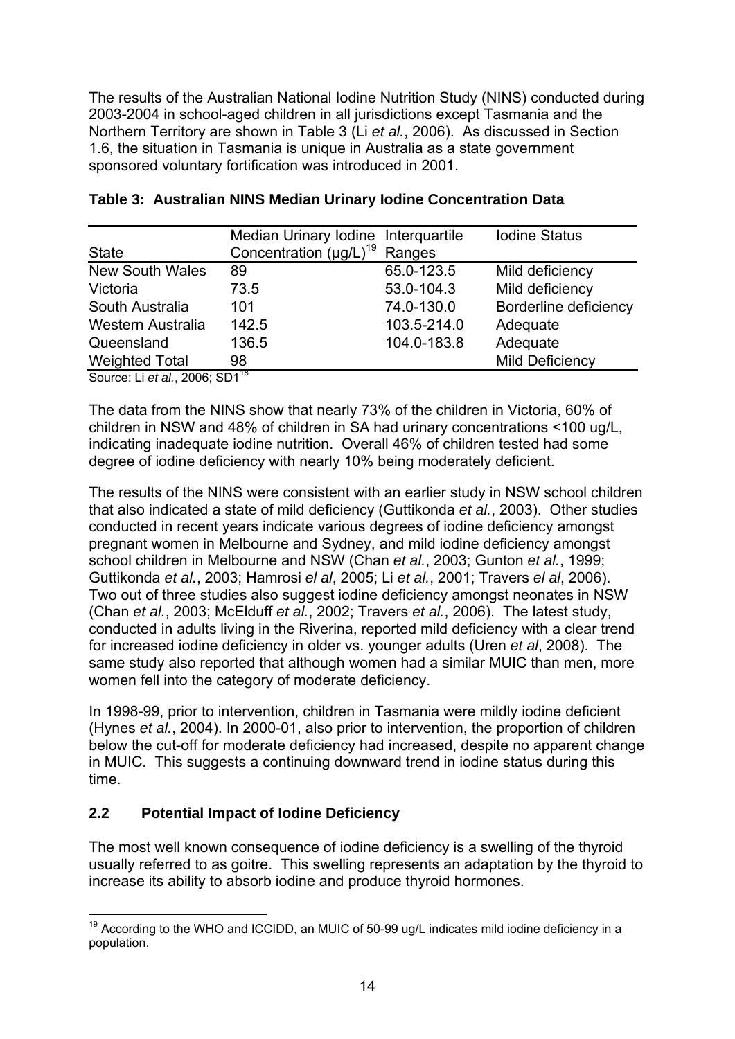The results of the Australian National Iodine Nutrition Study (NINS) conducted during 2003-2004 in school-aged children in all jurisdictions except Tasmania and the Northern Territory are shown in Table 3 (Li *et al.*, 2006). As discussed in Section 1.6, the situation in Tasmania is unique in Australia as a state government sponsored voluntary fortification was introduced in 2001.

**Table 3: Australian NINS Median Urinary Iodine Concentration Data**

| State | Median Urinary Iodine Concentration (µg/L)[19] | Interquartile Ranges | Iodine Status |
|---|---|---|---|
| New South Wales | 89 | 65.0-123.5 | Mild deficiency |
| Victoria | 73.5 | 53.0-104.3 | Mild deficiency |
| South Australia | 101 | 74.0-130.0 | Borderline deficiency |
| Western Australia | 142.5 | 103.5-214.0 | Adequate |
| Queensland | 136.5 | 104.0-183.8 | Adequate |
| Weighted Total | 98 | | Mild Deficiency |

Source: Li *et al.*, 2006; SD1[18]

The data from the NINS show that nearly 73% of the children in Victoria, 60% of children in NSW and 48% of children in SA had urinary concentrations <100 ug/L, indicating inadequate iodine nutrition. Overall 46% of children tested had some degree of iodine deficiency with nearly 10% being moderately deficient.

The results of the NINS were consistent with an earlier study in NSW school children that also indicated a state of mild deficiency (Guttikonda *et al.*, 2003). Other studies conducted in recent years indicate various degrees of iodine deficiency amongst pregnant women in Melbourne and Sydney, and mild iodine deficiency amongst school children in Melbourne and NSW (Chan *et al.*, 2003; Gunton *et al.*, 1999; Guttikonda *et al.*, 2003; Hamrosi *el al*, 2005; Li *et al.*, 2001; Travers *el al*, 2006). Two out of three studies also suggest iodine deficiency amongst neonates in NSW (Chan *et al.*, 2003; McElduff *et al.*, 2002; Travers *et al.*, 2006). The latest study, conducted in adults living in the Riverina, reported mild deficiency with a clear trend for increased iodine deficiency in older vs. younger adults (Uren *et al*, 2008). The same study also reported that although women had a similar MUIC than men, more women fell into the category of moderate deficiency.

In 1998-99, prior to intervention, children in Tasmania were mildly iodine deficient (Hynes *et al.*, 2004). In 2000-01, also prior to intervention, the proportion of children below the cut-off for moderate deficiency had increased, despite no apparent change in MUIC. This suggests a continuing downward trend in iodine status during this time.

## 2.2 Potential Impact of Iodine Deficiency

The most well known consequence of iodine deficiency is a swelling of the thyroid usually referred to as goitre. This swelling represents an adaptation by the thyroid to increase its ability to absorb iodine and produce thyroid hormones.

[19] According to the WHO and ICCIDD, an MUIC of 50-99 ug/L indicates mild iodine deficiency in a population.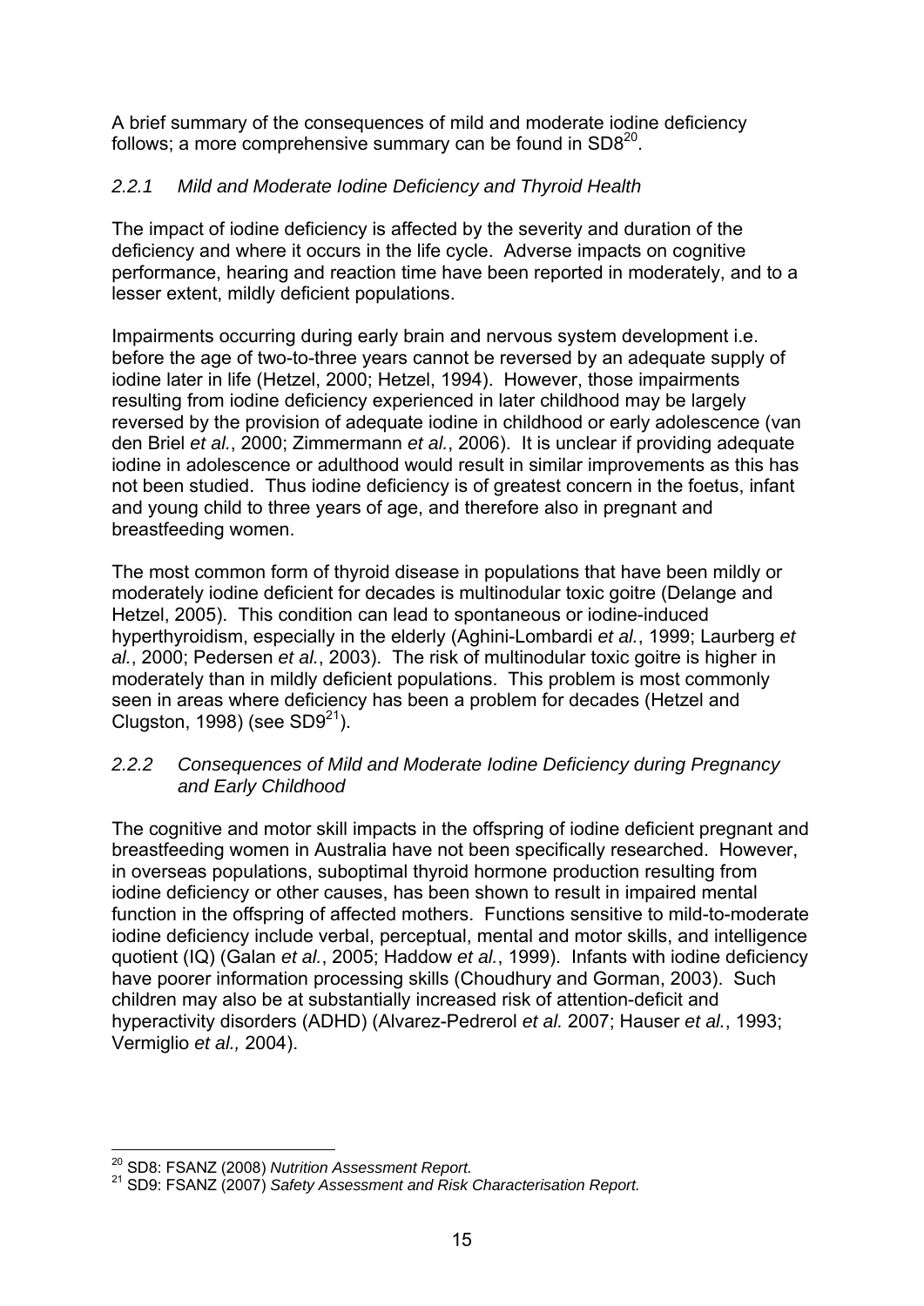A brief summary of the consequences of mild and moderate iodine deficiency follows; a more comprehensive summary can be found in SD8[20].

### *2.2.1 Mild and Moderate Iodine Deficiency and Thyroid Health*

The impact of iodine deficiency is affected by the severity and duration of the deficiency and where it occurs in the life cycle. Adverse impacts on cognitive performance, hearing and reaction time have been reported in moderately, and to a lesser extent, mildly deficient populations.

Impairments occurring during early brain and nervous system development i.e. before the age of two-to-three years cannot be reversed by an adequate supply of iodine later in life (Hetzel, 2000; Hetzel, 1994). However, those impairments resulting from iodine deficiency experienced in later childhood may be largely reversed by the provision of adequate iodine in childhood or early adolescence (van den Briel *et al.*, 2000; Zimmermann *et al.*, 2006). It is unclear if providing adequate iodine in adolescence or adulthood would result in similar improvements as this has not been studied. Thus iodine deficiency is of greatest concern in the foetus, infant and young child to three years of age, and therefore also in pregnant and breastfeeding women.

The most common form of thyroid disease in populations that have been mildly or moderately iodine deficient for decades is multinodular toxic goitre (Delange and Hetzel, 2005). This condition can lead to spontaneous or iodine-induced hyperthyroidism, especially in the elderly (Aghini-Lombardi *et al.*, 1999; Laurberg *et al.*, 2000; Pedersen *et al.*, 2003). The risk of multinodular toxic goitre is higher in moderately than in mildly deficient populations. This problem is most commonly seen in areas where deficiency has been a problem for decades (Hetzel and Clugston, 1998) (see SD9[21]).

### *2.2.2 Consequences of Mild and Moderate Iodine Deficiency during Pregnancy and Early Childhood*

The cognitive and motor skill impacts in the offspring of iodine deficient pregnant and breastfeeding women in Australia have not been specifically researched. However, in overseas populations, suboptimal thyroid hormone production resulting from iodine deficiency or other causes, has been shown to result in impaired mental function in the offspring of affected mothers. Functions sensitive to mild-to-moderate iodine deficiency include verbal, perceptual, mental and motor skills, and intelligence quotient (IQ) (Galan *et al.*, 2005; Haddow *et al.*, 1999). Infants with iodine deficiency have poorer information processing skills (Choudhury and Gorman, 2003). Such children may also be at substantially increased risk of attention-deficit and hyperactivity disorders (ADHD) (Alvarez-Pedrerol *et al.* 2007; Hauser *et al.*, 1993; Vermiglio *et al.,* 2004).

---

[20] SD8: FSANZ (2008) *Nutrition Assessment Report.*

[21] SD9: FSANZ (2007) *Safety Assessment and Risk Characterisation Report.*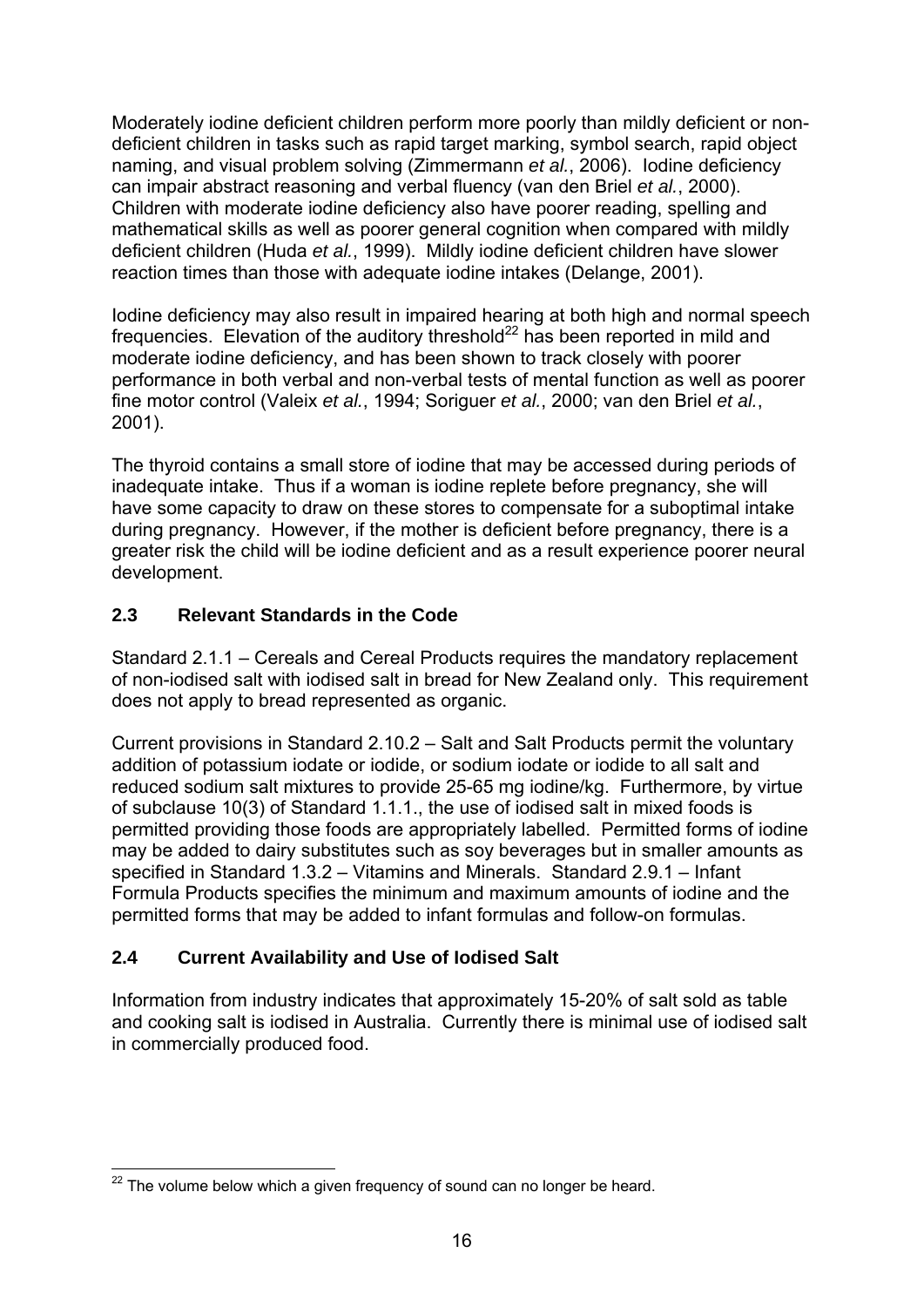Moderately iodine deficient children perform more poorly than mildly deficient or non-deficient children in tasks such as rapid target marking, symbol search, rapid object naming, and visual problem solving (Zimmermann *et al.*, 2006). Iodine deficiency can impair abstract reasoning and verbal fluency (van den Briel *et al.*, 2000). Children with moderate iodine deficiency also have poorer reading, spelling and mathematical skills as well as poorer general cognition when compared with mildly deficient children (Huda *et al.*, 1999). Mildly iodine deficient children have slower reaction times than those with adequate iodine intakes (Delange, 2001).

Iodine deficiency may also result in impaired hearing at both high and normal speech frequencies. Elevation of the auditory threshold[22] has been reported in mild and moderate iodine deficiency, and has been shown to track closely with poorer performance in both verbal and non-verbal tests of mental function as well as poorer fine motor control (Valeix *et al.*, 1994; Soriguer *et al.*, 2000; van den Briel *et al.*, 2001).

The thyroid contains a small store of iodine that may be accessed during periods of inadequate intake. Thus if a woman is iodine replete before pregnancy, she will have some capacity to draw on these stores to compensate for a suboptimal intake during pregnancy. However, if the mother is deficient before pregnancy, there is a greater risk the child will be iodine deficient and as a result experience poorer neural development.

## 2.3 Relevant Standards in the Code

Standard 2.1.1 – Cereals and Cereal Products requires the mandatory replacement of non-iodised salt with iodised salt in bread for New Zealand only. This requirement does not apply to bread represented as organic.

Current provisions in Standard 2.10.2 – Salt and Salt Products permit the voluntary addition of potassium iodate or iodide, or sodium iodate or iodide to all salt and reduced sodium salt mixtures to provide 25-65 mg iodine/kg. Furthermore, by virtue of subclause 10(3) of Standard 1.1.1., the use of iodised salt in mixed foods is permitted providing those foods are appropriately labelled. Permitted forms of iodine may be added to dairy substitutes such as soy beverages but in smaller amounts as specified in Standard 1.3.2 – Vitamins and Minerals. Standard 2.9.1 – Infant Formula Products specifies the minimum and maximum amounts of iodine and the permitted forms that may be added to infant formulas and follow-on formulas.

## 2.4 Current Availability and Use of Iodised Salt

Information from industry indicates that approximately 15-20% of salt sold as table and cooking salt is iodised in Australia. Currently there is minimal use of iodised salt in commercially produced food.

---

[22] The volume below which a given frequency of sound can no longer be heard.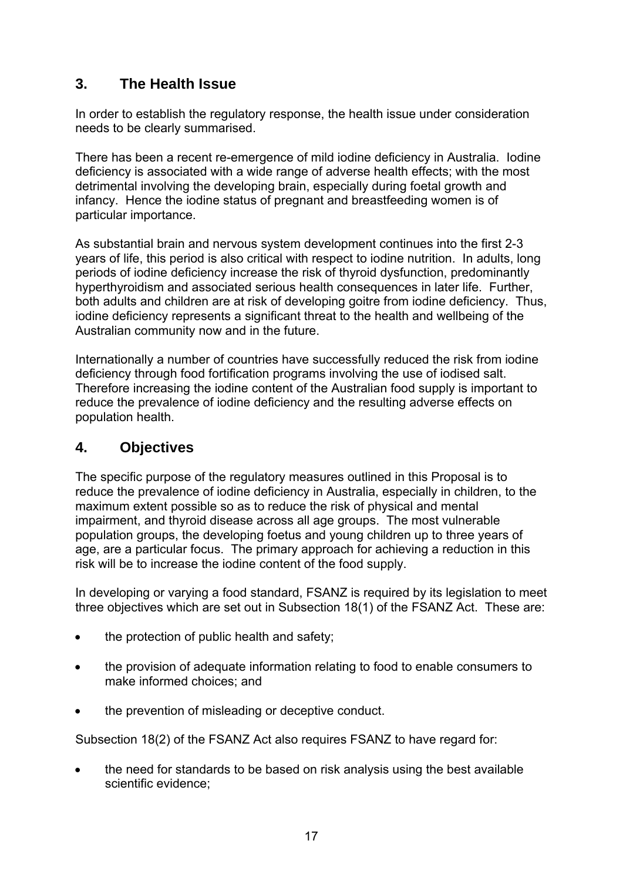## 3. The Health Issue

In order to establish the regulatory response, the health issue under consideration needs to be clearly summarised.

There has been a recent re-emergence of mild iodine deficiency in Australia. Iodine deficiency is associated with a wide range of adverse health effects; with the most detrimental involving the developing brain, especially during foetal growth and infancy. Hence the iodine status of pregnant and breastfeeding women is of particular importance.

As substantial brain and nervous system development continues into the first 2-3 years of life, this period is also critical with respect to iodine nutrition. In adults, long periods of iodine deficiency increase the risk of thyroid dysfunction, predominantly hyperthyroidism and associated serious health consequences in later life. Further, both adults and children are at risk of developing goitre from iodine deficiency. Thus, iodine deficiency represents a significant threat to the health and wellbeing of the Australian community now and in the future.

Internationally a number of countries have successfully reduced the risk from iodine deficiency through food fortification programs involving the use of iodised salt. Therefore increasing the iodine content of the Australian food supply is important to reduce the prevalence of iodine deficiency and the resulting adverse effects on population health.

## 4. Objectives

The specific purpose of the regulatory measures outlined in this Proposal is to reduce the prevalence of iodine deficiency in Australia, especially in children, to the maximum extent possible so as to reduce the risk of physical and mental impairment, and thyroid disease across all age groups. The most vulnerable population groups, the developing foetus and young children up to three years of age, are a particular focus. The primary approach for achieving a reduction in this risk will be to increase the iodine content of the food supply.

In developing or varying a food standard, FSANZ is required by its legislation to meet three objectives which are set out in Subsection 18(1) of the FSANZ Act. These are:

- the protection of public health and safety;
- the provision of adequate information relating to food to enable consumers to make informed choices; and
- the prevention of misleading or deceptive conduct.

Subsection 18(2) of the FSANZ Act also requires FSANZ to have regard for:

- the need for standards to be based on risk analysis using the best available scientific evidence;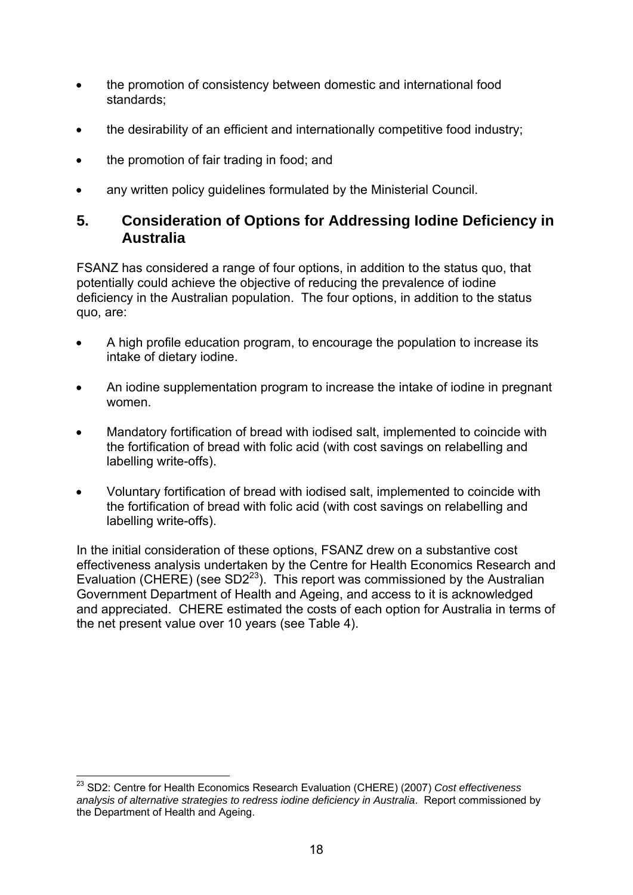- the promotion of consistency between domestic and international food standards;
- the desirability of an efficient and internationally competitive food industry;
- the promotion of fair trading in food; and
- any written policy guidelines formulated by the Ministerial Council.

## 5. Consideration of Options for Addressing Iodine Deficiency in Australia

FSANZ has considered a range of four options, in addition to the status quo, that potentially could achieve the objective of reducing the prevalence of iodine deficiency in the Australian population. The four options, in addition to the status quo, are:

- A high profile education program, to encourage the population to increase its intake of dietary iodine.
- An iodine supplementation program to increase the intake of iodine in pregnant women.
- Mandatory fortification of bread with iodised salt, implemented to coincide with the fortification of bread with folic acid (with cost savings on relabelling and labelling write-offs).
- Voluntary fortification of bread with iodised salt, implemented to coincide with the fortification of bread with folic acid (with cost savings on relabelling and labelling write-offs).

In the initial consideration of these options, FSANZ drew on a substantive cost effectiveness analysis undertaken by the Centre for Health Economics Research and Evaluation (CHERE) (see SD2[23]). This report was commissioned by the Australian Government Department of Health and Ageing, and access to it is acknowledged and appreciated. CHERE estimated the costs of each option for Australia in terms of the net present value over 10 years (see Table 4).

[23] SD2: Centre for Health Economics Research Evaluation (CHERE) (2007) *Cost effectiveness analysis of alternative strategies to redress iodine deficiency in Australia*. Report commissioned by the Department of Health and Ageing.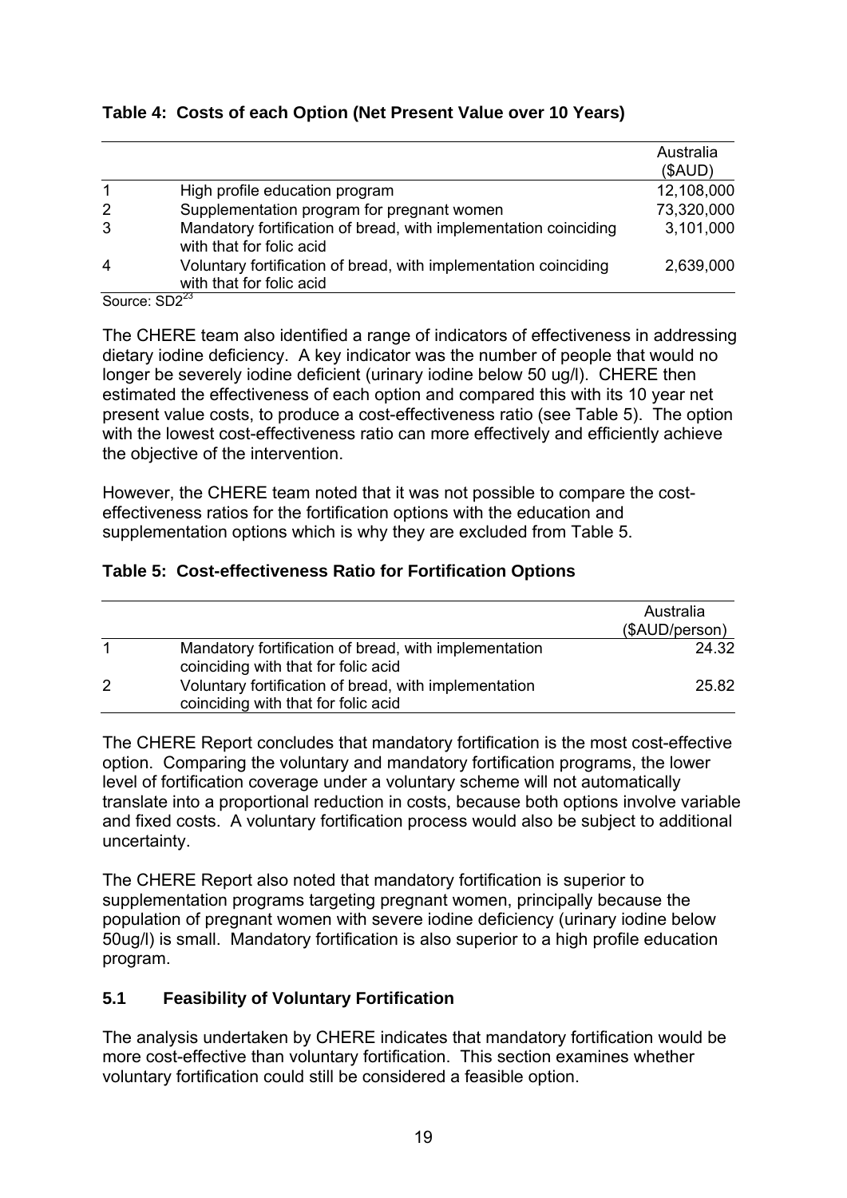**Table 4: Costs of each Option (Net Present Value over 10 Years)**

| | | Australia ($AUD) |
|---|---|---|
| 1 | High profile education program | 12,108,000 |
| 2 | Supplementation program for pregnant women | 73,320,000 |
| 3 | Mandatory fortification of bread, with implementation coinciding with that for folic acid | 3,101,000 |
| 4 | Voluntary fortification of bread, with implementation coinciding with that for folic acid | 2,639,000 |

Source: SD2[23]

The CHERE team also identified a range of indicators of effectiveness in addressing dietary iodine deficiency. A key indicator was the number of people that would no longer be severely iodine deficient (urinary iodine below 50 ug/l). CHERE then estimated the effectiveness of each option and compared this with its 10 year net present value costs, to produce a cost-effectiveness ratio (see Table 5). The option with the lowest cost-effectiveness ratio can more effectively and efficiently achieve the objective of the intervention.

However, the CHERE team noted that it was not possible to compare the cost-effectiveness ratios for the fortification options with the education and supplementation options which is why they are excluded from Table 5.

**Table 5: Cost-effectiveness Ratio for Fortification Options**

| | | Australia ($AUD/person) |
|---|---|---|
| 1 | Mandatory fortification of bread, with implementation coinciding with that for folic acid | 24.32 |
| 2 | Voluntary fortification of bread, with implementation coinciding with that for folic acid | 25.82 |

The CHERE Report concludes that mandatory fortification is the most cost-effective option. Comparing the voluntary and mandatory fortification programs, the lower level of fortification coverage under a voluntary scheme will not automatically translate into a proportional reduction in costs, because both options involve variable and fixed costs. A voluntary fortification process would also be subject to additional uncertainty.

The CHERE Report also noted that mandatory fortification is superior to supplementation programs targeting pregnant women, principally because the population of pregnant women with severe iodine deficiency (urinary iodine below 50ug/l) is small. Mandatory fortification is also superior to a high profile education program.

### 5.1 Feasibility of Voluntary Fortification

The analysis undertaken by CHERE indicates that mandatory fortification would be more cost-effective than voluntary fortification. This section examines whether voluntary fortification could still be considered a feasible option.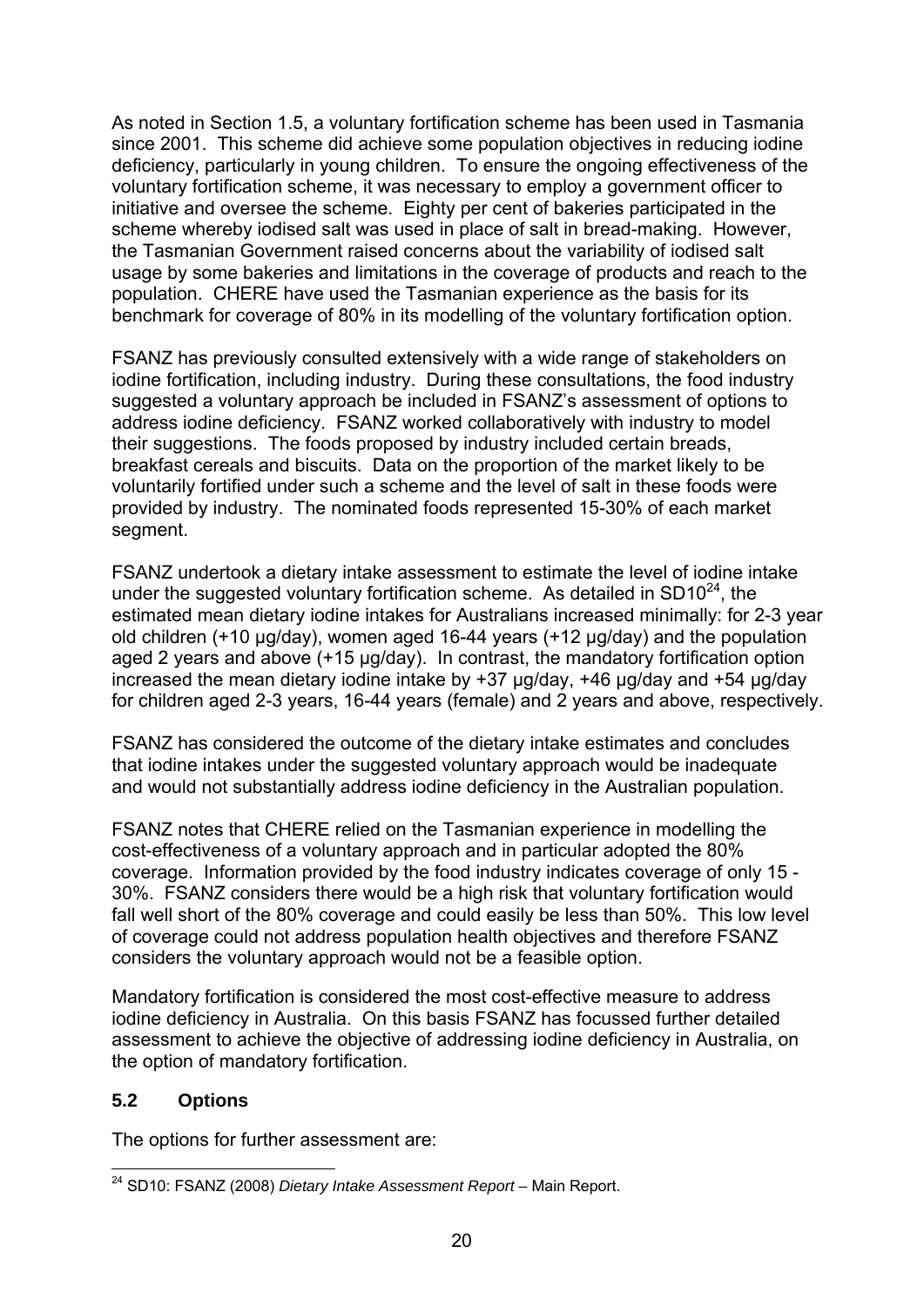As noted in Section 1.5, a voluntary fortification scheme has been used in Tasmania since 2001. This scheme did achieve some population objectives in reducing iodine deficiency, particularly in young children. To ensure the ongoing effectiveness of the voluntary fortification scheme, it was necessary to employ a government officer to initiative and oversee the scheme. Eighty per cent of bakeries participated in the scheme whereby iodised salt was used in place of salt in bread-making. However, the Tasmanian Government raised concerns about the variability of iodised salt usage by some bakeries and limitations in the coverage of products and reach to the population. CHERE have used the Tasmanian experience as the basis for its benchmark for coverage of 80% in its modelling of the voluntary fortification option.

FSANZ has previously consulted extensively with a wide range of stakeholders on iodine fortification, including industry. During these consultations, the food industry suggested a voluntary approach be included in FSANZ's assessment of options to address iodine deficiency. FSANZ worked collaboratively with industry to model their suggestions. The foods proposed by industry included certain breads, breakfast cereals and biscuits. Data on the proportion of the market likely to be voluntarily fortified under such a scheme and the level of salt in these foods were provided by industry. The nominated foods represented 15-30% of each market segment.

FSANZ undertook a dietary intake assessment to estimate the level of iodine intake under the suggested voluntary fortification scheme. As detailed in SD10[24], the estimated mean dietary iodine intakes for Australians increased minimally: for 2-3 year old children (+10 µg/day), women aged 16-44 years (+12 µg/day) and the population aged 2 years and above (+15 µg/day). In contrast, the mandatory fortification option increased the mean dietary iodine intake by +37 µg/day, +46 µg/day and +54 µg/day for children aged 2-3 years, 16-44 years (female) and 2 years and above, respectively.

FSANZ has considered the outcome of the dietary intake estimates and concludes that iodine intakes under the suggested voluntary approach would be inadequate and would not substantially address iodine deficiency in the Australian population.

FSANZ notes that CHERE relied on the Tasmanian experience in modelling the cost-effectiveness of a voluntary approach and in particular adopted the 80% coverage. Information provided by the food industry indicates coverage of only 15 - 30%. FSANZ considers there would be a high risk that voluntary fortification would fall well short of the 80% coverage and could easily be less than 50%. This low level of coverage could not address population health objectives and therefore FSANZ considers the voluntary approach would not be a feasible option.

Mandatory fortification is considered the most cost-effective measure to address iodine deficiency in Australia. On this basis FSANZ has focussed further detailed assessment to achieve the objective of addressing iodine deficiency in Australia, on the option of mandatory fortification.

### 5.2 Options

The options for further assessment are:

---

[24] SD10: FSANZ (2008) *Dietary Intake Assessment Report* – Main Report.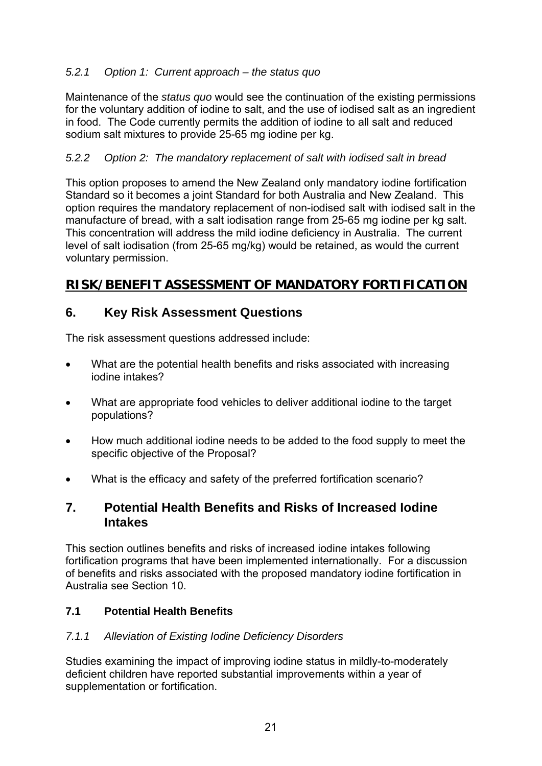#### *5.2.1 Option 1: Current approach – the status quo*

Maintenance of the *status quo* would see the continuation of the existing permissions for the voluntary addition of iodine to salt, and the use of iodised salt as an ingredient in food. The Code currently permits the addition of iodine to all salt and reduced sodium salt mixtures to provide 25-65 mg iodine per kg.

#### *5.2.2 Option 2: The mandatory replacement of salt with iodised salt in bread*

This option proposes to amend the New Zealand only mandatory iodine fortification Standard so it becomes a joint Standard for both Australia and New Zealand. This option requires the mandatory replacement of non-iodised salt with iodised salt in the manufacture of bread, with a salt iodisation range from 25-65 mg iodine per kg salt. This concentration will address the mild iodine deficiency in Australia. The current level of salt iodisation (from 25-65 mg/kg) would be retained, as would the current voluntary permission.

# RISK/BENEFIT ASSESSMENT OF MANDATORY FORTIFICATION

## 6. Key Risk Assessment Questions

The risk assessment questions addressed include:

- What are the potential health benefits and risks associated with increasing iodine intakes?
- What are appropriate food vehicles to deliver additional iodine to the target populations?
- How much additional iodine needs to be added to the food supply to meet the specific objective of the Proposal?
- What is the efficacy and safety of the preferred fortification scenario?

## 7. Potential Health Benefits and Risks of Increased Iodine Intakes

This section outlines benefits and risks of increased iodine intakes following fortification programs that have been implemented internationally. For a discussion of benefits and risks associated with the proposed mandatory iodine fortification in Australia see Section 10.

### 7.1 Potential Health Benefits

#### *7.1.1 Alleviation of Existing Iodine Deficiency Disorders*

Studies examining the impact of improving iodine status in mildly-to-moderately deficient children have reported substantial improvements within a year of supplementation or fortification.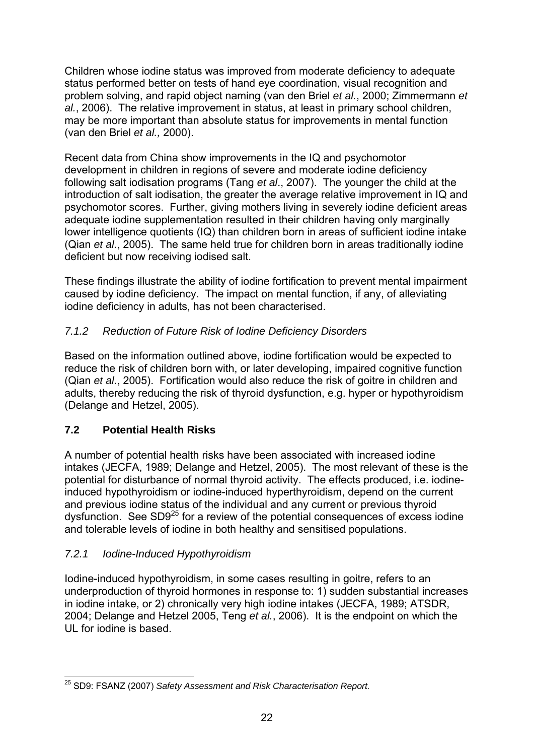Children whose iodine status was improved from moderate deficiency to adequate status performed better on tests of hand eye coordination, visual recognition and problem solving, and rapid object naming (van den Briel *et al.*, 2000; Zimmermann *et al.*, 2006). The relative improvement in status, at least in primary school children, may be more important than absolute status for improvements in mental function (van den Briel *et al.,* 2000).

Recent data from China show improvements in the IQ and psychomotor development in children in regions of severe and moderate iodine deficiency following salt iodisation programs (Tang *et al*., 2007). The younger the child at the introduction of salt iodisation, the greater the average relative improvement in IQ and psychomotor scores. Further, giving mothers living in severely iodine deficient areas adequate iodine supplementation resulted in their children having only marginally lower intelligence quotients (IQ) than children born in areas of sufficient iodine intake (Qian *et al.*, 2005). The same held true for children born in areas traditionally iodine deficient but now receiving iodised salt.

These findings illustrate the ability of iodine fortification to prevent mental impairment caused by iodine deficiency. The impact on mental function, if any, of alleviating iodine deficiency in adults, has not been characterised.

### *7.1.2 Reduction of Future Risk of Iodine Deficiency Disorders*

Based on the information outlined above, iodine fortification would be expected to reduce the risk of children born with, or later developing, impaired cognitive function (Qian *et al.*, 2005). Fortification would also reduce the risk of goitre in children and adults, thereby reducing the risk of thyroid dysfunction, e.g. hyper or hypothyroidism (Delange and Hetzel, 2005).

## **7.2 Potential Health Risks**

A number of potential health risks have been associated with increased iodine intakes (JECFA, 1989; Delange and Hetzel, 2005). The most relevant of these is the potential for disturbance of normal thyroid activity. The effects produced, i.e. iodine-induced hypothyroidism or iodine-induced hyperthyroidism, depend on the current and previous iodine status of the individual and any current or previous thyroid dysfunction. See SD9[25] for a review of the potential consequences of excess iodine and tolerable levels of iodine in both healthy and sensitised populations.

### *7.2.1 Iodine-Induced Hypothyroidism*

Iodine-induced hypothyroidism, in some cases resulting in goitre, refers to an underproduction of thyroid hormones in response to: 1) sudden substantial increases in iodine intake, or 2) chronically very high iodine intakes (JECFA, 1989; ATSDR, 2004; Delange and Hetzel 2005, Teng *et al.*, 2006). It is the endpoint on which the UL for iodine is based.

---

[25] SD9: FSANZ (2007) *Safety Assessment and Risk Characterisation Report.*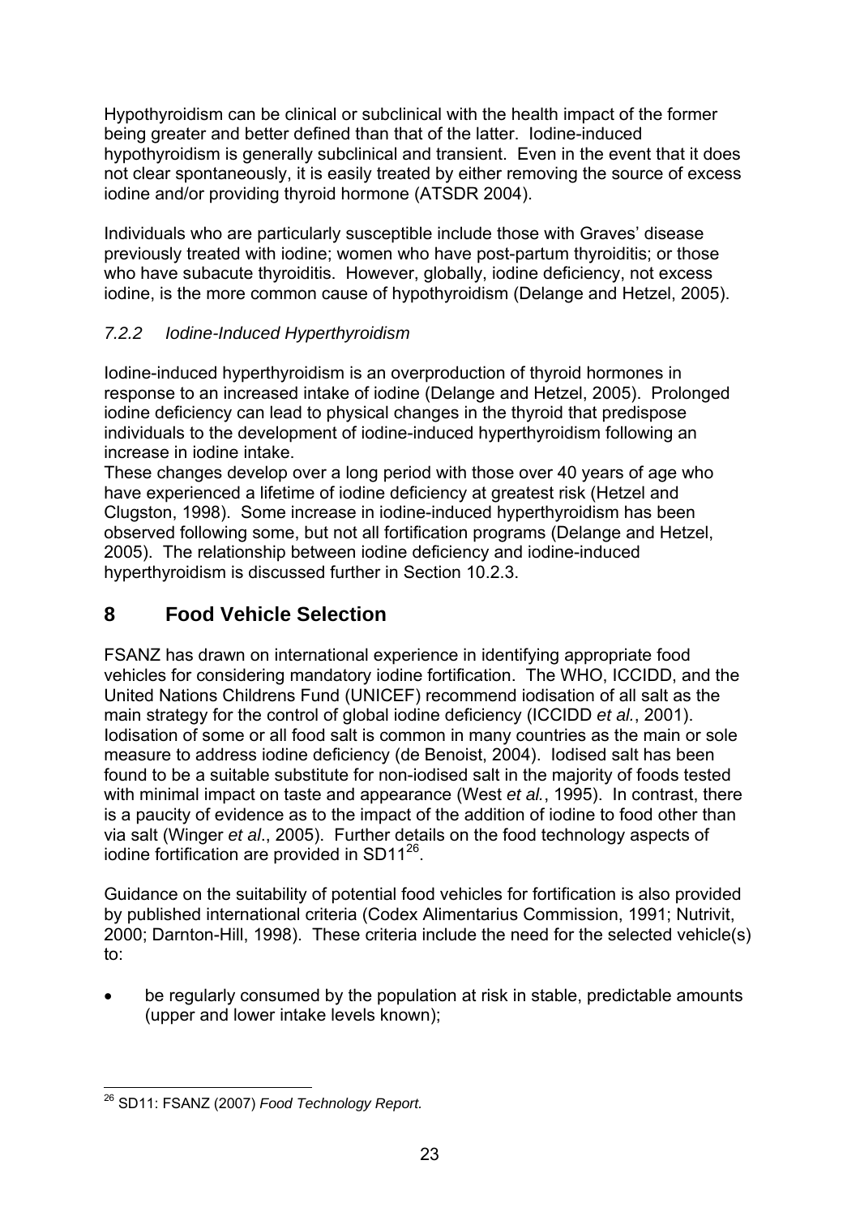Hypothyroidism can be clinical or subclinical with the health impact of the former being greater and better defined than that of the latter. Iodine-induced hypothyroidism is generally subclinical and transient. Even in the event that it does not clear spontaneously, it is easily treated by either removing the source of excess iodine and/or providing thyroid hormone (ATSDR 2004).

Individuals who are particularly susceptible include those with Graves' disease previously treated with iodine; women who have post-partum thyroiditis; or those who have subacute thyroiditis. However, globally, iodine deficiency, not excess iodine, is the more common cause of hypothyroidism (Delange and Hetzel, 2005).

### *7.2.2 Iodine-Induced Hyperthyroidism*

Iodine-induced hyperthyroidism is an overproduction of thyroid hormones in response to an increased intake of iodine (Delange and Hetzel, 2005). Prolonged iodine deficiency can lead to physical changes in the thyroid that predispose individuals to the development of iodine-induced hyperthyroidism following an increase in iodine intake.
These changes develop over a long period with those over 40 years of age who have experienced a lifetime of iodine deficiency at greatest risk (Hetzel and Clugston, 1998). Some increase in iodine-induced hyperthyroidism has been observed following some, but not all fortification programs (Delange and Hetzel, 2005). The relationship between iodine deficiency and iodine-induced hyperthyroidism is discussed further in Section 10.2.3.

## 8 Food Vehicle Selection

FSANZ has drawn on international experience in identifying appropriate food vehicles for considering mandatory iodine fortification. The WHO, ICCIDD, and the United Nations Childrens Fund (UNICEF) recommend iodisation of all salt as the main strategy for the control of global iodine deficiency (ICCIDD *et al.*, 2001). Iodisation of some or all food salt is common in many countries as the main or sole measure to address iodine deficiency (de Benoist, 2004). Iodised salt has been found to be a suitable substitute for non-iodised salt in the majority of foods tested with minimal impact on taste and appearance (West *et al.*, 1995). In contrast, there is a paucity of evidence as to the impact of the addition of iodine to food other than via salt (Winger *et al*., 2005). Further details on the food technology aspects of iodine fortification are provided in SD11[26].

Guidance on the suitability of potential food vehicles for fortification is also provided by published international criteria (Codex Alimentarius Commission, 1991; Nutrivit, 2000; Darnton-Hill, 1998). These criteria include the need for the selected vehicle(s) to:

- be regularly consumed by the population at risk in stable, predictable amounts (upper and lower intake levels known);

[26] SD11: FSANZ (2007) *Food Technology Report.*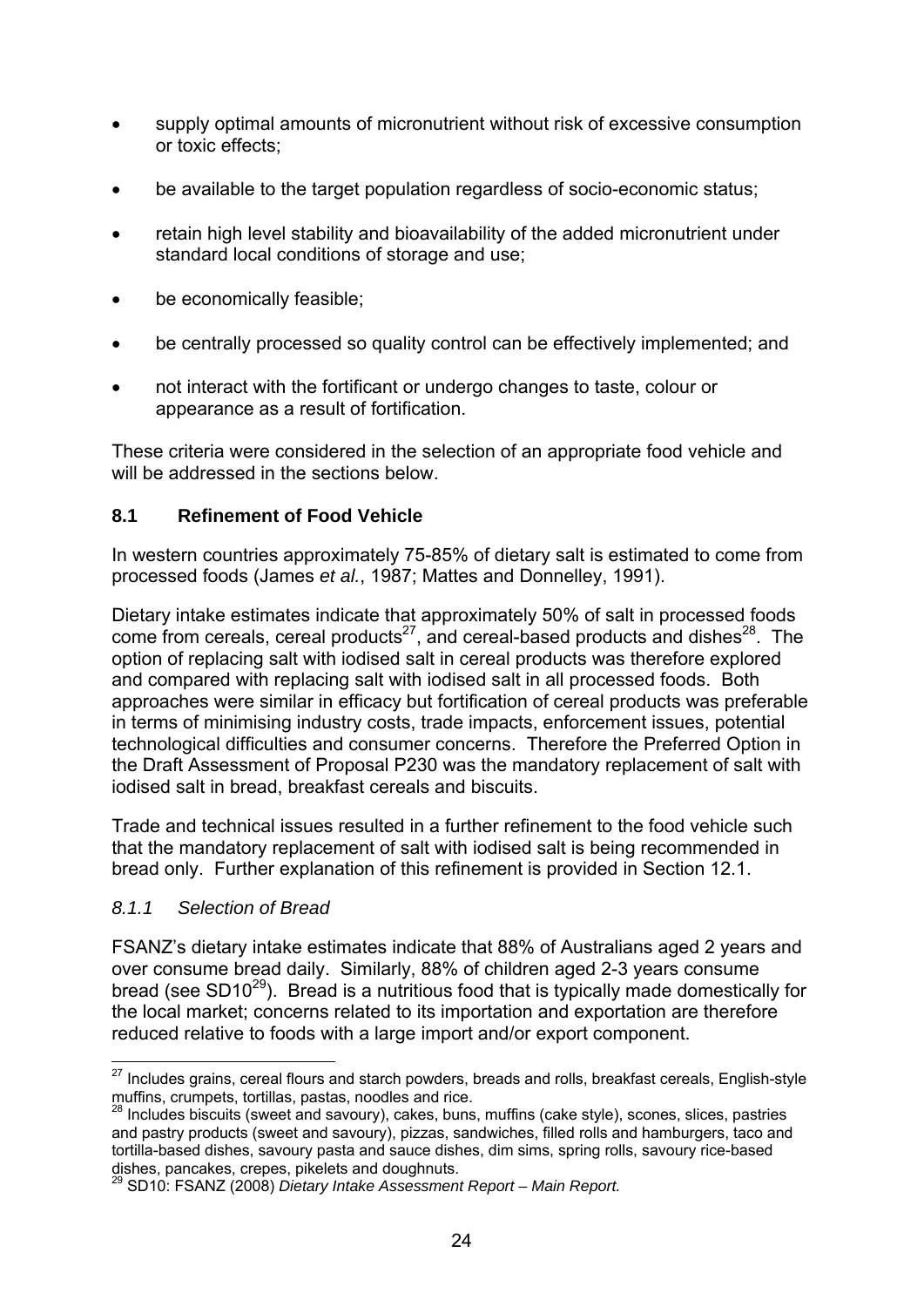- supply optimal amounts of micronutrient without risk of excessive consumption or toxic effects;
- be available to the target population regardless of socio-economic status;
- retain high level stability and bioavailability of the added micronutrient under standard local conditions of storage and use;
- be economically feasible;
- be centrally processed so quality control can be effectively implemented; and
- not interact with the fortificant or undergo changes to taste, colour or appearance as a result of fortification.

These criteria were considered in the selection of an appropriate food vehicle and will be addressed in the sections below.

## 8.1 Refinement of Food Vehicle

In western countries approximately 75-85% of dietary salt is estimated to come from processed foods (James *et al.*, 1987; Mattes and Donnelley, 1991).

Dietary intake estimates indicate that approximately 50% of salt in processed foods come from cereals, cereal products[27], and cereal-based products and dishes[28]. The option of replacing salt with iodised salt in cereal products was therefore explored and compared with replacing salt with iodised salt in all processed foods. Both approaches were similar in efficacy but fortification of cereal products was preferable in terms of minimising industry costs, trade impacts, enforcement issues, potential technological difficulties and consumer concerns. Therefore the Preferred Option in the Draft Assessment of Proposal P230 was the mandatory replacement of salt with iodised salt in bread, breakfast cereals and biscuits.

Trade and technical issues resulted in a further refinement to the food vehicle such that the mandatory replacement of salt with iodised salt is being recommended in bread only. Further explanation of this refinement is provided in Section 12.1.

### *8.1.1 Selection of Bread*

FSANZ's dietary intake estimates indicate that 88% of Australians aged 2 years and over consume bread daily. Similarly, 88% of children aged 2-3 years consume bread (see SD10[29]). Bread is a nutritious food that is typically made domestically for the local market; concerns related to its importation and exportation are therefore reduced relative to foods with a large import and/or export component.

---

[27] Includes grains, cereal flours and starch powders, breads and rolls, breakfast cereals, English-style muffins, crumpets, tortillas, pastas, noodles and rice.

[28] Includes biscuits (sweet and savoury), cakes, buns, muffins (cake style), scones, slices, pastries and pastry products (sweet and savoury), pizzas, sandwiches, filled rolls and hamburgers, taco and tortilla-based dishes, savoury pasta and sauce dishes, dim sims, spring rolls, savoury rice-based dishes, pancakes, crepes, pikelets and doughnuts.

[29] SD10: FSANZ (2008) *Dietary Intake Assessment Report – Main Report.*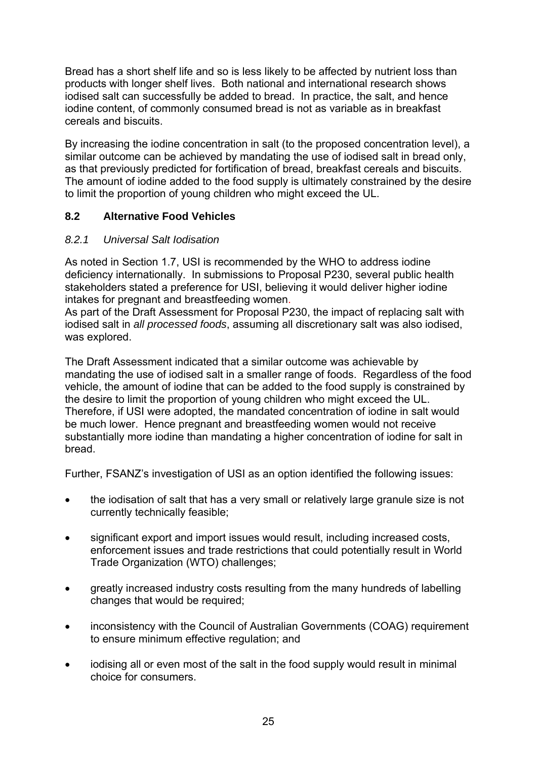Bread has a short shelf life and so is less likely to be affected by nutrient loss than products with longer shelf lives. Both national and international research shows iodised salt can successfully be added to bread. In practice, the salt, and hence iodine content, of commonly consumed bread is not as variable as in breakfast cereals and biscuits.

By increasing the iodine concentration in salt (to the proposed concentration level), a similar outcome can be achieved by mandating the use of iodised salt in bread only, as that previously predicted for fortification of bread, breakfast cereals and biscuits. The amount of iodine added to the food supply is ultimately constrained by the desire to limit the proportion of young children who might exceed the UL.

## 8.2 Alternative Food Vehicles

### *8.2.1 Universal Salt Iodisation*

As noted in Section 1.7, USI is recommended by the WHO to address iodine deficiency internationally. In submissions to Proposal P230, several public health stakeholders stated a preference for USI, believing it would deliver higher iodine intakes for pregnant and breastfeeding women.
As part of the Draft Assessment for Proposal P230, the impact of replacing salt with iodised salt in *all processed foods*, assuming all discretionary salt was also iodised, was explored.

The Draft Assessment indicated that a similar outcome was achievable by mandating the use of iodised salt in a smaller range of foods. Regardless of the food vehicle, the amount of iodine that can be added to the food supply is constrained by the desire to limit the proportion of young children who might exceed the UL. Therefore, if USI were adopted, the mandated concentration of iodine in salt would be much lower. Hence pregnant and breastfeeding women would not receive substantially more iodine than mandating a higher concentration of iodine for salt in bread.

Further, FSANZ's investigation of USI as an option identified the following issues:

- the iodisation of salt that has a very small or relatively large granule size is not currently technically feasible;
- significant export and import issues would result, including increased costs, enforcement issues and trade restrictions that could potentially result in World Trade Organization (WTO) challenges;
- greatly increased industry costs resulting from the many hundreds of labelling changes that would be required;
- inconsistency with the Council of Australian Governments (COAG) requirement to ensure minimum effective regulation; and
- iodising all or even most of the salt in the food supply would result in minimal choice for consumers.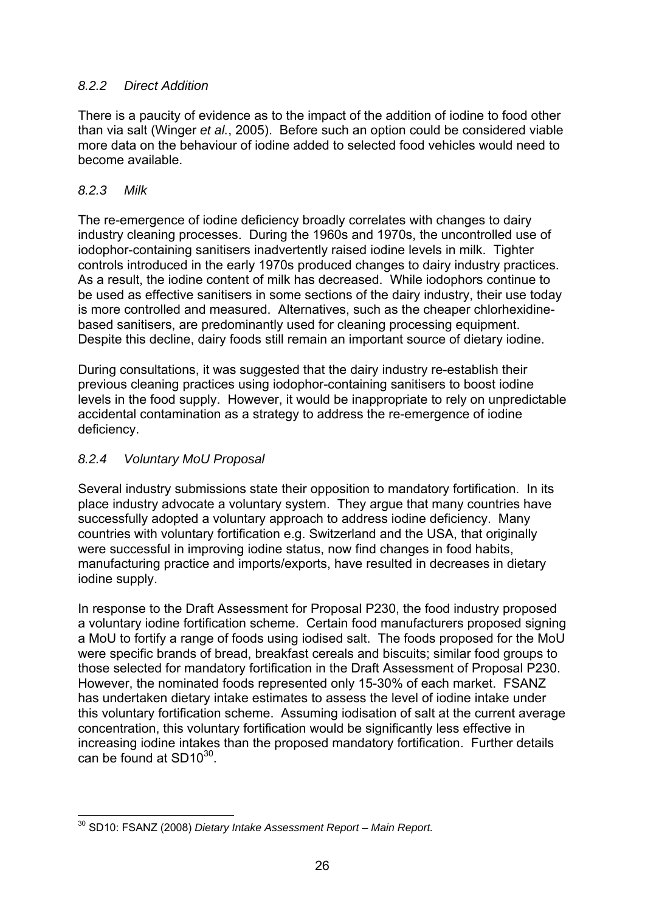#### *8.2.2 Direct Addition*

There is a paucity of evidence as to the impact of the addition of iodine to food other than via salt (Winger *et al.*, 2005). Before such an option could be considered viable more data on the behaviour of iodine added to selected food vehicles would need to become available.

#### *8.2.3 Milk*

The re-emergence of iodine deficiency broadly correlates with changes to dairy industry cleaning processes. During the 1960s and 1970s, the uncontrolled use of iodophor-containing sanitisers inadvertently raised iodine levels in milk. Tighter controls introduced in the early 1970s produced changes to dairy industry practices. As a result, the iodine content of milk has decreased. While iodophors continue to be used as effective sanitisers in some sections of the dairy industry, their use today is more controlled and measured. Alternatives, such as the cheaper chlorhexidine-based sanitisers, are predominantly used for cleaning processing equipment. Despite this decline, dairy foods still remain an important source of dietary iodine.

During consultations, it was suggested that the dairy industry re-establish their previous cleaning practices using iodophor-containing sanitisers to boost iodine levels in the food supply. However, it would be inappropriate to rely on unpredictable accidental contamination as a strategy to address the re-emergence of iodine deficiency.

#### *8.2.4 Voluntary MoU Proposal*

Several industry submissions state their opposition to mandatory fortification. In its place industry advocate a voluntary system. They argue that many countries have successfully adopted a voluntary approach to address iodine deficiency. Many countries with voluntary fortification e.g. Switzerland and the USA, that originally were successful in improving iodine status, now find changes in food habits, manufacturing practice and imports/exports, have resulted in decreases in dietary iodine supply.

In response to the Draft Assessment for Proposal P230, the food industry proposed a voluntary iodine fortification scheme. Certain food manufacturers proposed signing a MoU to fortify a range of foods using iodised salt. The foods proposed for the MoU were specific brands of bread, breakfast cereals and biscuits; similar food groups to those selected for mandatory fortification in the Draft Assessment of Proposal P230. However, the nominated foods represented only 15-30% of each market. FSANZ has undertaken dietary intake estimates to assess the level of iodine intake under this voluntary fortification scheme. Assuming iodisation of salt at the current average concentration, this voluntary fortification would be significantly less effective in increasing iodine intakes than the proposed mandatory fortification. Further details can be found at SD10[30].

---

[30] SD10: FSANZ (2008) *Dietary Intake Assessment Report – Main Report.*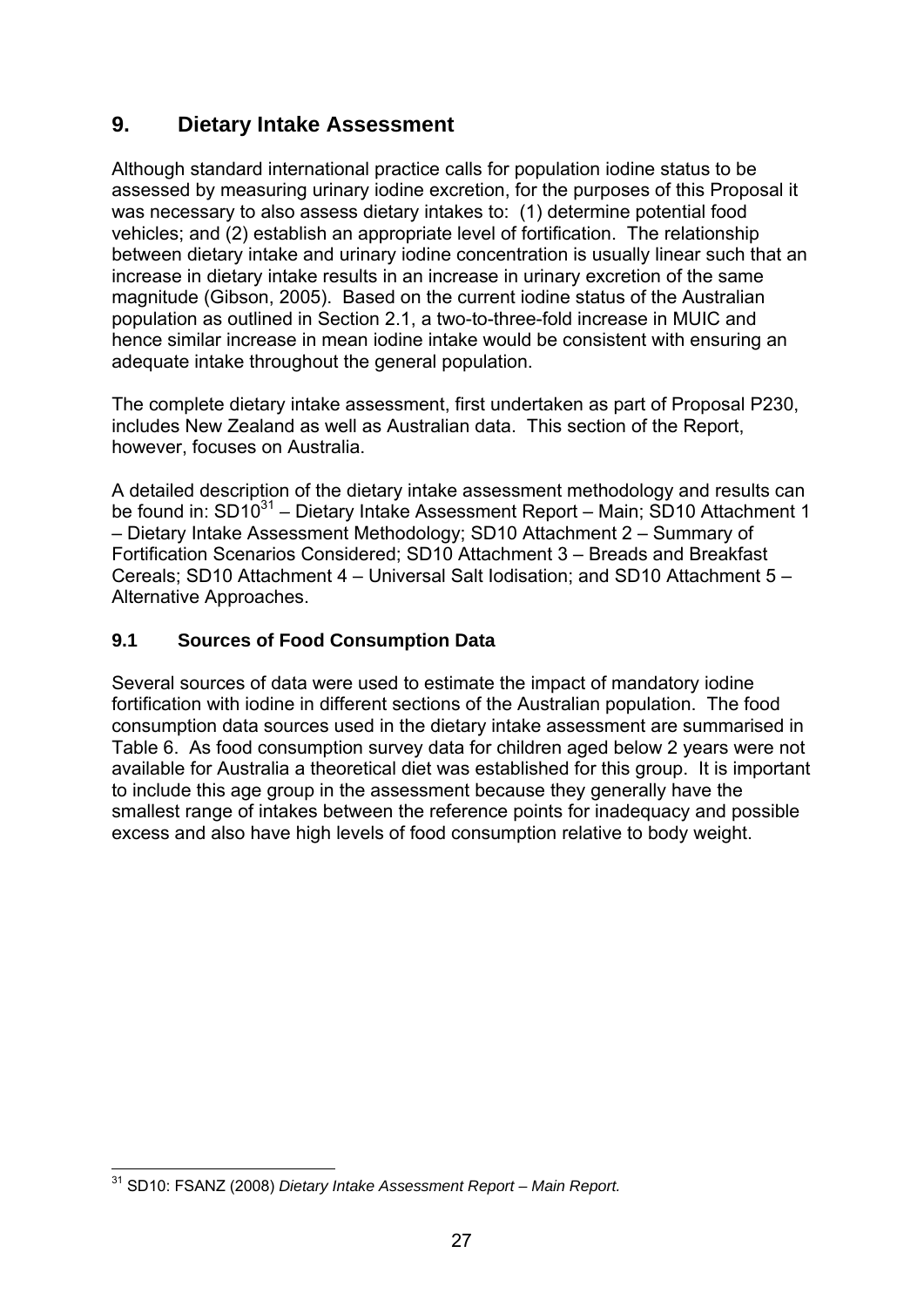## 9. Dietary Intake Assessment

Although standard international practice calls for population iodine status to be assessed by measuring urinary iodine excretion, for the purposes of this Proposal it was necessary to also assess dietary intakes to: (1) determine potential food vehicles; and (2) establish an appropriate level of fortification. The relationship between dietary intake and urinary iodine concentration is usually linear such that an increase in dietary intake results in an increase in urinary excretion of the same magnitude (Gibson, 2005). Based on the current iodine status of the Australian population as outlined in Section 2.1, a two-to-three-fold increase in MUIC and hence similar increase in mean iodine intake would be consistent with ensuring an adequate intake throughout the general population.

The complete dietary intake assessment, first undertaken as part of Proposal P230, includes New Zealand as well as Australian data. This section of the Report, however, focuses on Australia.

A detailed description of the dietary intake assessment methodology and results can be found in: SD10[31] – Dietary Intake Assessment Report – Main; SD10 Attachment 1 – Dietary Intake Assessment Methodology; SD10 Attachment 2 – Summary of Fortification Scenarios Considered; SD10 Attachment 3 – Breads and Breakfast Cereals; SD10 Attachment 4 – Universal Salt Iodisation; and SD10 Attachment 5 – Alternative Approaches.

### 9.1 Sources of Food Consumption Data

Several sources of data were used to estimate the impact of mandatory iodine fortification with iodine in different sections of the Australian population. The food consumption data sources used in the dietary intake assessment are summarised in Table 6. As food consumption survey data for children aged below 2 years were not available for Australia a theoretical diet was established for this group. It is important to include this age group in the assessment because they generally have the smallest range of intakes between the reference points for inadequacy and possible excess and also have high levels of food consumption relative to body weight.

---

[31] SD10: FSANZ (2008) *Dietary Intake Assessment Report – Main Report.*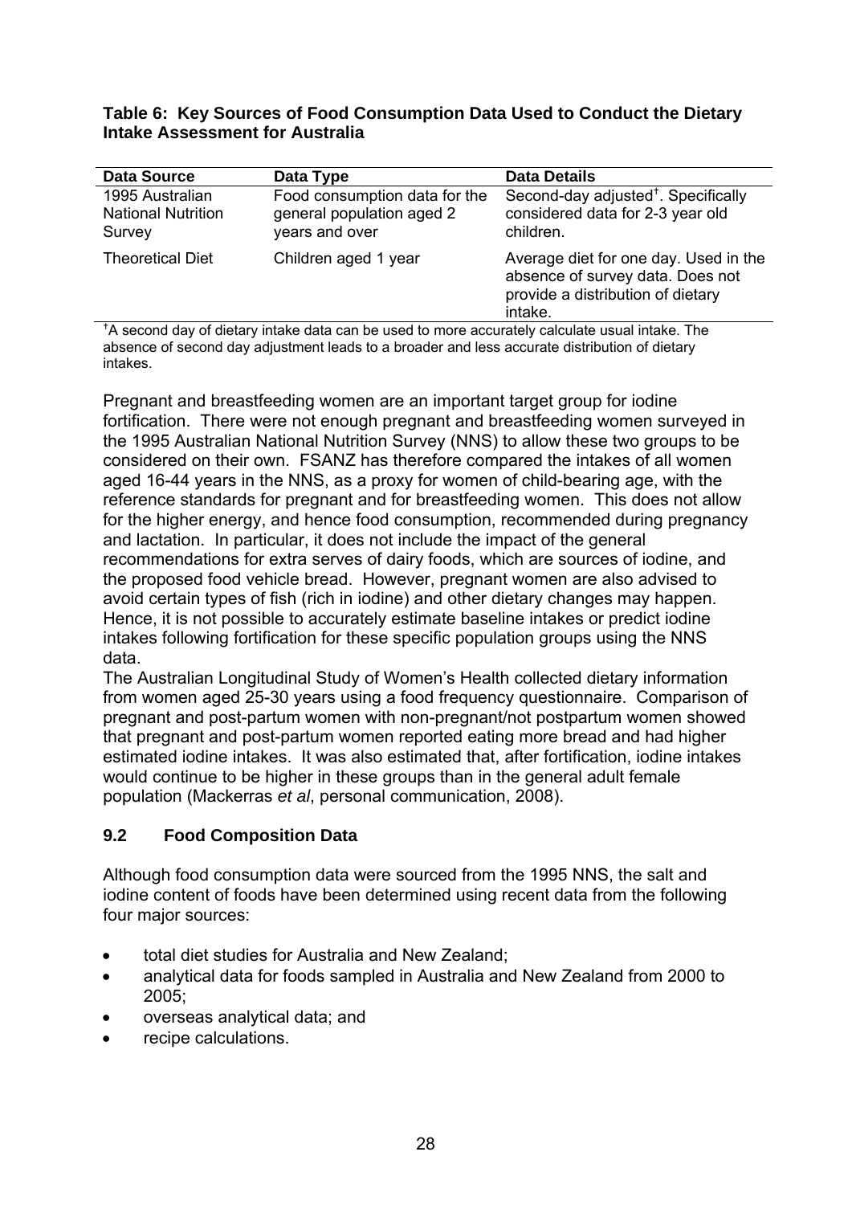**Table 6: Key Sources of Food Consumption Data Used to Conduct the Dietary Intake Assessment for Australia**

| Data Source | Data Type | Data Details |
| --- | --- | --- |
| 1995 Australian National Nutrition Survey | Food consumption data for the general population aged 2 years and over | Second-day adjusted[†]. Specifically considered data for 2-3 year old children. |
| Theoretical Diet | Children aged 1 year | Average diet for one day. Used in the absence of survey data. Does not provide a distribution of dietary intake. |

[†]A second day of dietary intake data can be used to more accurately calculate usual intake. The absence of second day adjustment leads to a broader and less accurate distribution of dietary intakes.

Pregnant and breastfeeding women are an important target group for iodine fortification. There were not enough pregnant and breastfeeding women surveyed in the 1995 Australian National Nutrition Survey (NNS) to allow these two groups to be considered on their own. FSANZ has therefore compared the intakes of all women aged 16-44 years in the NNS, as a proxy for women of child-bearing age, with the reference standards for pregnant and for breastfeeding women. This does not allow for the higher energy, and hence food consumption, recommended during pregnancy and lactation. In particular, it does not include the impact of the general recommendations for extra serves of dairy foods, which are sources of iodine, and the proposed food vehicle bread. However, pregnant women are also advised to avoid certain types of fish (rich in iodine) and other dietary changes may happen. Hence, it is not possible to accurately estimate baseline intakes or predict iodine intakes following fortification for these specific population groups using the NNS data.

The Australian Longitudinal Study of Women's Health collected dietary information from women aged 25-30 years using a food frequency questionnaire. Comparison of pregnant and post-partum women with non-pregnant/not postpartum women showed that pregnant and post-partum women reported eating more bread and had higher estimated iodine intakes. It was also estimated that, after fortification, iodine intakes would continue to be higher in these groups than in the general adult female population (Mackerras *et al*, personal communication, 2008).

## 9.2 Food Composition Data

Although food consumption data were sourced from the 1995 NNS, the salt and iodine content of foods have been determined using recent data from the following four major sources:

- total diet studies for Australia and New Zealand;
- analytical data for foods sampled in Australia and New Zealand from 2000 to 2005;
- overseas analytical data; and
- recipe calculations.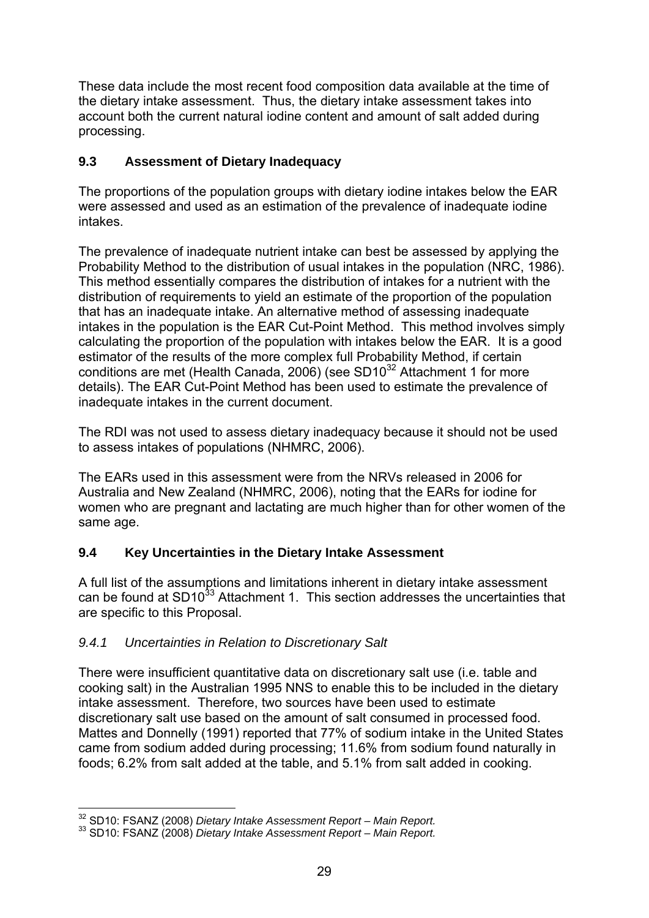These data include the most recent food composition data available at the time of the dietary intake assessment. Thus, the dietary intake assessment takes into account both the current natural iodine content and amount of salt added during processing.

### 9.3 Assessment of Dietary Inadequacy

The proportions of the population groups with dietary iodine intakes below the EAR were assessed and used as an estimation of the prevalence of inadequate iodine intakes.

The prevalence of inadequate nutrient intake can best be assessed by applying the Probability Method to the distribution of usual intakes in the population (NRC, 1986). This method essentially compares the distribution of intakes for a nutrient with the distribution of requirements to yield an estimate of the proportion of the population that has an inadequate intake. An alternative method of assessing inadequate intakes in the population is the EAR Cut-Point Method. This method involves simply calculating the proportion of the population with intakes below the EAR. It is a good estimator of the results of the more complex full Probability Method, if certain conditions are met (Health Canada, 2006) (see SD10[32] Attachment 1 for more details). The EAR Cut-Point Method has been used to estimate the prevalence of inadequate intakes in the current document.

The RDI was not used to assess dietary inadequacy because it should not be used to assess intakes of populations (NHMRC, 2006).

The EARs used in this assessment were from the NRVs released in 2006 for Australia and New Zealand (NHMRC, 2006), noting that the EARs for iodine for women who are pregnant and lactating are much higher than for other women of the same age.

### 9.4 Key Uncertainties in the Dietary Intake Assessment

A full list of the assumptions and limitations inherent in dietary intake assessment can be found at SD10[33] Attachment 1. This section addresses the uncertainties that are specific to this Proposal.

#### *9.4.1 Uncertainties in Relation to Discretionary Salt*

There were insufficient quantitative data on discretionary salt use (i.e. table and cooking salt) in the Australian 1995 NNS to enable this to be included in the dietary intake assessment. Therefore, two sources have been used to estimate discretionary salt use based on the amount of salt consumed in processed food. Mattes and Donnelly (1991) reported that 77% of sodium intake in the United States came from sodium added during processing; 11.6% from sodium found naturally in foods; 6.2% from salt added at the table, and 5.1% from salt added in cooking.

---

[32] SD10: FSANZ (2008) *Dietary Intake Assessment Report – Main Report.*

[33] SD10: FSANZ (2008) *Dietary Intake Assessment Report – Main Report.*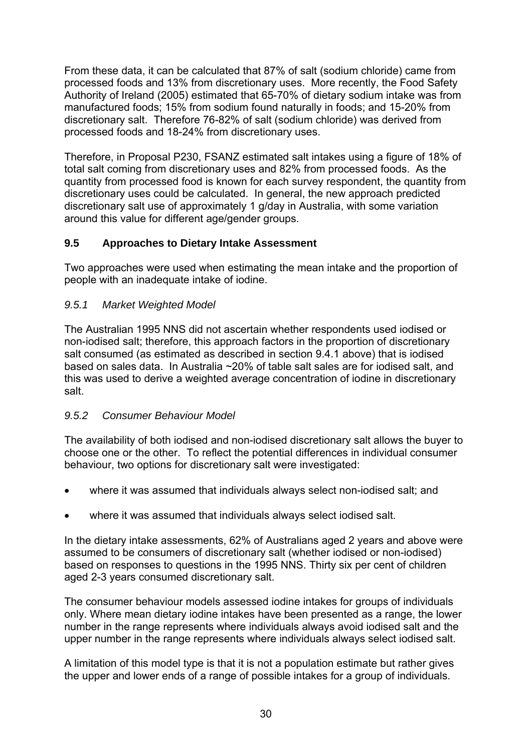From these data, it can be calculated that 87% of salt (sodium chloride) came from processed foods and 13% from discretionary uses. More recently, the Food Safety Authority of Ireland (2005) estimated that 65-70% of dietary sodium intake was from manufactured foods; 15% from sodium found naturally in foods; and 15-20% from discretionary salt. Therefore 76-82% of salt (sodium chloride) was derived from processed foods and 18-24% from discretionary uses.

Therefore, in Proposal P230, FSANZ estimated salt intakes using a figure of 18% of total salt coming from discretionary uses and 82% from processed foods. As the quantity from processed food is known for each survey respondent, the quantity from discretionary uses could be calculated. In general, the new approach predicted discretionary salt use of approximately 1 g/day in Australia, with some variation around this value for different age/gender groups.

## 9.5 Approaches to Dietary Intake Assessment

Two approaches were used when estimating the mean intake and the proportion of people with an inadequate intake of iodine.

### *9.5.1 Market Weighted Model*

The Australian 1995 NNS did not ascertain whether respondents used iodised or non-iodised salt; therefore, this approach factors in the proportion of discretionary salt consumed (as estimated as described in section 9.4.1 above) that is iodised based on sales data. In Australia ~20% of table salt sales are for iodised salt, and this was used to derive a weighted average concentration of iodine in discretionary salt.

### *9.5.2 Consumer Behaviour Model*

The availability of both iodised and non-iodised discretionary salt allows the buyer to choose one or the other. To reflect the potential differences in individual consumer behaviour, two options for discretionary salt were investigated:

- where it was assumed that individuals always select non-iodised salt; and
- where it was assumed that individuals always select iodised salt.

In the dietary intake assessments, 62% of Australians aged 2 years and above were assumed to be consumers of discretionary salt (whether iodised or non-iodised) based on responses to questions in the 1995 NNS. Thirty six per cent of children aged 2-3 years consumed discretionary salt.

The consumer behaviour models assessed iodine intakes for groups of individuals only. Where mean dietary iodine intakes have been presented as a range, the lower number in the range represents where individuals always avoid iodised salt and the upper number in the range represents where individuals always select iodised salt.

A limitation of this model type is that it is not a population estimate but rather gives the upper and lower ends of a range of possible intakes for a group of individuals.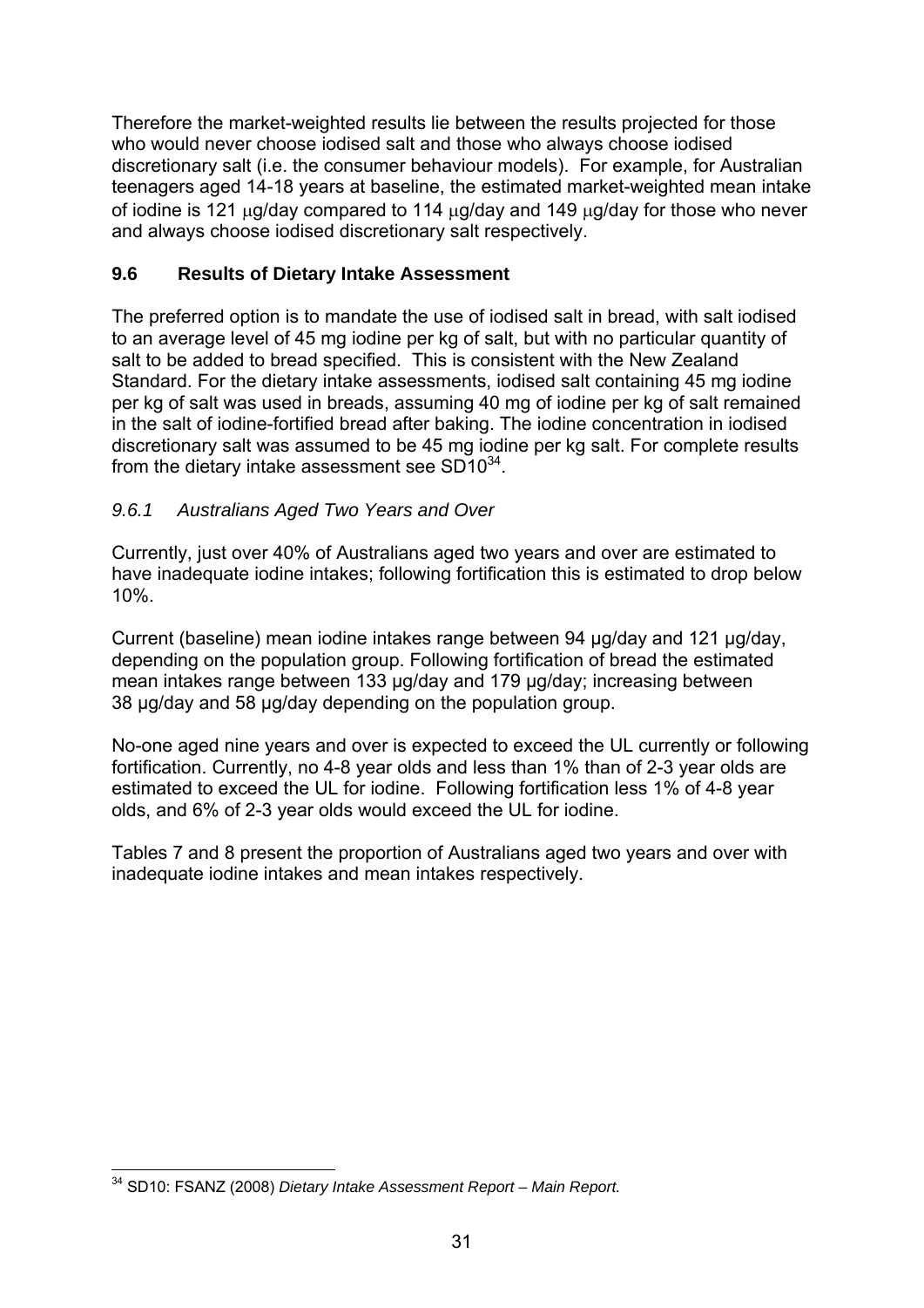Therefore the market-weighted results lie between the results projected for those who would never choose iodised salt and those who always choose iodised discretionary salt (i.e. the consumer behaviour models). For example, for Australian teenagers aged 14-18 years at baseline, the estimated market-weighted mean intake of iodine is 121 μg/day compared to 114 μg/day and 149 μg/day for those who never and always choose iodised discretionary salt respectively.

### 9.6 Results of Dietary Intake Assessment

The preferred option is to mandate the use of iodised salt in bread, with salt iodised to an average level of 45 mg iodine per kg of salt, but with no particular quantity of salt to be added to bread specified. This is consistent with the New Zealand Standard. For the dietary intake assessments, iodised salt containing 45 mg iodine per kg of salt was used in breads, assuming 40 mg of iodine per kg of salt remained in the salt of iodine-fortified bread after baking. The iodine concentration in iodised discretionary salt was assumed to be 45 mg iodine per kg salt. For complete results from the dietary intake assessment see SD10[34].

#### *9.6.1 Australians Aged Two Years and Over*

Currently, just over 40% of Australians aged two years and over are estimated to have inadequate iodine intakes; following fortification this is estimated to drop below 10%.

Current (baseline) mean iodine intakes range between 94 µg/day and 121 µg/day, depending on the population group. Following fortification of bread the estimated mean intakes range between 133 µg/day and 179 µg/day; increasing between 38 µg/day and 58 µg/day depending on the population group.

No-one aged nine years and over is expected to exceed the UL currently or following fortification. Currently, no 4-8 year olds and less than 1% than of 2-3 year olds are estimated to exceed the UL for iodine. Following fortification less 1% of 4-8 year olds, and 6% of 2-3 year olds would exceed the UL for iodine.

Tables 7 and 8 present the proportion of Australians aged two years and over with inadequate iodine intakes and mean intakes respectively.

---

[34] SD10: FSANZ (2008) *Dietary Intake Assessment Report – Main Report.*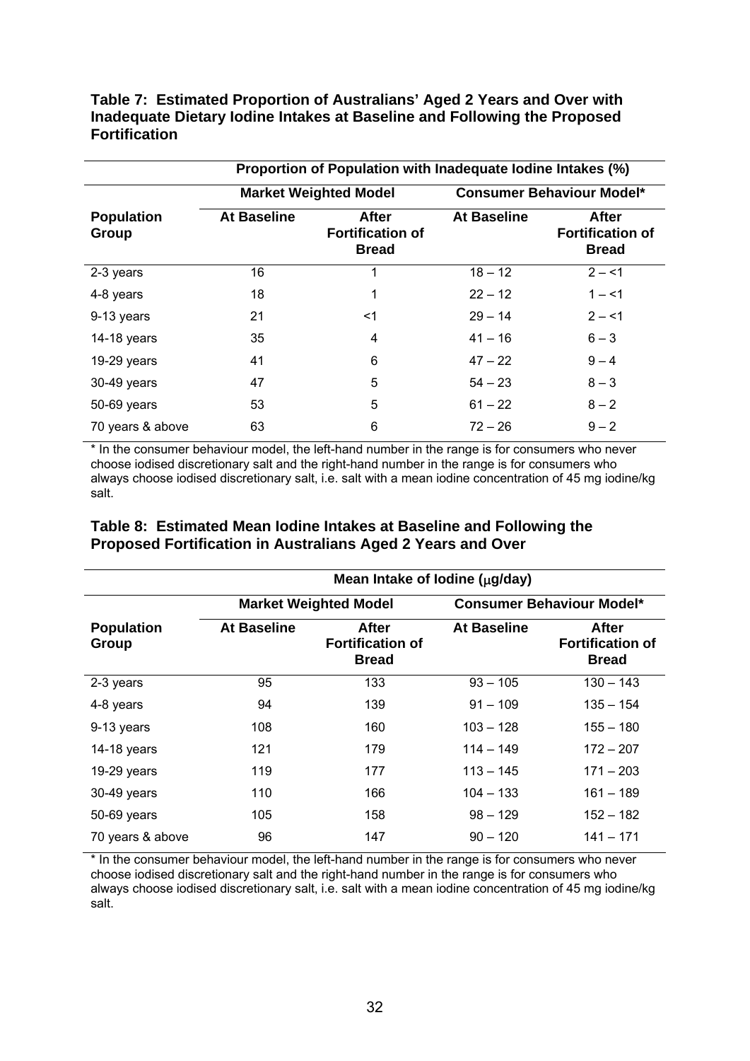**Table 7: Estimated Proportion of Australians' Aged 2 Years and Over with Inadequate Dietary Iodine Intakes at Baseline and Following the Proposed Fortification**

| | Proportion of Population with Inadequate Iodine Intakes (%) | | | |
|---|---|---|---|---|
| | Market Weighted Model | | Consumer Behaviour Model* | |
| **Population Group** | **At Baseline** | **After Fortification of Bread** | **At Baseline** | **After Fortification of Bread** |
| 2-3 years | 16 | 1 | 18 – 12 | 2 – <1 |
| 4-8 years | 18 | 1 | 22 – 12 | 1 – <1 |
| 9-13 years | 21 | <1 | 29 – 14 | 2 – <1 |
| 14-18 years | 35 | 4 | 41 – 16 | 6 – 3 |
| 19-29 years | 41 | 6 | 47 – 22 | 9 – 4 |
| 30-49 years | 47 | 5 | 54 – 23 | 8 – 3 |
| 50-69 years | 53 | 5 | 61 – 22 | 8 – 2 |
| 70 years & above | 63 | 6 | 72 – 26 | 9 – 2 |

* In the consumer behaviour model, the left-hand number in the range is for consumers who never choose iodised discretionary salt and the right-hand number in the range is for consumers who always choose iodised discretionary salt, i.e. salt with a mean iodine concentration of 45 mg iodine/kg salt.

**Table 8: Estimated Mean Iodine Intakes at Baseline and Following the Proposed Fortification in Australians Aged 2 Years and Over**

| | Mean Intake of Iodine (μg/day) | | | |
|---|---|---|---|---|
| | Market Weighted Model | | Consumer Behaviour Model* | |
| **Population Group** | **At Baseline** | **After Fortification of Bread** | **At Baseline** | **After Fortification of Bread** |
| 2-3 years | 95 | 133 | 93 – 105 | 130 – 143 |
| 4-8 years | 94 | 139 | 91 – 109 | 135 – 154 |
| 9-13 years | 108 | 160 | 103 – 128 | 155 – 180 |
| 14-18 years | 121 | 179 | 114 – 149 | 172 – 207 |
| 19-29 years | 119 | 177 | 113 – 145 | 171 – 203 |
| 30-49 years | 110 | 166 | 104 – 133 | 161 – 189 |
| 50-69 years | 105 | 158 | 98 – 129 | 152 – 182 |
| 70 years & above | 96 | 147 | 90 – 120 | 141 – 171 |

* In the consumer behaviour model, the left-hand number in the range is for consumers who never choose iodised discretionary salt and the right-hand number in the range is for consumers who always choose iodised discretionary salt, i.e. salt with a mean iodine concentration of 45 mg iodine/kg salt.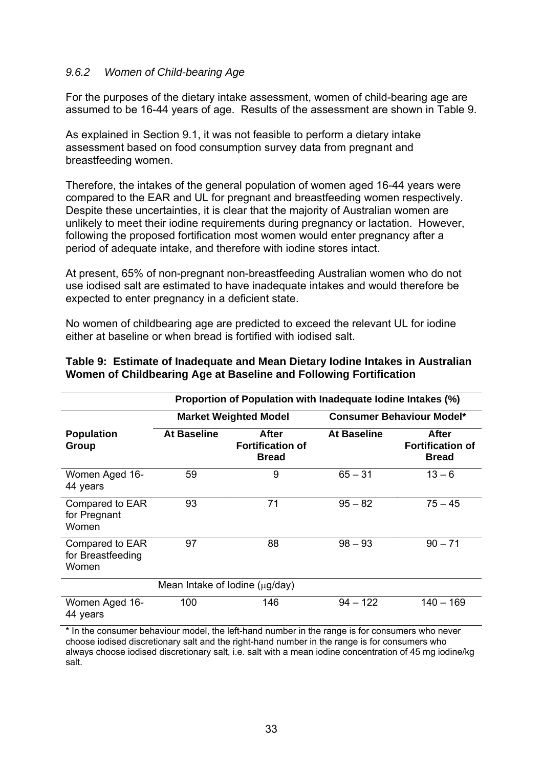### *9.6.2 Women of Child-bearing Age*

For the purposes of the dietary intake assessment, women of child-bearing age are assumed to be 16-44 years of age. Results of the assessment are shown in Table 9.

As explained in Section 9.1, it was not feasible to perform a dietary intake assessment based on food consumption survey data from pregnant and breastfeeding women.

Therefore, the intakes of the general population of women aged 16-44 years were compared to the EAR and UL for pregnant and breastfeeding women respectively. Despite these uncertainties, it is clear that the majority of Australian women are unlikely to meet their iodine requirements during pregnancy or lactation. However, following the proposed fortification most women would enter pregnancy after a period of adequate intake, and therefore with iodine stores intact.

At present, 65% of non-pregnant non-breastfeeding Australian women who do not use iodised salt are estimated to have inadequate intakes and would therefore be expected to enter pregnancy in a deficient state.

No women of childbearing age are predicted to exceed the relevant UL for iodine either at baseline or when bread is fortified with iodised salt.

**Table 9: Estimate of Inadequate and Mean Dietary Iodine Intakes in Australian Women of Childbearing Age at Baseline and Following Fortification**

| | **Proportion of Population with Inadequate Iodine Intakes (%)** | | | |
|---|---|---|---|---|
| | **Market Weighted Model** | | **Consumer Behaviour Model*** | |
| **Population Group** | **At Baseline** | **After Fortification of Bread** | **At Baseline** | **After Fortification of Bread** |
| Women Aged 16-44 years | 59 | 9 | 65 – 31 | 13 – 6 |
| Compared to EAR for Pregnant Women | 93 | 71 | 95 – 82 | 75 – 45 |
| Compared to EAR for Breastfeeding Women | 97 | 88 | 98 – 93 | 90 – 71 |
| | Mean Intake of Iodine (μg/day) | | | |
| Women Aged 16-44 years | 100 | 146 | 94 – 122 | 140 – 169 |

\* In the consumer behaviour model, the left-hand number in the range is for consumers who never choose iodised discretionary salt and the right-hand number in the range is for consumers who always choose iodised discretionary salt, i.e. salt with a mean iodine concentration of 45 mg iodine/kg salt.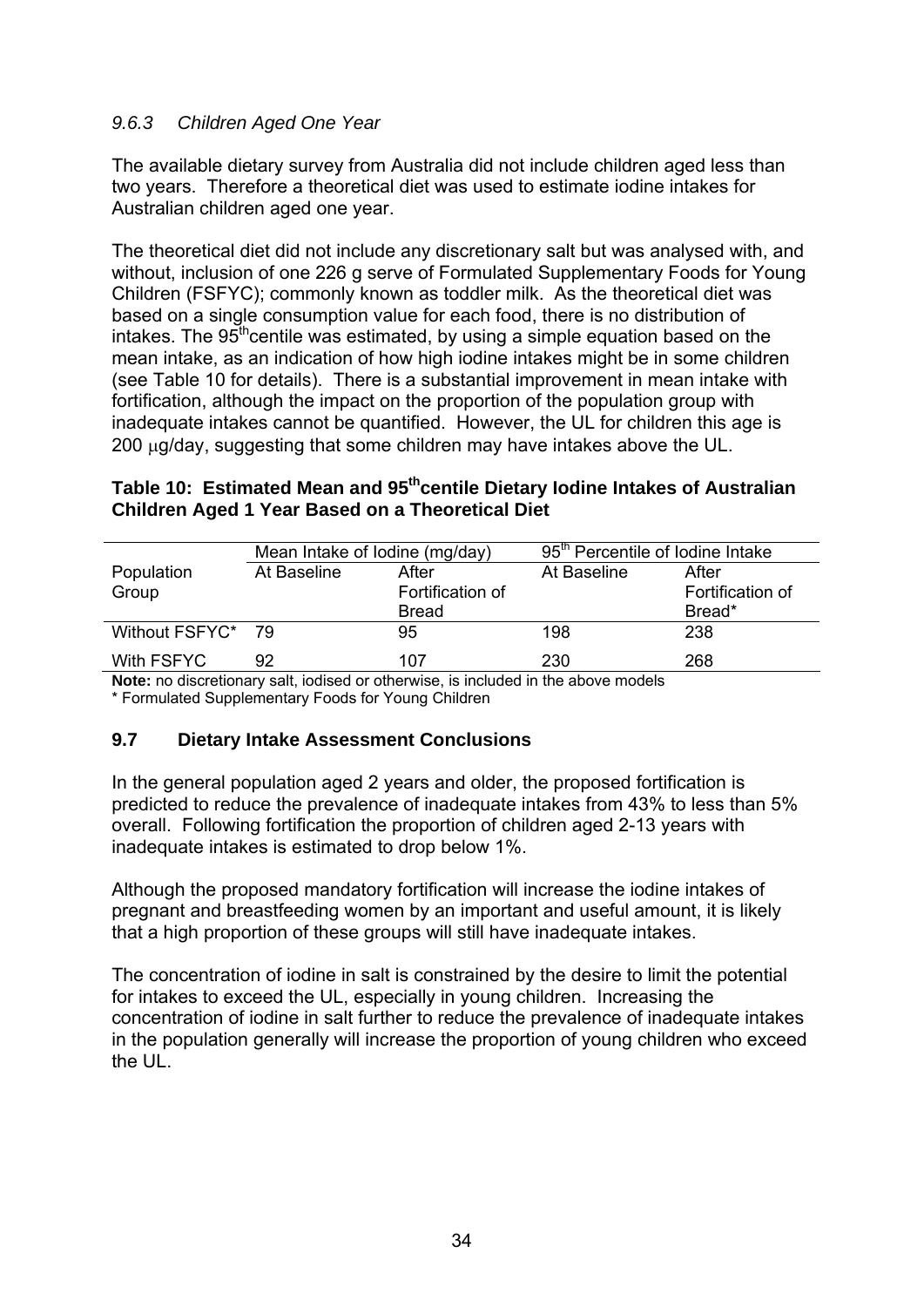### *9.6.3 Children Aged One Year*

The available dietary survey from Australia did not include children aged less than two years. Therefore a theoretical diet was used to estimate iodine intakes for Australian children aged one year.

The theoretical diet did not include any discretionary salt but was analysed with, and without, inclusion of one 226 g serve of Formulated Supplementary Foods for Young Children (FSFYC); commonly known as toddler milk. As the theoretical diet was based on a single consumption value for each food, there is no distribution of intakes. The $95^{th}$centile was estimated, by using a simple equation based on the mean intake, as an indication of how high iodine intakes might be in some children (see Table 10 for details). There is a substantial improvement in mean intake with fortification, although the impact on the proportion of the population group with inadequate intakes cannot be quantified. However, the UL for children this age is 200 μg/day, suggesting that some children may have intakes above the UL.

**Table 10: Estimated Mean and $95^{th}$centile Dietary Iodine Intakes of Australian Children Aged 1 Year Based on a Theoretical Diet**

| | Mean Intake of Iodine (mg/day) | | $95^{th}$ Percentile of Iodine Intake | |
|---|---|---|---|---|
| Population Group | At Baseline | After Fortification of Bread | At Baseline | After Fortification of Bread* |
| Without FSFYC* | 79 | 95 | 198 | 238 |
| With FSFYC | 92 | 107 | 230 | 268 |

**Note:** no discretionary salt, iodised or otherwise, is included in the above models
* Formulated Supplementary Foods for Young Children

## 9.7 Dietary Intake Assessment Conclusions

In the general population aged 2 years and older, the proposed fortification is predicted to reduce the prevalence of inadequate intakes from 43% to less than 5% overall. Following fortification the proportion of children aged 2-13 years with inadequate intakes is estimated to drop below 1%.

Although the proposed mandatory fortification will increase the iodine intakes of pregnant and breastfeeding women by an important and useful amount, it is likely that a high proportion of these groups will still have inadequate intakes.

The concentration of iodine in salt is constrained by the desire to limit the potential for intakes to exceed the UL, especially in young children. Increasing the concentration of iodine in salt further to reduce the prevalence of inadequate intakes in the population generally will increase the proportion of young children who exceed the UL.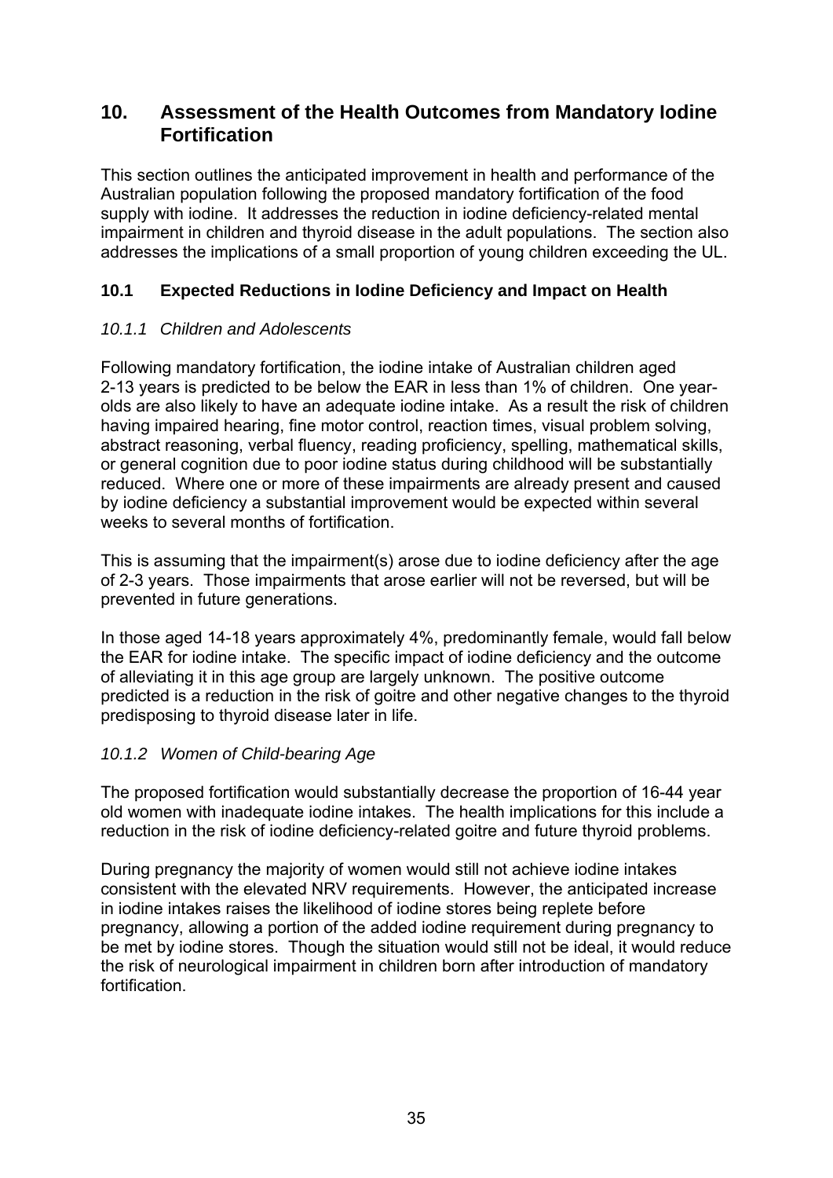# 10. Assessment of the Health Outcomes from Mandatory Iodine Fortification

This section outlines the anticipated improvement in health and performance of the Australian population following the proposed mandatory fortification of the food supply with iodine. It addresses the reduction in iodine deficiency-related mental impairment in children and thyroid disease in the adult populations. The section also addresses the implications of a small proportion of young children exceeding the UL.

## 10.1 Expected Reductions in Iodine Deficiency and Impact on Health

### *10.1.1 Children and Adolescents*

Following mandatory fortification, the iodine intake of Australian children aged 2-13 years is predicted to be below the EAR in less than 1% of children. One year-olds are also likely to have an adequate iodine intake. As a result the risk of children having impaired hearing, fine motor control, reaction times, visual problem solving, abstract reasoning, verbal fluency, reading proficiency, spelling, mathematical skills, or general cognition due to poor iodine status during childhood will be substantially reduced. Where one or more of these impairments are already present and caused by iodine deficiency a substantial improvement would be expected within several weeks to several months of fortification.

This is assuming that the impairment(s) arose due to iodine deficiency after the age of 2-3 years. Those impairments that arose earlier will not be reversed, but will be prevented in future generations.

In those aged 14-18 years approximately 4%, predominantly female, would fall below the EAR for iodine intake. The specific impact of iodine deficiency and the outcome of alleviating it in this age group are largely unknown. The positive outcome predicted is a reduction in the risk of goitre and other negative changes to the thyroid predisposing to thyroid disease later in life.

### *10.1.2 Women of Child-bearing Age*

The proposed fortification would substantially decrease the proportion of 16-44 year old women with inadequate iodine intakes. The health implications for this include a reduction in the risk of iodine deficiency-related goitre and future thyroid problems.

During pregnancy the majority of women would still not achieve iodine intakes consistent with the elevated NRV requirements. However, the anticipated increase in iodine intakes raises the likelihood of iodine stores being replete before pregnancy, allowing a portion of the added iodine requirement during pregnancy to be met by iodine stores. Though the situation would still not be ideal, it would reduce the risk of neurological impairment in children born after introduction of mandatory fortification.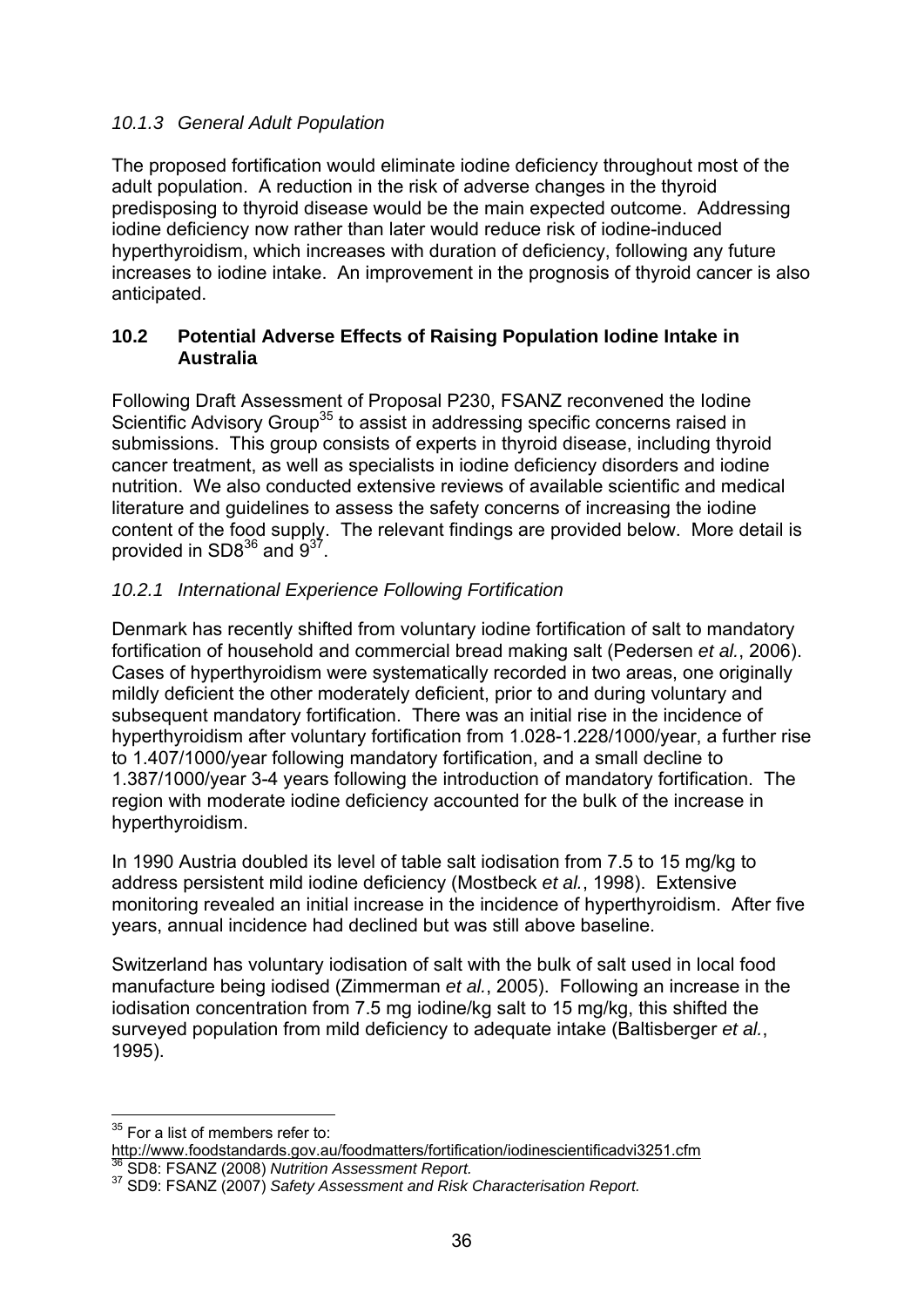### *10.1.3 General Adult Population*

The proposed fortification would eliminate iodine deficiency throughout most of the adult population. A reduction in the risk of adverse changes in the thyroid predisposing to thyroid disease would be the main expected outcome. Addressing iodine deficiency now rather than later would reduce risk of iodine-induced hyperthyroidism, which increases with duration of deficiency, following any future increases to iodine intake. An improvement in the prognosis of thyroid cancer is also anticipated.

## 10.2 Potential Adverse Effects of Raising Population Iodine Intake in Australia

Following Draft Assessment of Proposal P230, FSANZ reconvened the Iodine Scientific Advisory Group[35] to assist in addressing specific concerns raised in submissions. This group consists of experts in thyroid disease, including thyroid cancer treatment, as well as specialists in iodine deficiency disorders and iodine nutrition. We also conducted extensive reviews of available scientific and medical literature and guidelines to assess the safety concerns of increasing the iodine content of the food supply. The relevant findings are provided below. More detail is provided in SD8[36] and 9[37].

### *10.2.1 International Experience Following Fortification*

Denmark has recently shifted from voluntary iodine fortification of salt to mandatory fortification of household and commercial bread making salt (Pedersen *et al.*, 2006). Cases of hyperthyroidism were systematically recorded in two areas, one originally mildly deficient the other moderately deficient, prior to and during voluntary and subsequent mandatory fortification. There was an initial rise in the incidence of hyperthyroidism after voluntary fortification from 1.028-1.228/1000/year, a further rise to 1.407/1000/year following mandatory fortification, and a small decline to 1.387/1000/year 3-4 years following the introduction of mandatory fortification. The region with moderate iodine deficiency accounted for the bulk of the increase in hyperthyroidism.

In 1990 Austria doubled its level of table salt iodisation from 7.5 to 15 mg/kg to address persistent mild iodine deficiency (Mostbeck *et al.*, 1998). Extensive monitoring revealed an initial increase in the incidence of hyperthyroidism. After five years, annual incidence had declined but was still above baseline.

Switzerland has voluntary iodisation of salt with the bulk of salt used in local food manufacture being iodised (Zimmerman *et al.*, 2005). Following an increase in the iodisation concentration from 7.5 mg iodine/kg salt to 15 mg/kg, this shifted the surveyed population from mild deficiency to adequate intake (Baltisberger *et al.*, 1995).

---

[35] For a list of members refer to: http://www.foodstandards.gov.au/foodmatters/fortification/iodinescientificadvi3251.cfm

[36] SD8: FSANZ (2008) *Nutrition Assessment Report.*

[37] SD9: FSANZ (2007) *Safety Assessment and Risk Characterisation Report.*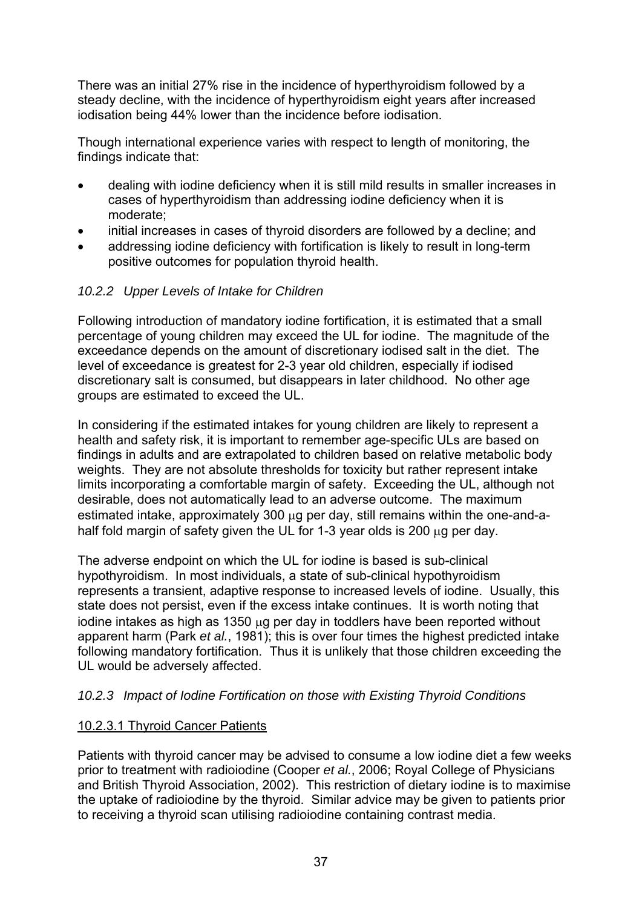There was an initial 27% rise in the incidence of hyperthyroidism followed by a steady decline, with the incidence of hyperthyroidism eight years after increased iodisation being 44% lower than the incidence before iodisation.

Though international experience varies with respect to length of monitoring, the findings indicate that:

- dealing with iodine deficiency when it is still mild results in smaller increases in cases of hyperthyroidism than addressing iodine deficiency when it is moderate;
- initial increases in cases of thyroid disorders are followed by a decline; and
- addressing iodine deficiency with fortification is likely to result in long-term positive outcomes for population thyroid health.

### *10.2.2 Upper Levels of Intake for Children*

Following introduction of mandatory iodine fortification, it is estimated that a small percentage of young children may exceed the UL for iodine. The magnitude of the exceedance depends on the amount of discretionary iodised salt in the diet. The level of exceedance is greatest for 2-3 year old children, especially if iodised discretionary salt is consumed, but disappears in later childhood. No other age groups are estimated to exceed the UL.

In considering if the estimated intakes for young children are likely to represent a health and safety risk, it is important to remember age-specific ULs are based on findings in adults and are extrapolated to children based on relative metabolic body weights. They are not absolute thresholds for toxicity but rather represent intake limits incorporating a comfortable margin of safety. Exceeding the UL, although not desirable, does not automatically lead to an adverse outcome. The maximum estimated intake, approximately 300 μg per day, still remains within the one-and-a-half fold margin of safety given the UL for 1-3 year olds is 200 μg per day.

The adverse endpoint on which the UL for iodine is based is sub-clinical hypothyroidism. In most individuals, a state of sub-clinical hypothyroidism represents a transient, adaptive response to increased levels of iodine. Usually, this state does not persist, even if the excess intake continues. It is worth noting that iodine intakes as high as 1350 μg per day in toddlers have been reported without apparent harm (Park *et al.*, 1981); this is over four times the highest predicted intake following mandatory fortification. Thus it is unlikely that those children exceeding the UL would be adversely affected.

### *10.2.3 Impact of Iodine Fortification on those with Existing Thyroid Conditions*

#### 10.2.3.1 Thyroid Cancer Patients

Patients with thyroid cancer may be advised to consume a low iodine diet a few weeks prior to treatment with radioiodine (Cooper *et al.*, 2006; Royal College of Physicians and British Thyroid Association, 2002). This restriction of dietary iodine is to maximise the uptake of radioiodine by the thyroid. Similar advice may be given to patients prior to receiving a thyroid scan utilising radioiodine containing contrast media.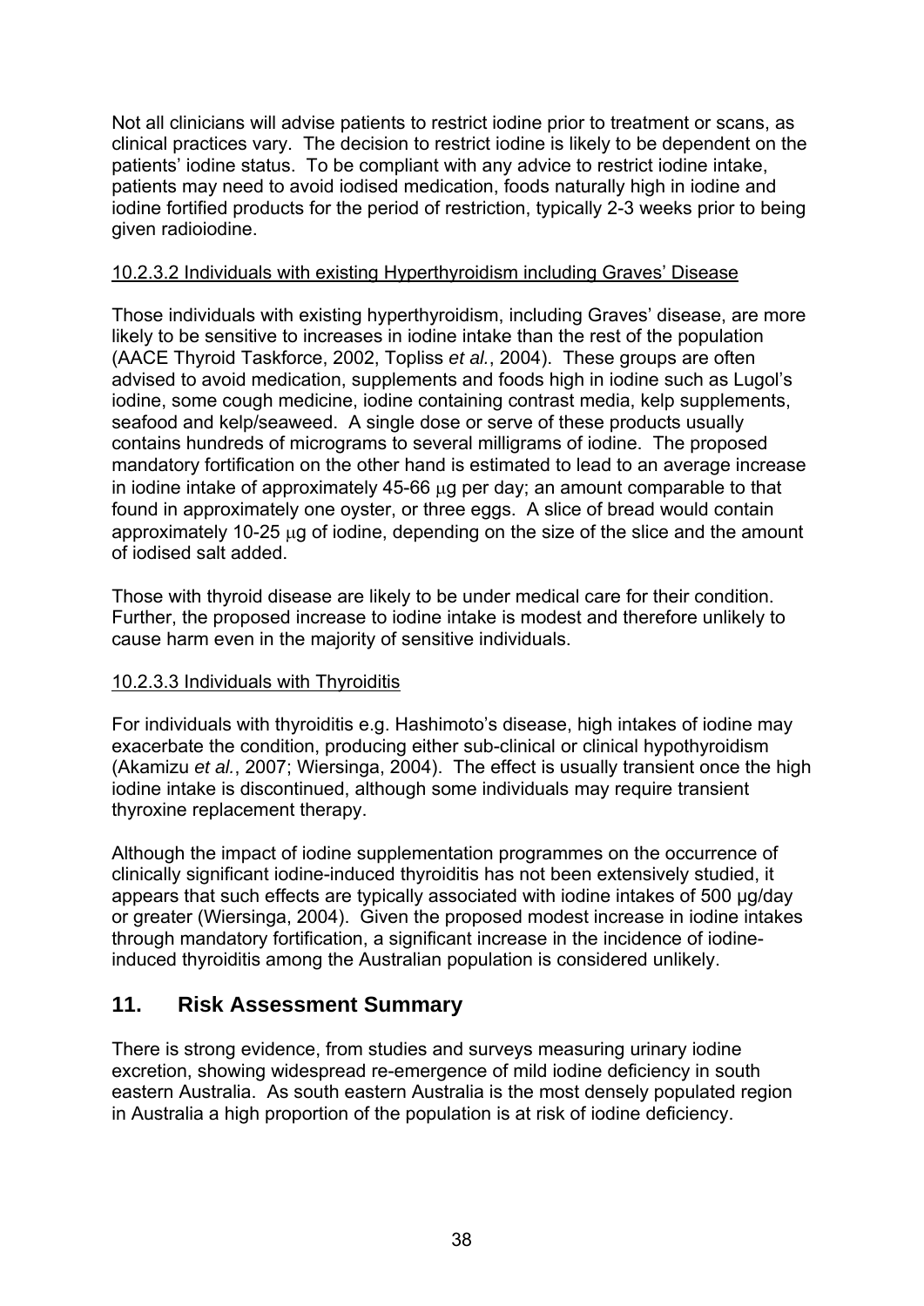Not all clinicians will advise patients to restrict iodine prior to treatment or scans, as clinical practices vary. The decision to restrict iodine is likely to be dependent on the patients' iodine status. To be compliant with any advice to restrict iodine intake, patients may need to avoid iodised medication, foods naturally high in iodine and iodine fortified products for the period of restriction, typically 2-3 weeks prior to being given radioiodine.

10.2.3.2 Individuals with existing Hyperthyroidism including Graves' Disease

Those individuals with existing hyperthyroidism, including Graves' disease, are more likely to be sensitive to increases in iodine intake than the rest of the population (AACE Thyroid Taskforce, 2002, Topliss *et al.*, 2004). These groups are often advised to avoid medication, supplements and foods high in iodine such as Lugol's iodine, some cough medicine, iodine containing contrast media, kelp supplements, seafood and kelp/seaweed. A single dose or serve of these products usually contains hundreds of micrograms to several milligrams of iodine. The proposed mandatory fortification on the other hand is estimated to lead to an average increase in iodine intake of approximately 45-66 μg per day; an amount comparable to that found in approximately one oyster, or three eggs. A slice of bread would contain approximately 10-25 μg of iodine, depending on the size of the slice and the amount of iodised salt added.

Those with thyroid disease are likely to be under medical care for their condition. Further, the proposed increase to iodine intake is modest and therefore unlikely to cause harm even in the majority of sensitive individuals.

10.2.3.3 Individuals with Thyroiditis

For individuals with thyroiditis e.g. Hashimoto's disease, high intakes of iodine may exacerbate the condition, producing either sub-clinical or clinical hypothyroidism (Akamizu *et al.*, 2007; Wiersinga, 2004). The effect is usually transient once the high iodine intake is discontinued, although some individuals may require transient thyroxine replacement therapy.

Although the impact of iodine supplementation programmes on the occurrence of clinically significant iodine-induced thyroiditis has not been extensively studied, it appears that such effects are typically associated with iodine intakes of 500 µg/day or greater (Wiersinga, 2004). Given the proposed modest increase in iodine intakes through mandatory fortification, a significant increase in the incidence of iodine-induced thyroiditis among the Australian population is considered unlikely.

## 11. Risk Assessment Summary

There is strong evidence, from studies and surveys measuring urinary iodine excretion, showing widespread re-emergence of mild iodine deficiency in south eastern Australia. As south eastern Australia is the most densely populated region in Australia a high proportion of the population is at risk of iodine deficiency.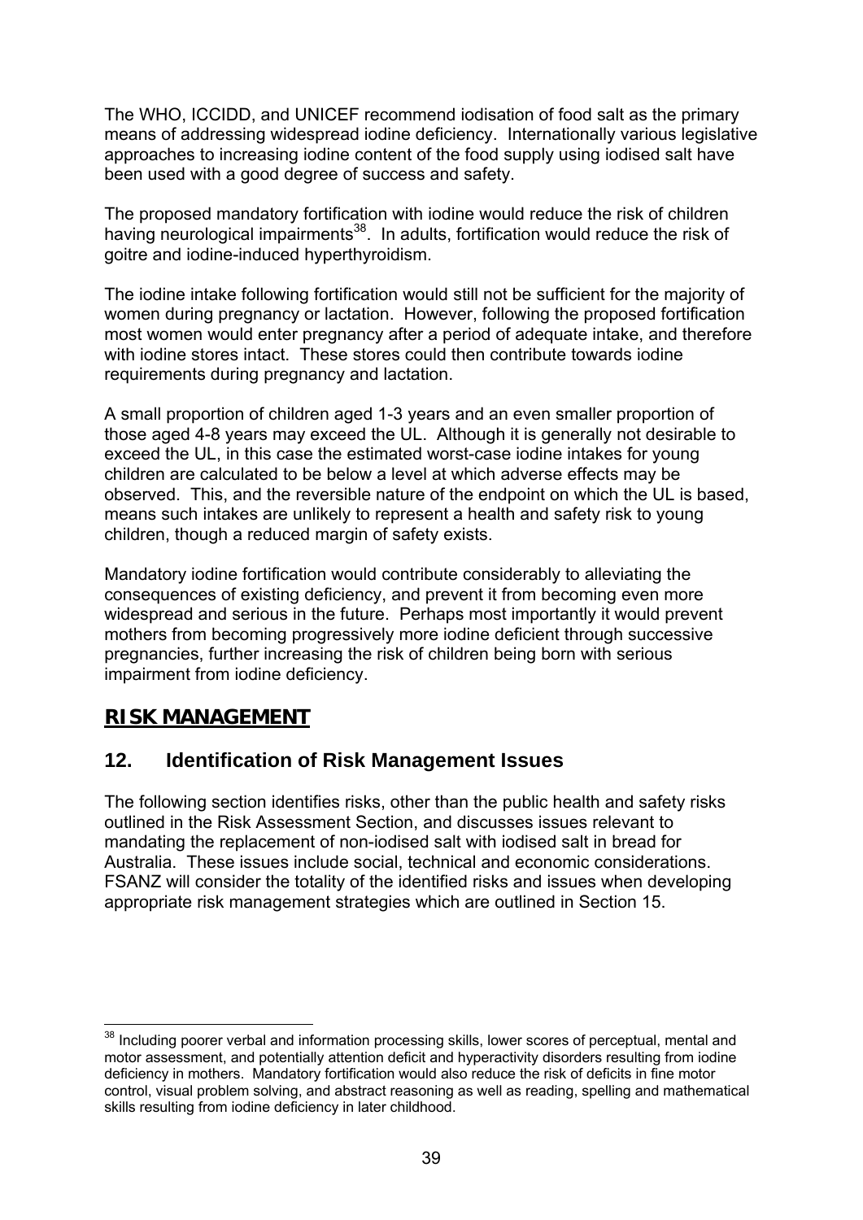The WHO, ICCIDD, and UNICEF recommend iodisation of food salt as the primary means of addressing widespread iodine deficiency. Internationally various legislative approaches to increasing iodine content of the food supply using iodised salt have been used with a good degree of success and safety.

The proposed mandatory fortification with iodine would reduce the risk of children having neurological impairments[38]. In adults, fortification would reduce the risk of goitre and iodine-induced hyperthyroidism.

The iodine intake following fortification would still not be sufficient for the majority of women during pregnancy or lactation. However, following the proposed fortification most women would enter pregnancy after a period of adequate intake, and therefore with iodine stores intact. These stores could then contribute towards iodine requirements during pregnancy and lactation.

A small proportion of children aged 1-3 years and an even smaller proportion of those aged 4-8 years may exceed the UL. Although it is generally not desirable to exceed the UL, in this case the estimated worst-case iodine intakes for young children are calculated to be below a level at which adverse effects may be observed. This, and the reversible nature of the endpoint on which the UL is based, means such intakes are unlikely to represent a health and safety risk to young children, though a reduced margin of safety exists.

Mandatory iodine fortification would contribute considerably to alleviating the consequences of existing deficiency, and prevent it from becoming even more widespread and serious in the future. Perhaps most importantly it would prevent mothers from becoming progressively more iodine deficient through successive pregnancies, further increasing the risk of children being born with serious impairment from iodine deficiency.

# RISK MANAGEMENT

## 12. Identification of Risk Management Issues

The following section identifies risks, other than the public health and safety risks outlined in the Risk Assessment Section, and discusses issues relevant to mandating the replacement of non-iodised salt with iodised salt in bread for Australia. These issues include social, technical and economic considerations. FSANZ will consider the totality of the identified risks and issues when developing appropriate risk management strategies which are outlined in Section 15.

---

[38] Including poorer verbal and information processing skills, lower scores of perceptual, mental and motor assessment, and potentially attention deficit and hyperactivity disorders resulting from iodine deficiency in mothers. Mandatory fortification would also reduce the risk of deficits in fine motor control, visual problem solving, and abstract reasoning as well as reading, spelling and mathematical skills resulting from iodine deficiency in later childhood.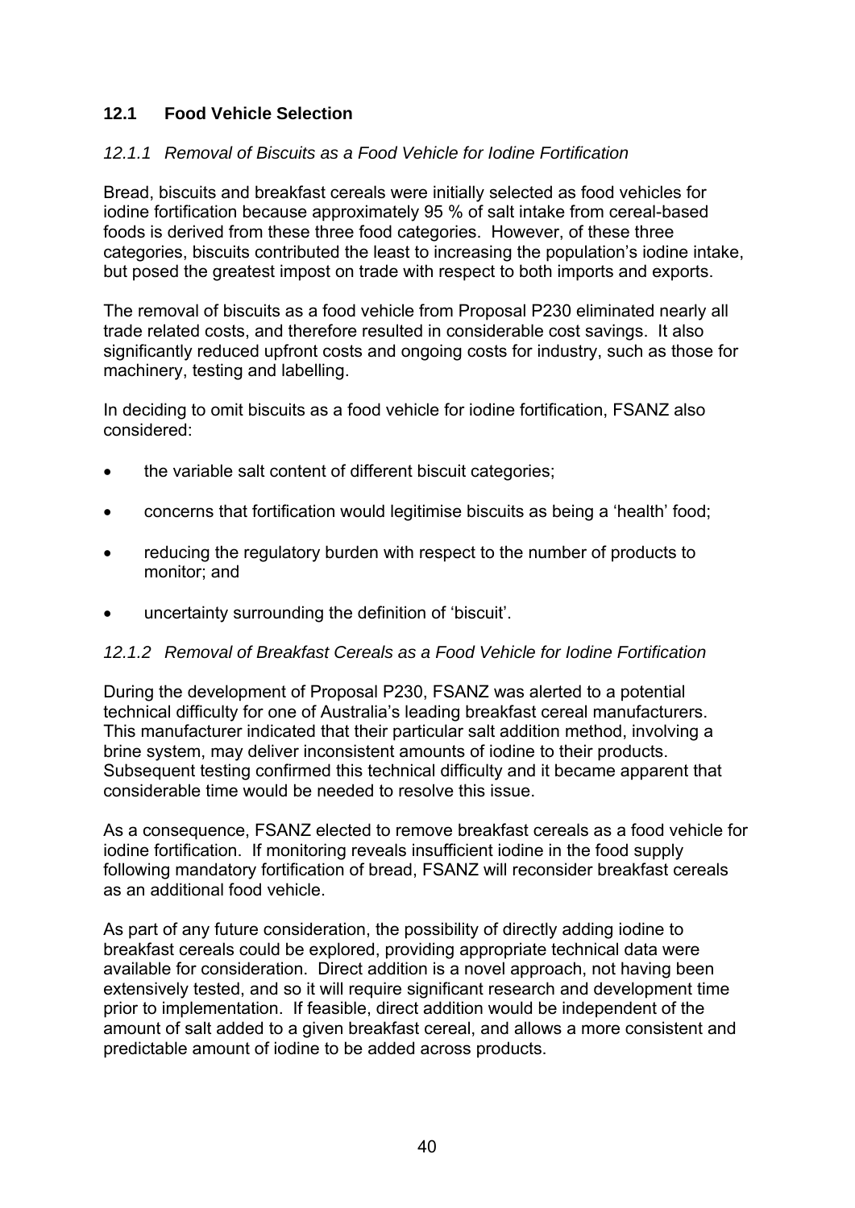## 12.1 Food Vehicle Selection

### *12.1.1 Removal of Biscuits as a Food Vehicle for Iodine Fortification*

Bread, biscuits and breakfast cereals were initially selected as food vehicles for iodine fortification because approximately 95 % of salt intake from cereal-based foods is derived from these three food categories. However, of these three categories, biscuits contributed the least to increasing the population's iodine intake, but posed the greatest impost on trade with respect to both imports and exports.

The removal of biscuits as a food vehicle from Proposal P230 eliminated nearly all trade related costs, and therefore resulted in considerable cost savings. It also significantly reduced upfront costs and ongoing costs for industry, such as those for machinery, testing and labelling.

In deciding to omit biscuits as a food vehicle for iodine fortification, FSANZ also considered:

- the variable salt content of different biscuit categories;
- concerns that fortification would legitimise biscuits as being a 'health' food;
- reducing the regulatory burden with respect to the number of products to monitor; and
- uncertainty surrounding the definition of 'biscuit'.

### *12.1.2 Removal of Breakfast Cereals as a Food Vehicle for Iodine Fortification*

During the development of Proposal P230, FSANZ was alerted to a potential technical difficulty for one of Australia's leading breakfast cereal manufacturers. This manufacturer indicated that their particular salt addition method, involving a brine system, may deliver inconsistent amounts of iodine to their products. Subsequent testing confirmed this technical difficulty and it became apparent that considerable time would be needed to resolve this issue.

As a consequence, FSANZ elected to remove breakfast cereals as a food vehicle for iodine fortification. If monitoring reveals insufficient iodine in the food supply following mandatory fortification of bread, FSANZ will reconsider breakfast cereals as an additional food vehicle.

As part of any future consideration, the possibility of directly adding iodine to breakfast cereals could be explored, providing appropriate technical data were available for consideration. Direct addition is a novel approach, not having been extensively tested, and so it will require significant research and development time prior to implementation. If feasible, direct addition would be independent of the amount of salt added to a given breakfast cereal, and allows a more consistent and predictable amount of iodine to be added across products.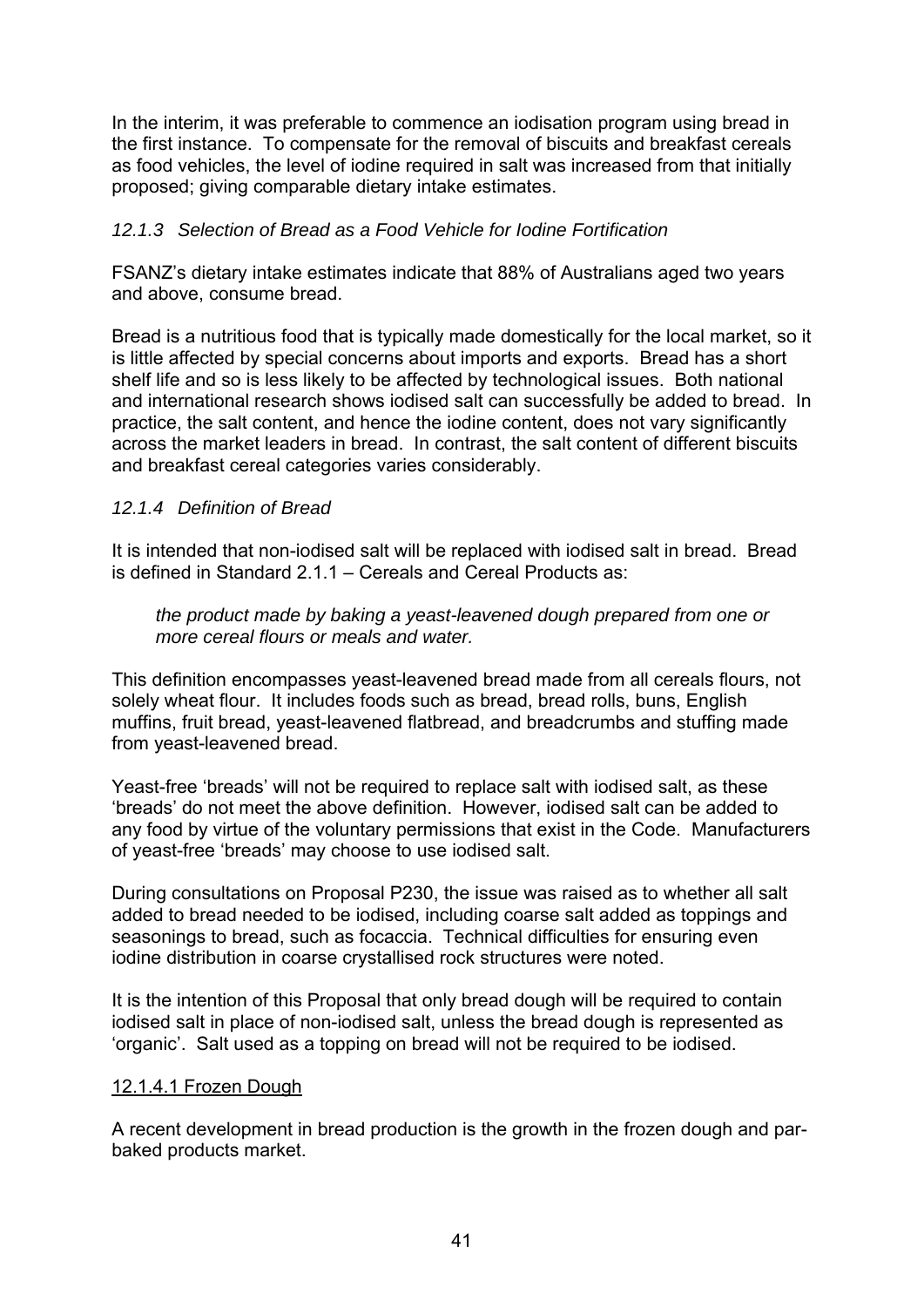In the interim, it was preferable to commence an iodisation program using bread in the first instance. To compensate for the removal of biscuits and breakfast cereals as food vehicles, the level of iodine required in salt was increased from that initially proposed; giving comparable dietary intake estimates.

### *12.1.3 Selection of Bread as a Food Vehicle for Iodine Fortification*

FSANZ's dietary intake estimates indicate that 88% of Australians aged two years and above, consume bread.

Bread is a nutritious food that is typically made domestically for the local market, so it is little affected by special concerns about imports and exports. Bread has a short shelf life and so is less likely to be affected by technological issues. Both national and international research shows iodised salt can successfully be added to bread. In practice, the salt content, and hence the iodine content, does not vary significantly across the market leaders in bread. In contrast, the salt content of different biscuits and breakfast cereal categories varies considerably.

### *12.1.4 Definition of Bread*

It is intended that non-iodised salt will be replaced with iodised salt in bread. Bread is defined in Standard 2.1.1 – Cereals and Cereal Products as:

> *the product made by baking a yeast-leavened dough prepared from one or more cereal flours or meals and water.*

This definition encompasses yeast-leavened bread made from all cereals flours, not solely wheat flour. It includes foods such as bread, bread rolls, buns, English muffins, fruit bread, yeast-leavened flatbread, and breadcrumbs and stuffing made from yeast-leavened bread.

Yeast-free 'breads' will not be required to replace salt with iodised salt, as these 'breads' do not meet the above definition. However, iodised salt can be added to any food by virtue of the voluntary permissions that exist in the Code. Manufacturers of yeast-free 'breads' may choose to use iodised salt.

During consultations on Proposal P230, the issue was raised as to whether all salt added to bread needed to be iodised, including coarse salt added as toppings and seasonings to bread, such as focaccia. Technical difficulties for ensuring even iodine distribution in coarse crystallised rock structures were noted.

It is the intention of this Proposal that only bread dough will be required to contain iodised salt in place of non-iodised salt, unless the bread dough is represented as 'organic'. Salt used as a topping on bread will not be required to be iodised.

#### 12.1.4.1 Frozen Dough

A recent development in bread production is the growth in the frozen dough and par-baked products market.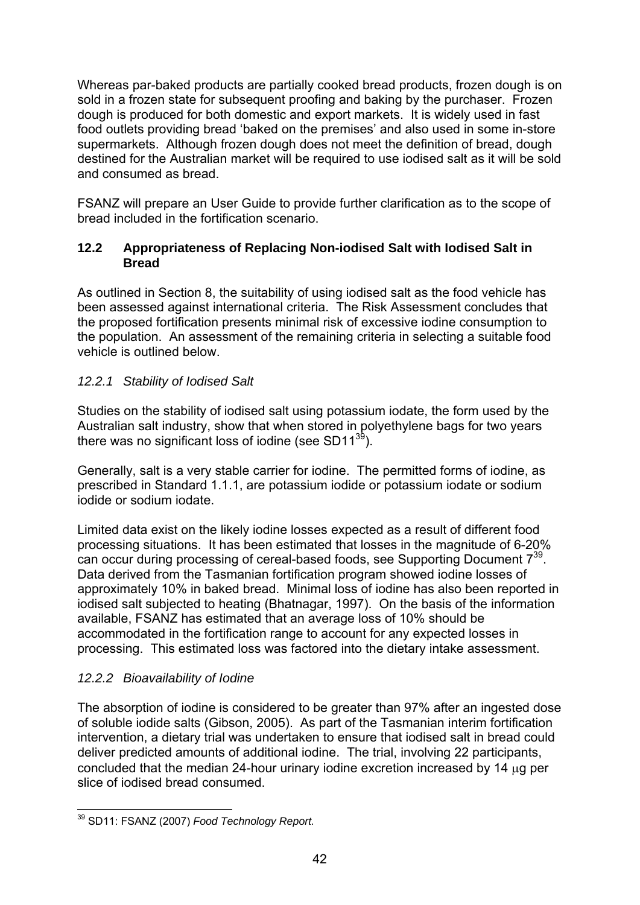Whereas par-baked products are partially cooked bread products, frozen dough is on sold in a frozen state for subsequent proofing and baking by the purchaser. Frozen dough is produced for both domestic and export markets. It is widely used in fast food outlets providing bread 'baked on the premises' and also used in some in-store supermarkets. Although frozen dough does not meet the definition of bread, dough destined for the Australian market will be required to use iodised salt as it will be sold and consumed as bread.

FSANZ will prepare an User Guide to provide further clarification as to the scope of bread included in the fortification scenario.

### 12.2 Appropriateness of Replacing Non-iodised Salt with Iodised Salt in Bread

As outlined in Section 8, the suitability of using iodised salt as the food vehicle has been assessed against international criteria. The Risk Assessment concludes that the proposed fortification presents minimal risk of excessive iodine consumption to the population. An assessment of the remaining criteria in selecting a suitable food vehicle is outlined below.

#### *12.2.1 Stability of Iodised Salt*

Studies on the stability of iodised salt using potassium iodate, the form used by the Australian salt industry, show that when stored in polyethylene bags for two years there was no significant loss of iodine (see SD11[39]).

Generally, salt is a very stable carrier for iodine. The permitted forms of iodine, as prescribed in Standard 1.1.1, are potassium iodide or potassium iodate or sodium iodide or sodium iodate.

Limited data exist on the likely iodine losses expected as a result of different food processing situations. It has been estimated that losses in the magnitude of 6-20% can occur during processing of cereal-based foods, see Supporting Document 7[39]. Data derived from the Tasmanian fortification program showed iodine losses of approximately 10% in baked bread. Minimal loss of iodine has also been reported in iodised salt subjected to heating (Bhatnagar, 1997). On the basis of the information available, FSANZ has estimated that an average loss of 10% should be accommodated in the fortification range to account for any expected losses in processing. This estimated loss was factored into the dietary intake assessment.

#### *12.2.2 Bioavailability of Iodine*

The absorption of iodine is considered to be greater than 97% after an ingested dose of soluble iodide salts (Gibson, 2005). As part of the Tasmanian interim fortification intervention, a dietary trial was undertaken to ensure that iodised salt in bread could deliver predicted amounts of additional iodine. The trial, involving 22 participants, concluded that the median 24-hour urinary iodine excretion increased by 14 μg per slice of iodised bread consumed.

---

[39] SD11: FSANZ (2007) *Food Technology Report.*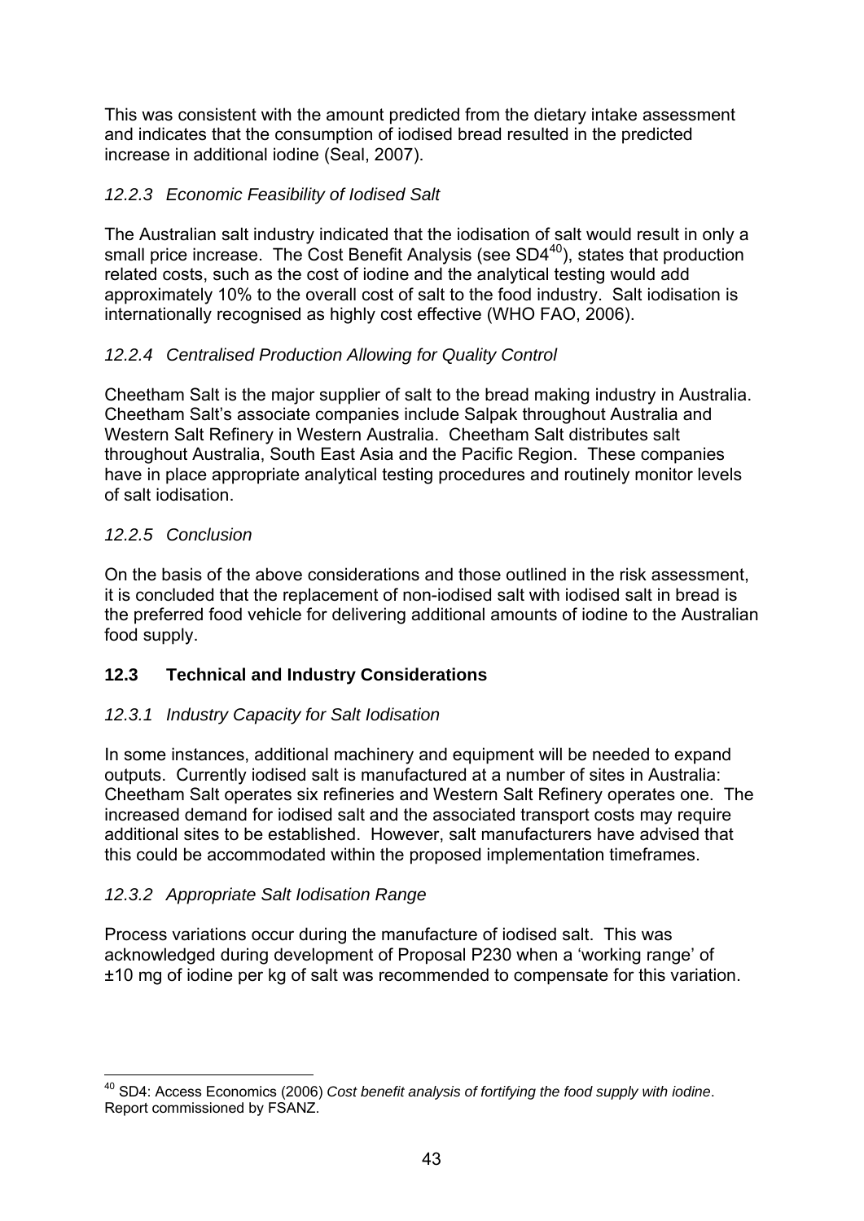This was consistent with the amount predicted from the dietary intake assessment and indicates that the consumption of iodised bread resulted in the predicted increase in additional iodine (Seal, 2007).

#### *12.2.3 Economic Feasibility of Iodised Salt*

The Australian salt industry indicated that the iodisation of salt would result in only a small price increase. The Cost Benefit Analysis (see SD4[40]), states that production related costs, such as the cost of iodine and the analytical testing would add approximately 10% to the overall cost of salt to the food industry. Salt iodisation is internationally recognised as highly cost effective (WHO FAO, 2006).

#### *12.2.4 Centralised Production Allowing for Quality Control*

Cheetham Salt is the major supplier of salt to the bread making industry in Australia. Cheetham Salt's associate companies include Salpak throughout Australia and Western Salt Refinery in Western Australia. Cheetham Salt distributes salt throughout Australia, South East Asia and the Pacific Region. These companies have in place appropriate analytical testing procedures and routinely monitor levels of salt iodisation.

#### *12.2.5 Conclusion*

On the basis of the above considerations and those outlined in the risk assessment, it is concluded that the replacement of non-iodised salt with iodised salt in bread is the preferred food vehicle for delivering additional amounts of iodine to the Australian food supply.

### **12.3 Technical and Industry Considerations**

#### *12.3.1 Industry Capacity for Salt Iodisation*

In some instances, additional machinery and equipment will be needed to expand outputs. Currently iodised salt is manufactured at a number of sites in Australia: Cheetham Salt operates six refineries and Western Salt Refinery operates one. The increased demand for iodised salt and the associated transport costs may require additional sites to be established. However, salt manufacturers have advised that this could be accommodated within the proposed implementation timeframes.

#### *12.3.2 Appropriate Salt Iodisation Range*

Process variations occur during the manufacture of iodised salt. This was acknowledged during development of Proposal P230 when a 'working range' of ±10 mg of iodine per kg of salt was recommended to compensate for this variation.

---

[40] SD4: Access Economics (2006) *Cost benefit analysis of fortifying the food supply with iodine*. Report commissioned by FSANZ.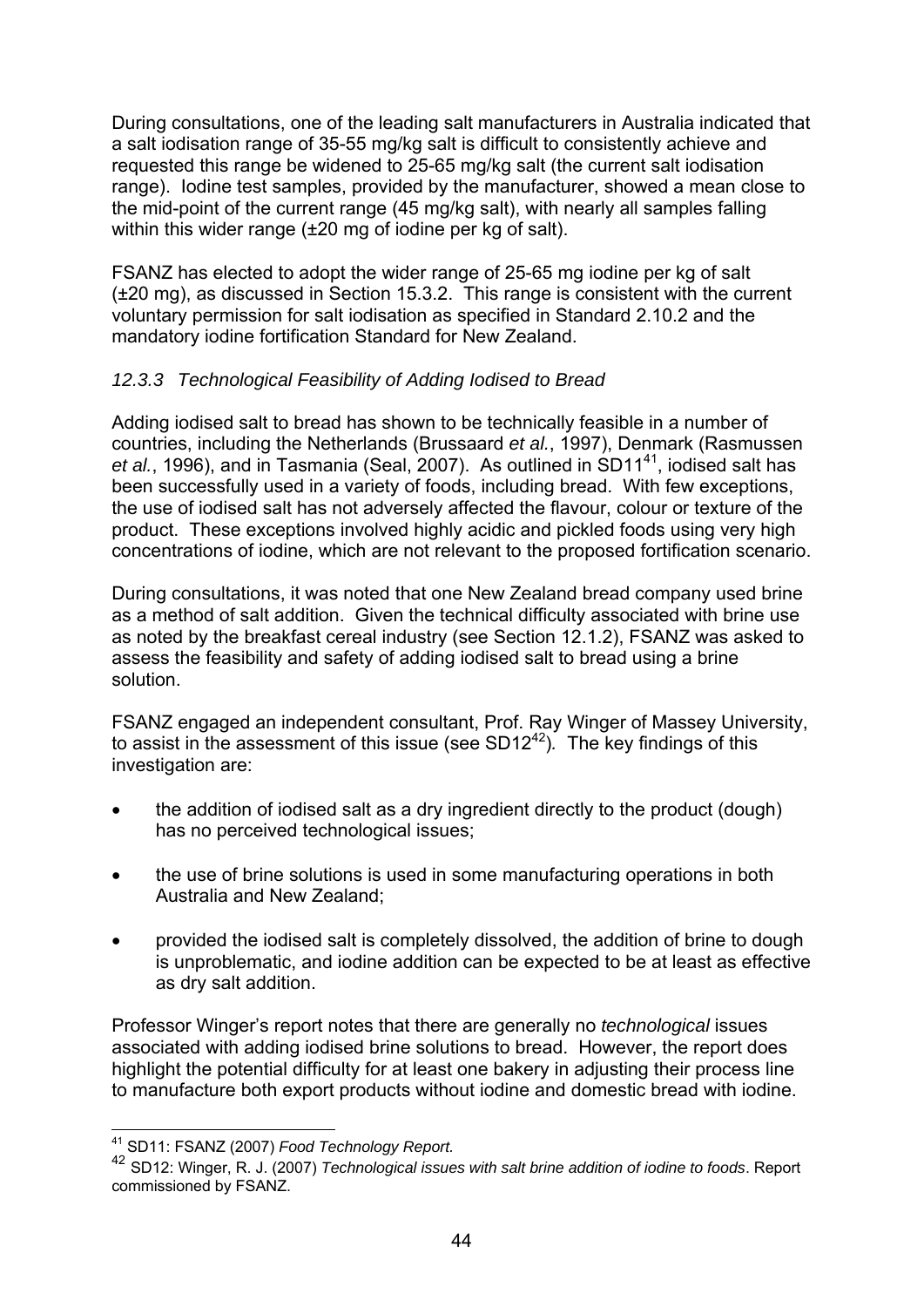During consultations, one of the leading salt manufacturers in Australia indicated that a salt iodisation range of 35-55 mg/kg salt is difficult to consistently achieve and requested this range be widened to 25-65 mg/kg salt (the current salt iodisation range). Iodine test samples, provided by the manufacturer, showed a mean close to the mid-point of the current range (45 mg/kg salt), with nearly all samples falling within this wider range (±20 mg of iodine per kg of salt).

FSANZ has elected to adopt the wider range of 25-65 mg iodine per kg of salt (±20 mg), as discussed in Section 15.3.2. This range is consistent with the current voluntary permission for salt iodisation as specified in Standard 2.10.2 and the mandatory iodine fortification Standard for New Zealand.

### *12.3.3 Technological Feasibility of Adding Iodised to Bread*

Adding iodised salt to bread has shown to be technically feasible in a number of countries, including the Netherlands (Brussaard *et al.*, 1997), Denmark (Rasmussen *et al.*, 1996), and in Tasmania (Seal, 2007). As outlined in SD11[41], iodised salt has been successfully used in a variety of foods, including bread. With few exceptions, the use of iodised salt has not adversely affected the flavour, colour or texture of the product. These exceptions involved highly acidic and pickled foods using very high concentrations of iodine, which are not relevant to the proposed fortification scenario.

During consultations, it was noted that one New Zealand bread company used brine as a method of salt addition. Given the technical difficulty associated with brine use as noted by the breakfast cereal industry (see Section 12.1.2), FSANZ was asked to assess the feasibility and safety of adding iodised salt to bread using a brine solution.

FSANZ engaged an independent consultant, Prof. Ray Winger of Massey University, to assist in the assessment of this issue (see SD12[42]). The key findings of this investigation are:

- the addition of iodised salt as a dry ingredient directly to the product (dough) has no perceived technological issues;
- the use of brine solutions is used in some manufacturing operations in both Australia and New Zealand;
- provided the iodised salt is completely dissolved, the addition of brine to dough is unproblematic, and iodine addition can be expected to be at least as effective as dry salt addition.

Professor Winger's report notes that there are generally no *technological* issues associated with adding iodised brine solutions to bread. However, the report does highlight the potential difficulty for at least one bakery in adjusting their process line to manufacture both export products without iodine and domestic bread with iodine.

---

[41] SD11: FSANZ (2007) *Food Technology Report.*

[42] SD12: Winger, R. J. (2007) *Technological issues with salt brine addition of iodine to foods*. Report commissioned by FSANZ.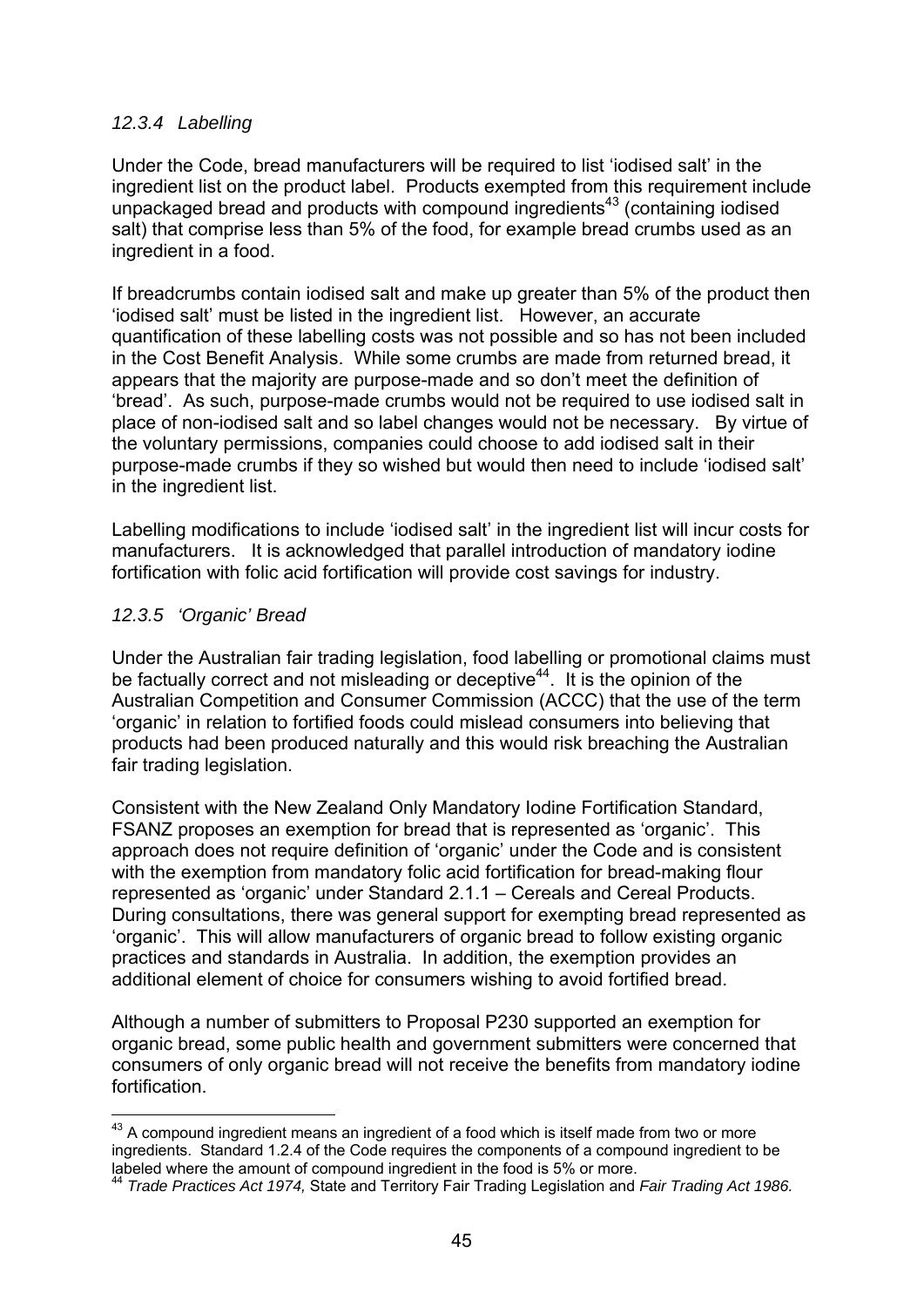#### *12.3.4 Labelling*

Under the Code, bread manufacturers will be required to list 'iodised salt' in the ingredient list on the product label. Products exempted from this requirement include unpackaged bread and products with compound ingredients[43] (containing iodised salt) that comprise less than 5% of the food, for example bread crumbs used as an ingredient in a food.

If breadcrumbs contain iodised salt and make up greater than 5% of the product then 'iodised salt' must be listed in the ingredient list. However, an accurate quantification of these labelling costs was not possible and so has not been included in the Cost Benefit Analysis. While some crumbs are made from returned bread, it appears that the majority are purpose-made and so don't meet the definition of 'bread'. As such, purpose-made crumbs would not be required to use iodised salt in place of non-iodised salt and so label changes would not be necessary. By virtue of the voluntary permissions, companies could choose to add iodised salt in their purpose-made crumbs if they so wished but would then need to include 'iodised salt' in the ingredient list.

Labelling modifications to include 'iodised salt' in the ingredient list will incur costs for manufacturers. It is acknowledged that parallel introduction of mandatory iodine fortification with folic acid fortification will provide cost savings for industry.

#### *12.3.5 'Organic' Bread*

Under the Australian fair trading legislation, food labelling or promotional claims must be factually correct and not misleading or deceptive[44]. It is the opinion of the Australian Competition and Consumer Commission (ACCC) that the use of the term 'organic' in relation to fortified foods could mislead consumers into believing that products had been produced naturally and this would risk breaching the Australian fair trading legislation.

Consistent with the New Zealand Only Mandatory Iodine Fortification Standard, FSANZ proposes an exemption for bread that is represented as 'organic'. This approach does not require definition of 'organic' under the Code and is consistent with the exemption from mandatory folic acid fortification for bread-making flour represented as 'organic' under Standard 2.1.1 – Cereals and Cereal Products. During consultations, there was general support for exempting bread represented as 'organic'. This will allow manufacturers of organic bread to follow existing organic practices and standards in Australia. In addition, the exemption provides an additional element of choice for consumers wishing to avoid fortified bread.

Although a number of submitters to Proposal P230 supported an exemption for organic bread, some public health and government submitters were concerned that consumers of only organic bread will not receive the benefits from mandatory iodine fortification.

---

[43] A compound ingredient means an ingredient of a food which is itself made from two or more ingredients. Standard 1.2.4 of the Code requires the components of a compound ingredient to be labeled where the amount of compound ingredient in the food is 5% or more.

[44] *Trade Practices Act 1974,* State and Territory Fair Trading Legislation and *Fair Trading Act 1986.*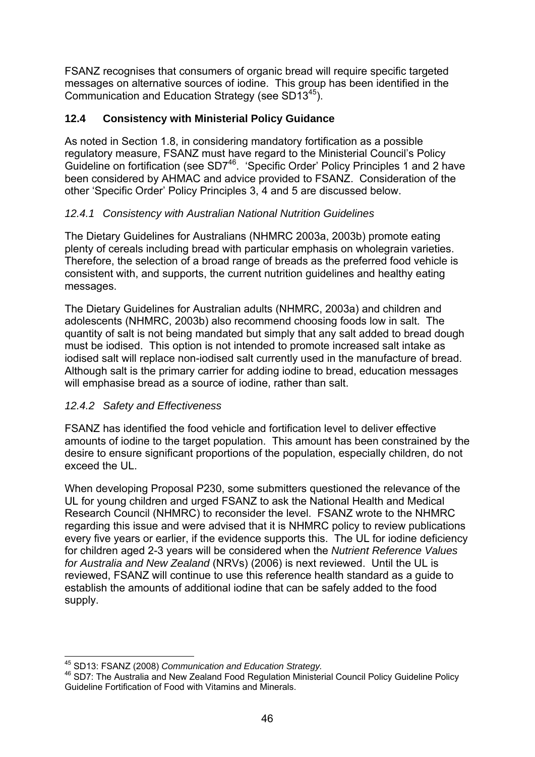FSANZ recognises that consumers of organic bread will require specific targeted messages on alternative sources of iodine. This group has been identified in the Communication and Education Strategy (see SD13[45]).

### 12.4 Consistency with Ministerial Policy Guidance

As noted in Section 1.8, in considering mandatory fortification as a possible regulatory measure, FSANZ must have regard to the Ministerial Council's Policy Guideline on fortification (see SD7[46]. 'Specific Order' Policy Principles 1 and 2 have been considered by AHMAC and advice provided to FSANZ. Consideration of the other 'Specific Order' Policy Principles 3, 4 and 5 are discussed below.

#### *12.4.1 Consistency with Australian National Nutrition Guidelines*

The Dietary Guidelines for Australians (NHMRC 2003a, 2003b) promote eating plenty of cereals including bread with particular emphasis on wholegrain varieties. Therefore, the selection of a broad range of breads as the preferred food vehicle is consistent with, and supports, the current nutrition guidelines and healthy eating messages.

The Dietary Guidelines for Australian adults (NHMRC, 2003a) and children and adolescents (NHMRC, 2003b) also recommend choosing foods low in salt. The quantity of salt is not being mandated but simply that any salt added to bread dough must be iodised. This option is not intended to promote increased salt intake as iodised salt will replace non-iodised salt currently used in the manufacture of bread. Although salt is the primary carrier for adding iodine to bread, education messages will emphasise bread as a source of iodine, rather than salt.

#### *12.4.2 Safety and Effectiveness*

FSANZ has identified the food vehicle and fortification level to deliver effective amounts of iodine to the target population. This amount has been constrained by the desire to ensure significant proportions of the population, especially children, do not exceed the UL.

When developing Proposal P230, some submitters questioned the relevance of the UL for young children and urged FSANZ to ask the National Health and Medical Research Council (NHMRC) to reconsider the level. FSANZ wrote to the NHMRC regarding this issue and were advised that it is NHMRC policy to review publications every five years or earlier, if the evidence supports this. The UL for iodine deficiency for children aged 2-3 years will be considered when the *Nutrient Reference Values for Australia and New Zealand* (NRVs) (2006) is next reviewed. Until the UL is reviewed, FSANZ will continue to use this reference health standard as a guide to establish the amounts of additional iodine that can be safely added to the food supply.

---

[45] SD13: FSANZ (2008) *Communication and Education Strategy.*

[46] SD7: The Australia and New Zealand Food Regulation Ministerial Council Policy Guideline Policy Guideline Fortification of Food with Vitamins and Minerals.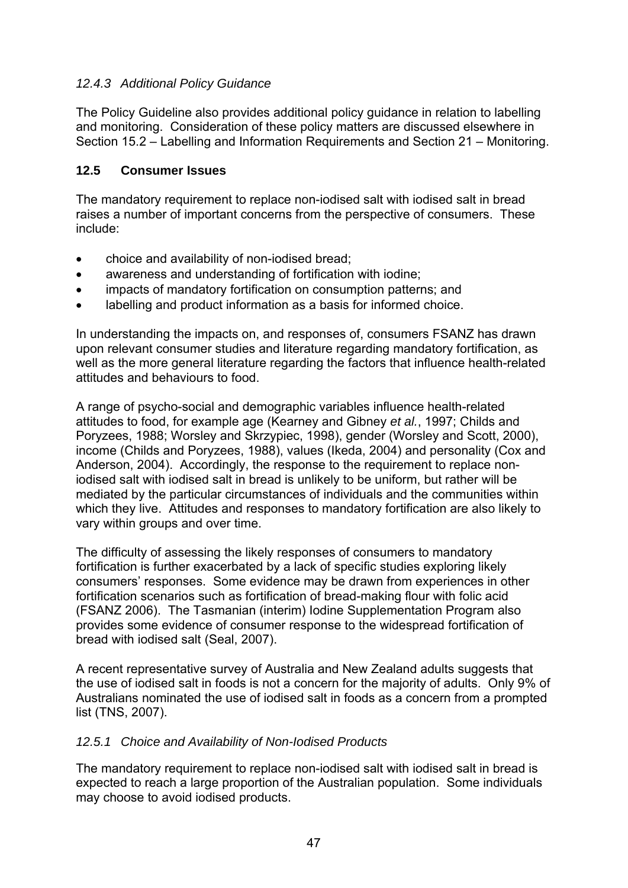### *12.4.3 Additional Policy Guidance*

The Policy Guideline also provides additional policy guidance in relation to labelling and monitoring. Consideration of these policy matters are discussed elsewhere in Section 15.2 – Labelling and Information Requirements and Section 21 – Monitoring.

## 12.5 Consumer Issues

The mandatory requirement to replace non-iodised salt with iodised salt in bread raises a number of important concerns from the perspective of consumers. These include:

- choice and availability of non-iodised bread;
- awareness and understanding of fortification with iodine;
- impacts of mandatory fortification on consumption patterns; and
- labelling and product information as a basis for informed choice.

In understanding the impacts on, and responses of, consumers FSANZ has drawn upon relevant consumer studies and literature regarding mandatory fortification, as well as the more general literature regarding the factors that influence health-related attitudes and behaviours to food.

A range of psycho-social and demographic variables influence health-related attitudes to food, for example age (Kearney and Gibney *et al.*, 1997; Childs and Poryzees, 1988; Worsley and Skrzypiec, 1998), gender (Worsley and Scott, 2000), income (Childs and Poryzees, 1988), values (Ikeda, 2004) and personality (Cox and Anderson, 2004). Accordingly, the response to the requirement to replace non-iodised salt with iodised salt in bread is unlikely to be uniform, but rather will be mediated by the particular circumstances of individuals and the communities within which they live. Attitudes and responses to mandatory fortification are also likely to vary within groups and over time.

The difficulty of assessing the likely responses of consumers to mandatory fortification is further exacerbated by a lack of specific studies exploring likely consumers' responses. Some evidence may be drawn from experiences in other fortification scenarios such as fortification of bread-making flour with folic acid (FSANZ 2006). The Tasmanian (interim) Iodine Supplementation Program also provides some evidence of consumer response to the widespread fortification of bread with iodised salt (Seal, 2007).

A recent representative survey of Australia and New Zealand adults suggests that the use of iodised salt in foods is not a concern for the majority of adults. Only 9% of Australians nominated the use of iodised salt in foods as a concern from a prompted list (TNS, 2007).

### *12.5.1 Choice and Availability of Non-Iodised Products*

The mandatory requirement to replace non-iodised salt with iodised salt in bread is expected to reach a large proportion of the Australian population. Some individuals may choose to avoid iodised products.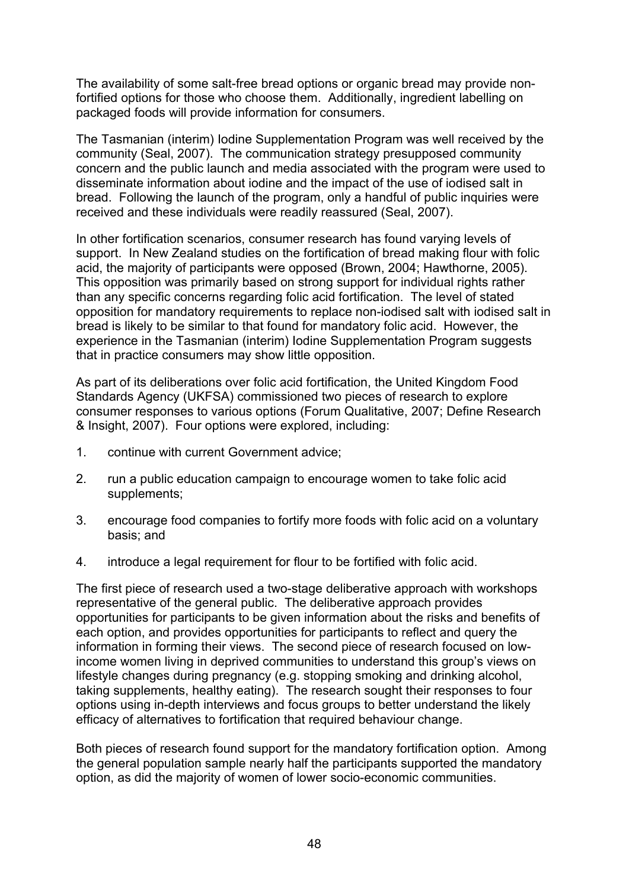The availability of some salt-free bread options or organic bread may provide non-fortified options for those who choose them. Additionally, ingredient labelling on packaged foods will provide information for consumers.

The Tasmanian (interim) Iodine Supplementation Program was well received by the community (Seal, 2007). The communication strategy presupposed community concern and the public launch and media associated with the program were used to disseminate information about iodine and the impact of the use of iodised salt in bread. Following the launch of the program, only a handful of public inquiries were received and these individuals were readily reassured (Seal, 2007).

In other fortification scenarios, consumer research has found varying levels of support. In New Zealand studies on the fortification of bread making flour with folic acid, the majority of participants were opposed (Brown, 2004; Hawthorne, 2005). This opposition was primarily based on strong support for individual rights rather than any specific concerns regarding folic acid fortification. The level of stated opposition for mandatory requirements to replace non-iodised salt with iodised salt in bread is likely to be similar to that found for mandatory folic acid. However, the experience in the Tasmanian (interim) Iodine Supplementation Program suggests that in practice consumers may show little opposition.

As part of its deliberations over folic acid fortification, the United Kingdom Food Standards Agency (UKFSA) commissioned two pieces of research to explore consumer responses to various options (Forum Qualitative, 2007; Define Research & Insight, 2007). Four options were explored, including:

1. continue with current Government advice;
2. run a public education campaign to encourage women to take folic acid supplements;
3. encourage food companies to fortify more foods with folic acid on a voluntary basis; and
4. introduce a legal requirement for flour to be fortified with folic acid.

The first piece of research used a two-stage deliberative approach with workshops representative of the general public. The deliberative approach provides opportunities for participants to be given information about the risks and benefits of each option, and provides opportunities for participants to reflect and query the information in forming their views. The second piece of research focused on low-income women living in deprived communities to understand this group's views on lifestyle changes during pregnancy (e.g. stopping smoking and drinking alcohol, taking supplements, healthy eating). The research sought their responses to four options using in-depth interviews and focus groups to better understand the likely efficacy of alternatives to fortification that required behaviour change.

Both pieces of research found support for the mandatory fortification option. Among the general population sample nearly half the participants supported the mandatory option, as did the majority of women of lower socio-economic communities.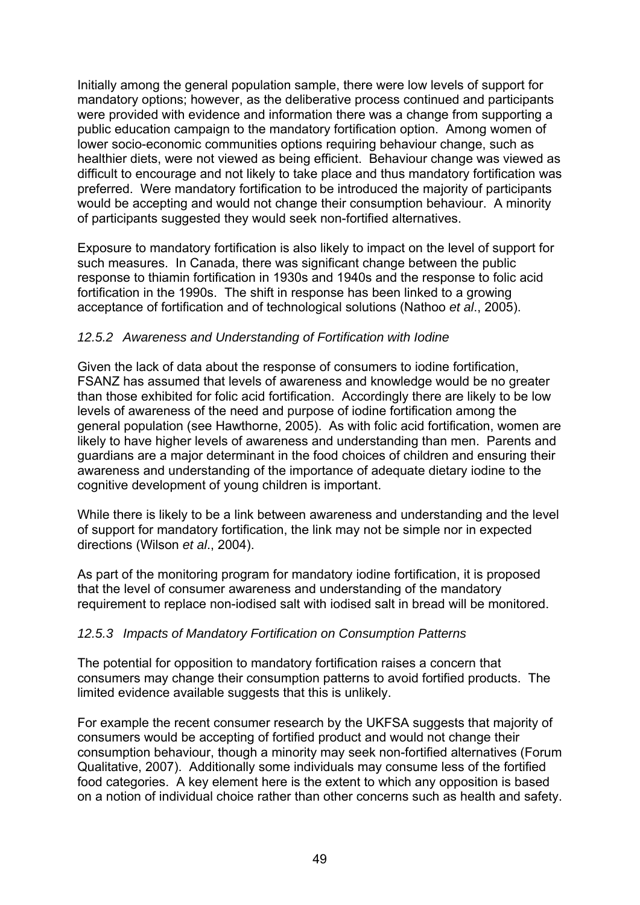Initially among the general population sample, there were low levels of support for mandatory options; however, as the deliberative process continued and participants were provided with evidence and information there was a change from supporting a public education campaign to the mandatory fortification option. Among women of lower socio-economic communities options requiring behaviour change, such as healthier diets, were not viewed as being efficient. Behaviour change was viewed as difficult to encourage and not likely to take place and thus mandatory fortification was preferred. Were mandatory fortification to be introduced the majority of participants would be accepting and would not change their consumption behaviour. A minority of participants suggested they would seek non-fortified alternatives.

Exposure to mandatory fortification is also likely to impact on the level of support for such measures. In Canada, there was significant change between the public response to thiamin fortification in 1930s and 1940s and the response to folic acid fortification in the 1990s. The shift in response has been linked to a growing acceptance of fortification and of technological solutions (Nathoo *et al*., 2005).

### *12.5.2 Awareness and Understanding of Fortification with Iodine*

Given the lack of data about the response of consumers to iodine fortification, FSANZ has assumed that levels of awareness and knowledge would be no greater than those exhibited for folic acid fortification. Accordingly there are likely to be low levels of awareness of the need and purpose of iodine fortification among the general population (see Hawthorne, 2005). As with folic acid fortification, women are likely to have higher levels of awareness and understanding than men. Parents and guardians are a major determinant in the food choices of children and ensuring their awareness and understanding of the importance of adequate dietary iodine to the cognitive development of young children is important.

While there is likely to be a link between awareness and understanding and the level of support for mandatory fortification, the link may not be simple nor in expected directions (Wilson *et al*., 2004).

As part of the monitoring program for mandatory iodine fortification, it is proposed that the level of consumer awareness and understanding of the mandatory requirement to replace non-iodised salt with iodised salt in bread will be monitored.

### *12.5.3 Impacts of Mandatory Fortification on Consumption Patterns*

The potential for opposition to mandatory fortification raises a concern that consumers may change their consumption patterns to avoid fortified products. The limited evidence available suggests that this is unlikely.

For example the recent consumer research by the UKFSA suggests that majority of consumers would be accepting of fortified product and would not change their consumption behaviour, though a minority may seek non-fortified alternatives (Forum Qualitative, 2007). Additionally some individuals may consume less of the fortified food categories. A key element here is the extent to which any opposition is based on a notion of individual choice rather than other concerns such as health and safety.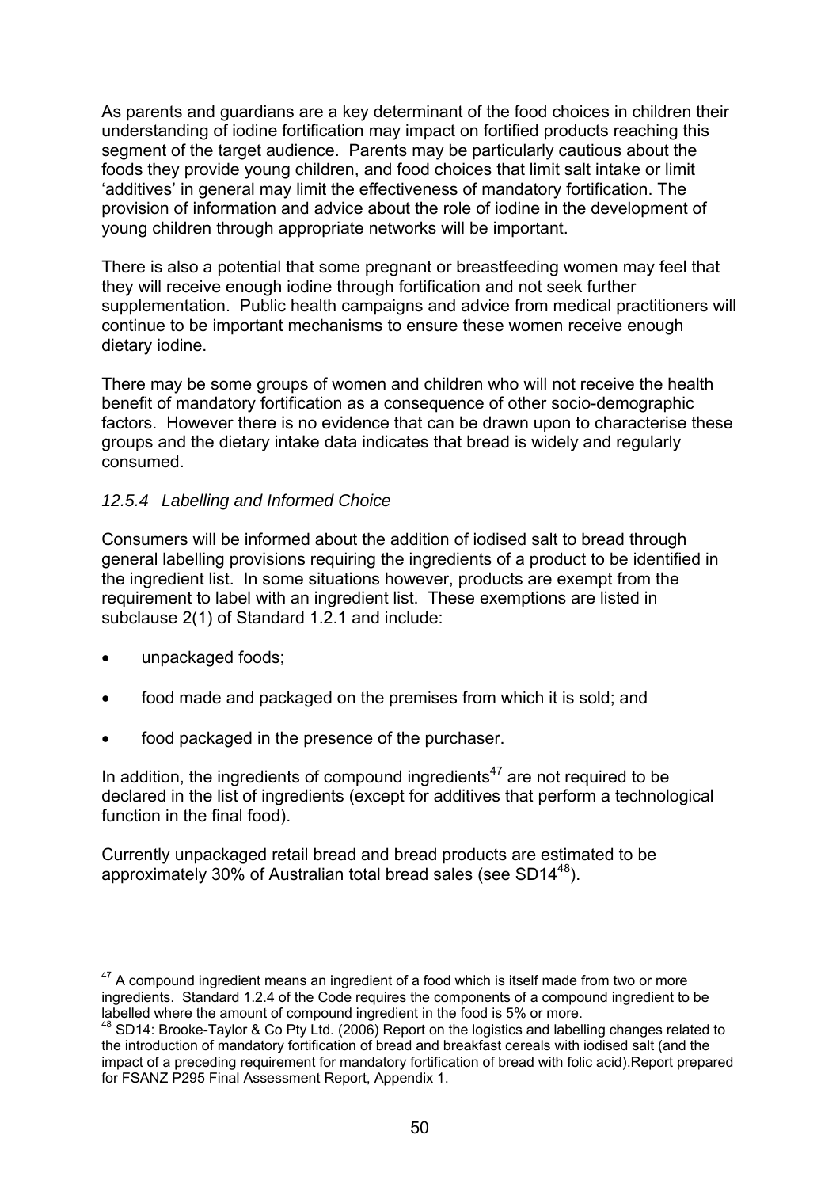As parents and guardians are a key determinant of the food choices in children their understanding of iodine fortification may impact on fortified products reaching this segment of the target audience. Parents may be particularly cautious about the foods they provide young children, and food choices that limit salt intake or limit 'additives' in general may limit the effectiveness of mandatory fortification. The provision of information and advice about the role of iodine in the development of young children through appropriate networks will be important.

There is also a potential that some pregnant or breastfeeding women may feel that they will receive enough iodine through fortification and not seek further supplementation. Public health campaigns and advice from medical practitioners will continue to be important mechanisms to ensure these women receive enough dietary iodine.

There may be some groups of women and children who will not receive the health benefit of mandatory fortification as a consequence of other socio-demographic factors. However there is no evidence that can be drawn upon to characterise these groups and the dietary intake data indicates that bread is widely and regularly consumed.

### *12.5.4 Labelling and Informed Choice*

Consumers will be informed about the addition of iodised salt to bread through general labelling provisions requiring the ingredients of a product to be identified in the ingredient list. In some situations however, products are exempt from the requirement to label with an ingredient list. These exemptions are listed in subclause 2(1) of Standard 1.2.1 and include:

- unpackaged foods;
- food made and packaged on the premises from which it is sold; and
- food packaged in the presence of the purchaser.

In addition, the ingredients of compound ingredients[47] are not required to be declared in the list of ingredients (except for additives that perform a technological function in the final food).

Currently unpackaged retail bread and bread products are estimated to be approximately 30% of Australian total bread sales (see SD14[48]).

---

[47] A compound ingredient means an ingredient of a food which is itself made from two or more ingredients. Standard 1.2.4 of the Code requires the components of a compound ingredient to be labelled where the amount of compound ingredient in the food is 5% or more.

[48] SD14: Brooke-Taylor & Co Pty Ltd. (2006) Report on the logistics and labelling changes related to the introduction of mandatory fortification of bread and breakfast cereals with iodised salt (and the impact of a preceding requirement for mandatory fortification of bread with folic acid).Report prepared for FSANZ P295 Final Assessment Report, Appendix 1.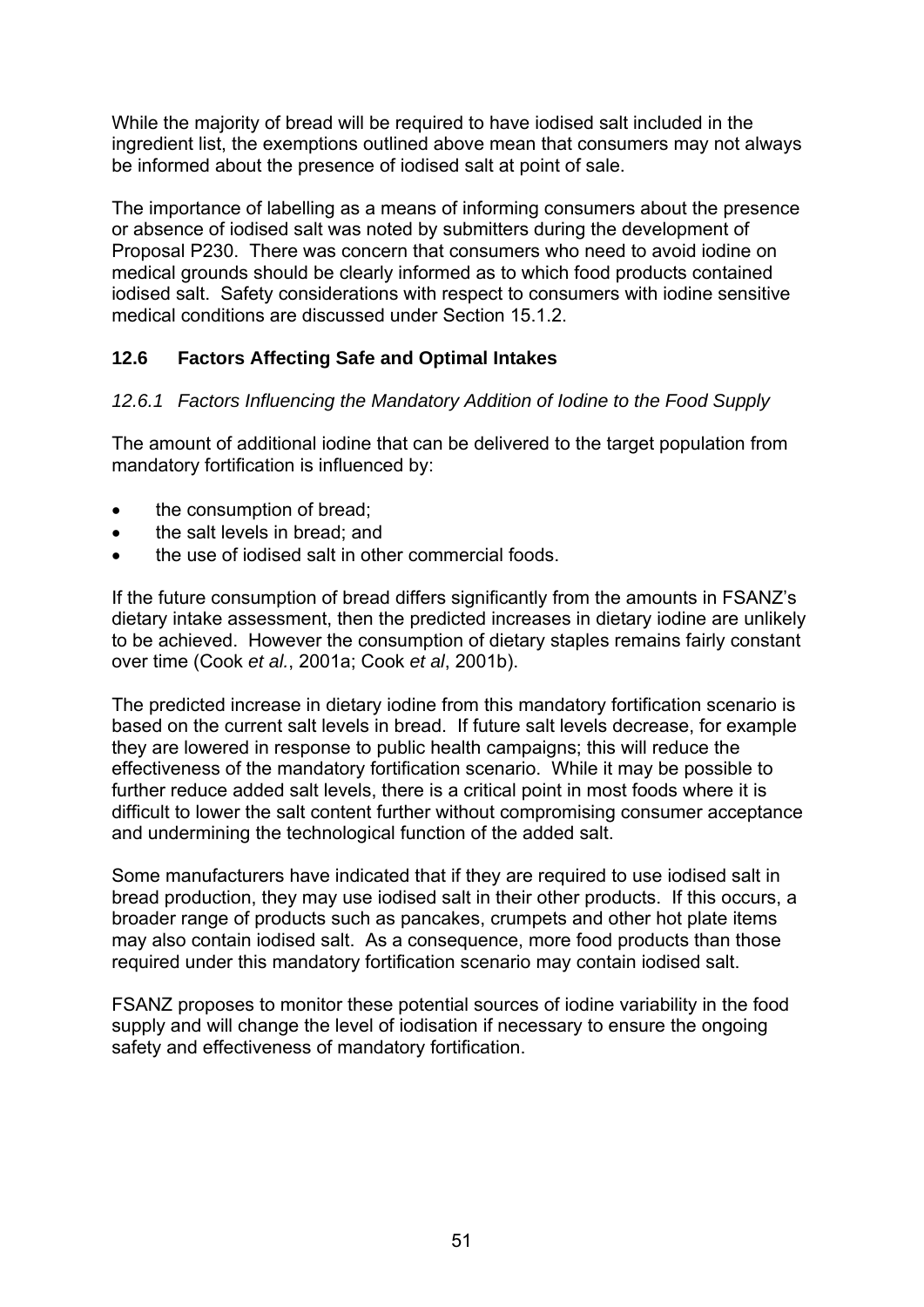While the majority of bread will be required to have iodised salt included in the ingredient list, the exemptions outlined above mean that consumers may not always be informed about the presence of iodised salt at point of sale.

The importance of labelling as a means of informing consumers about the presence or absence of iodised salt was noted by submitters during the development of Proposal P230. There was concern that consumers who need to avoid iodine on medical grounds should be clearly informed as to which food products contained iodised salt. Safety considerations with respect to consumers with iodine sensitive medical conditions are discussed under Section 15.1.2.

## 12.6 Factors Affecting Safe and Optimal Intakes

### *12.6.1 Factors Influencing the Mandatory Addition of Iodine to the Food Supply*

The amount of additional iodine that can be delivered to the target population from mandatory fortification is influenced by:

- the consumption of bread;
- the salt levels in bread; and
- the use of iodised salt in other commercial foods.

If the future consumption of bread differs significantly from the amounts in FSANZ's dietary intake assessment, then the predicted increases in dietary iodine are unlikely to be achieved. However the consumption of dietary staples remains fairly constant over time (Cook *et al.*, 2001a; Cook *et al*, 2001b).

The predicted increase in dietary iodine from this mandatory fortification scenario is based on the current salt levels in bread. If future salt levels decrease, for example they are lowered in response to public health campaigns; this will reduce the effectiveness of the mandatory fortification scenario. While it may be possible to further reduce added salt levels, there is a critical point in most foods where it is difficult to lower the salt content further without compromising consumer acceptance and undermining the technological function of the added salt.

Some manufacturers have indicated that if they are required to use iodised salt in bread production, they may use iodised salt in their other products. If this occurs, a broader range of products such as pancakes, crumpets and other hot plate items may also contain iodised salt. As a consequence, more food products than those required under this mandatory fortification scenario may contain iodised salt.

FSANZ proposes to monitor these potential sources of iodine variability in the food supply and will change the level of iodisation if necessary to ensure the ongoing safety and effectiveness of mandatory fortification.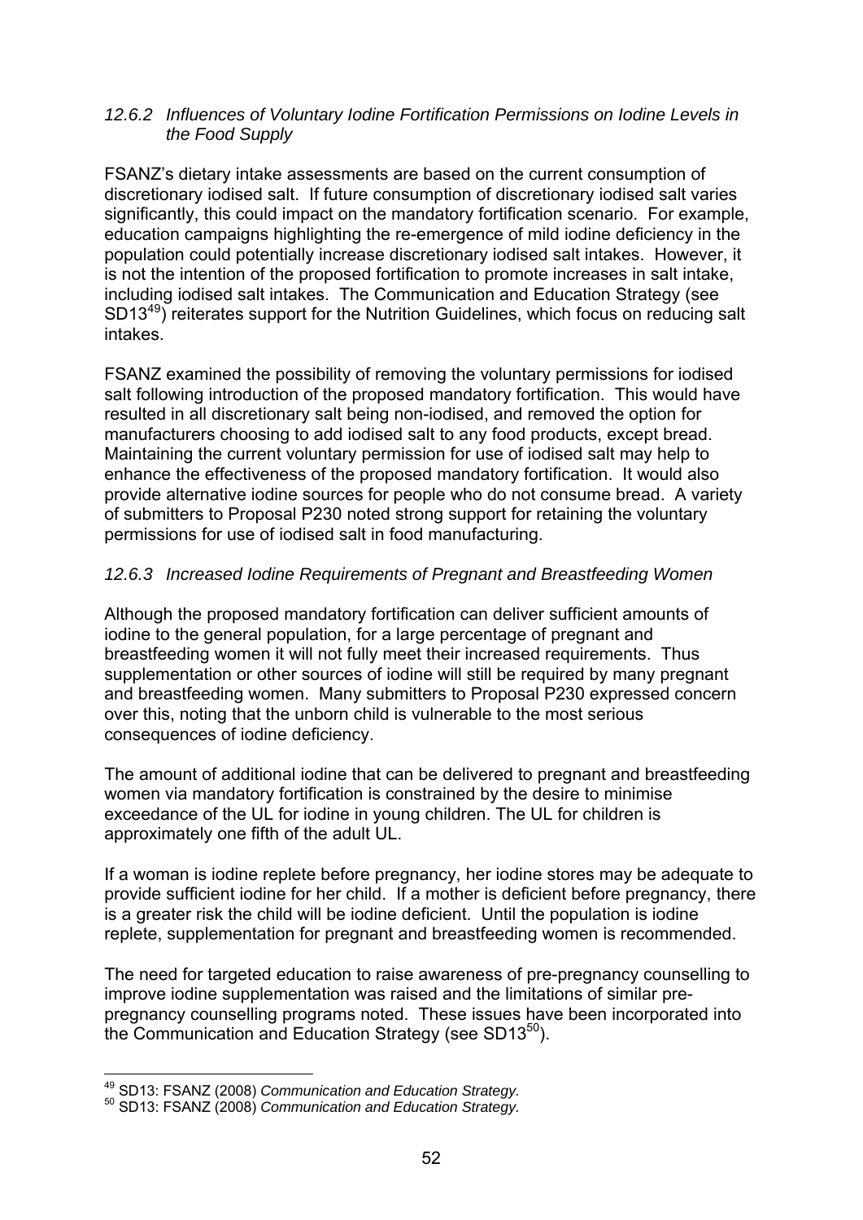### *12.6.2 Influences of Voluntary Iodine Fortification Permissions on Iodine Levels in the Food Supply*

FSANZ's dietary intake assessments are based on the current consumption of discretionary iodised salt. If future consumption of discretionary iodised salt varies significantly, this could impact on the mandatory fortification scenario. For example, education campaigns highlighting the re-emergence of mild iodine deficiency in the population could potentially increase discretionary iodised salt intakes. However, it is not the intention of the proposed fortification to promote increases in salt intake, including iodised salt intakes. The Communication and Education Strategy (see SD13[49]) reiterates support for the Nutrition Guidelines, which focus on reducing salt intakes.

FSANZ examined the possibility of removing the voluntary permissions for iodised salt following introduction of the proposed mandatory fortification. This would have resulted in all discretionary salt being non-iodised, and removed the option for manufacturers choosing to add iodised salt to any food products, except bread. Maintaining the current voluntary permission for use of iodised salt may help to enhance the effectiveness of the proposed mandatory fortification. It would also provide alternative iodine sources for people who do not consume bread. A variety of submitters to Proposal P230 noted strong support for retaining the voluntary permissions for use of iodised salt in food manufacturing.

### *12.6.3 Increased Iodine Requirements of Pregnant and Breastfeeding Women*

Although the proposed mandatory fortification can deliver sufficient amounts of iodine to the general population, for a large percentage of pregnant and breastfeeding women it will not fully meet their increased requirements. Thus supplementation or other sources of iodine will still be required by many pregnant and breastfeeding women. Many submitters to Proposal P230 expressed concern over this, noting that the unborn child is vulnerable to the most serious consequences of iodine deficiency.

The amount of additional iodine that can be delivered to pregnant and breastfeeding women via mandatory fortification is constrained by the desire to minimise exceedance of the UL for iodine in young children. The UL for children is approximately one fifth of the adult UL.

If a woman is iodine replete before pregnancy, her iodine stores may be adequate to provide sufficient iodine for her child. If a mother is deficient before pregnancy, there is a greater risk the child will be iodine deficient. Until the population is iodine replete, supplementation for pregnant and breastfeeding women is recommended.

The need for targeted education to raise awareness of pre-pregnancy counselling to improve iodine supplementation was raised and the limitations of similar pre-pregnancy counselling programs noted. These issues have been incorporated into the Communication and Education Strategy (see SD13[50]).

---

[49] SD13: FSANZ (2008) *Communication and Education Strategy.*

[50] SD13: FSANZ (2008) *Communication and Education Strategy.*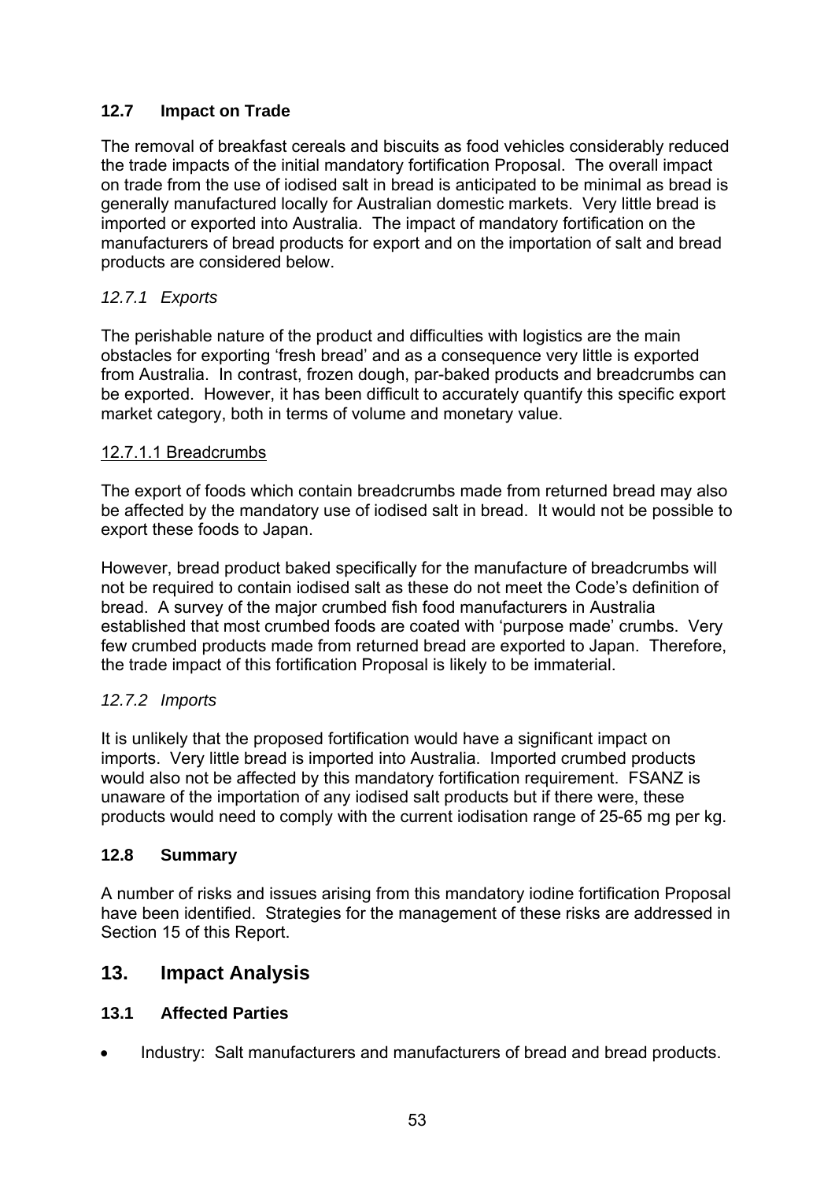### 12.7 Impact on Trade

The removal of breakfast cereals and biscuits as food vehicles considerably reduced the trade impacts of the initial mandatory fortification Proposal. The overall impact on trade from the use of iodised salt in bread is anticipated to be minimal as bread is generally manufactured locally for Australian domestic markets. Very little bread is imported or exported into Australia. The impact of mandatory fortification on the manufacturers of bread products for export and on the importation of salt and bread products are considered below.

#### *12.7.1 Exports*

The perishable nature of the product and difficulties with logistics are the main obstacles for exporting 'fresh bread' and as a consequence very little is exported from Australia. In contrast, frozen dough, par-baked products and breadcrumbs can be exported. However, it has been difficult to accurately quantify this specific export market category, both in terms of volume and monetary value.

##### 12.7.1.1 Breadcrumbs

The export of foods which contain breadcrumbs made from returned bread may also be affected by the mandatory use of iodised salt in bread. It would not be possible to export these foods to Japan.

However, bread product baked specifically for the manufacture of breadcrumbs will not be required to contain iodised salt as these do not meet the Code's definition of bread. A survey of the major crumbed fish food manufacturers in Australia established that most crumbed foods are coated with 'purpose made' crumbs. Very few crumbed products made from returned bread are exported to Japan. Therefore, the trade impact of this fortification Proposal is likely to be immaterial.

#### *12.7.2 Imports*

It is unlikely that the proposed fortification would have a significant impact on imports. Very little bread is imported into Australia. Imported crumbed products would also not be affected by this mandatory fortification requirement. FSANZ is unaware of the importation of any iodised salt products but if there were, these products would need to comply with the current iodisation range of 25-65 mg per kg.

### 12.8 Summary

A number of risks and issues arising from this mandatory iodine fortification Proposal have been identified. Strategies for the management of these risks are addressed in Section 15 of this Report.

## 13. Impact Analysis

### 13.1 Affected Parties

- Industry: Salt manufacturers and manufacturers of bread and bread products.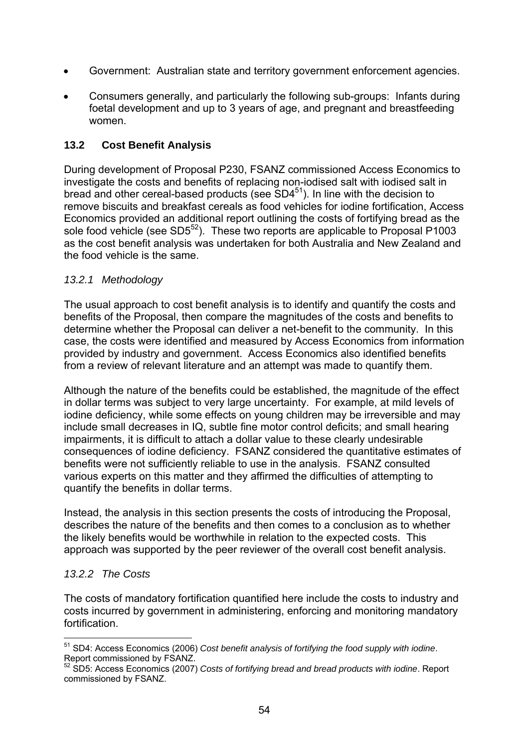- Government: Australian state and territory government enforcement agencies.
- Consumers generally, and particularly the following sub-groups: Infants during foetal development and up to 3 years of age, and pregnant and breastfeeding women.

### 13.2 Cost Benefit Analysis

During development of Proposal P230, FSANZ commissioned Access Economics to investigate the costs and benefits of replacing non-iodised salt with iodised salt in bread and other cereal-based products (see SD4[51]). In line with the decision to remove biscuits and breakfast cereals as food vehicles for iodine fortification, Access Economics provided an additional report outlining the costs of fortifying bread as the sole food vehicle (see SD5[52]). These two reports are applicable to Proposal P1003 as the cost benefit analysis was undertaken for both Australia and New Zealand and the food vehicle is the same.

#### *13.2.1 Methodology*

The usual approach to cost benefit analysis is to identify and quantify the costs and benefits of the Proposal, then compare the magnitudes of the costs and benefits to determine whether the Proposal can deliver a net-benefit to the community. In this case, the costs were identified and measured by Access Economics from information provided by industry and government. Access Economics also identified benefits from a review of relevant literature and an attempt was made to quantify them.

Although the nature of the benefits could be established, the magnitude of the effect in dollar terms was subject to very large uncertainty. For example, at mild levels of iodine deficiency, while some effects on young children may be irreversible and may include small decreases in IQ, subtle fine motor control deficits; and small hearing impairments, it is difficult to attach a dollar value to these clearly undesirable consequences of iodine deficiency. FSANZ considered the quantitative estimates of benefits were not sufficiently reliable to use in the analysis. FSANZ consulted various experts on this matter and they affirmed the difficulties of attempting to quantify the benefits in dollar terms.

Instead, the analysis in this section presents the costs of introducing the Proposal, describes the nature of the benefits and then comes to a conclusion as to whether the likely benefits would be worthwhile in relation to the expected costs. This approach was supported by the peer reviewer of the overall cost benefit analysis.

#### *13.2.2 The Costs*

The costs of mandatory fortification quantified here include the costs to industry and costs incurred by government in administering, enforcing and monitoring mandatory fortification.

---

[51] SD4: Access Economics (2006) *Cost benefit analysis of fortifying the food supply with iodine*. Report commissioned by FSANZ.

[52] SD5: Access Economics (2007) *Costs of fortifying bread and bread products with iodine*. Report commissioned by FSANZ.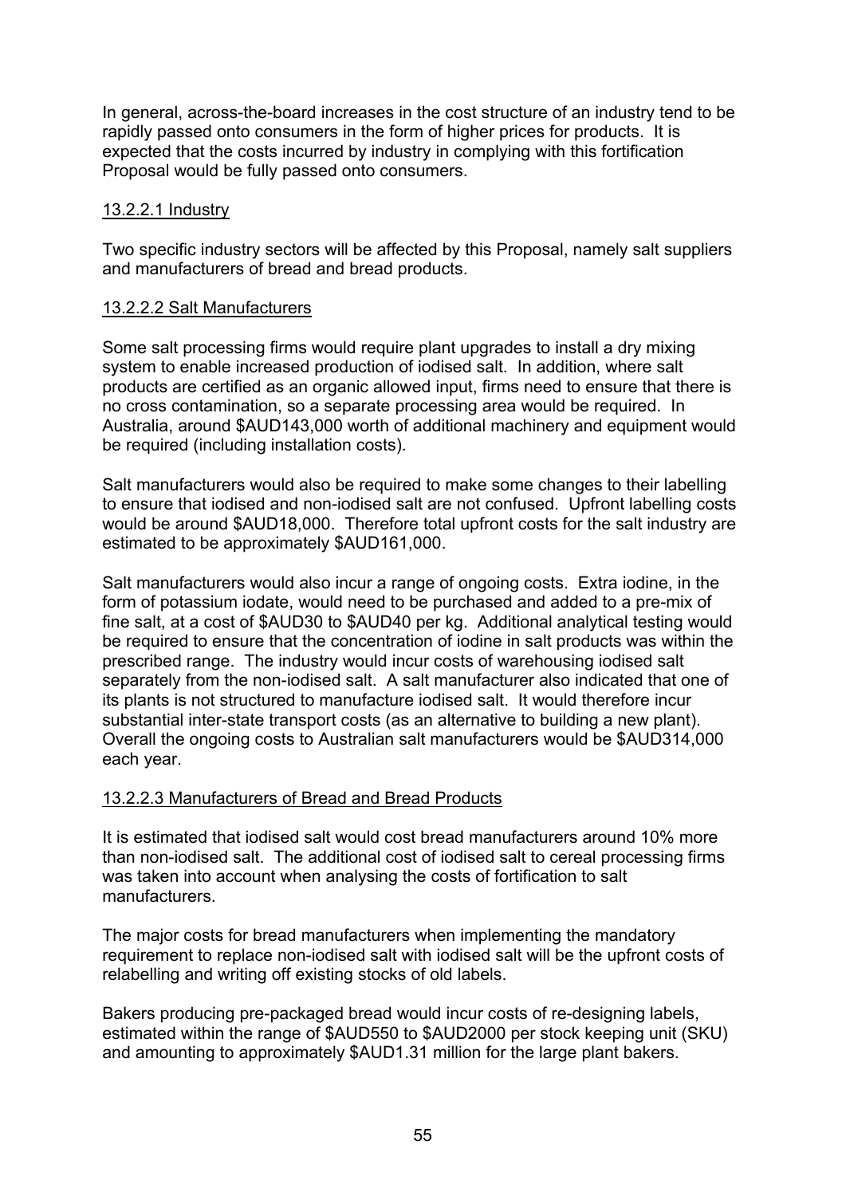In general, across-the-board increases in the cost structure of an industry tend to be rapidly passed onto consumers in the form of higher prices for products. It is expected that the costs incurred by industry in complying with this fortification Proposal would be fully passed onto consumers.

#### 13.2.2.1 Industry

Two specific industry sectors will be affected by this Proposal, namely salt suppliers and manufacturers of bread and bread products.

#### 13.2.2.2 Salt Manufacturers

Some salt processing firms would require plant upgrades to install a dry mixing system to enable increased production of iodised salt. In addition, where salt products are certified as an organic allowed input, firms need to ensure that there is no cross contamination, so a separate processing area would be required. In Australia, around $AUD143,000 worth of additional machinery and equipment would be required (including installation costs).

Salt manufacturers would also be required to make some changes to their labelling to ensure that iodised and non-iodised salt are not confused. Upfront labelling costs would be around $AUD18,000. Therefore total upfront costs for the salt industry are estimated to be approximately $AUD161,000.

Salt manufacturers would also incur a range of ongoing costs. Extra iodine, in the form of potassium iodate, would need to be purchased and added to a pre-mix of fine salt, at a cost of $AUD30 to $AUD40 per kg. Additional analytical testing would be required to ensure that the concentration of iodine in salt products was within the prescribed range. The industry would incur costs of warehousing iodised salt separately from the non-iodised salt. A salt manufacturer also indicated that one of its plants is not structured to manufacture iodised salt. It would therefore incur substantial inter-state transport costs (as an alternative to building a new plant). Overall the ongoing costs to Australian salt manufacturers would be $AUD314,000 each year.

#### 13.2.2.3 Manufacturers of Bread and Bread Products

It is estimated that iodised salt would cost bread manufacturers around 10% more than non-iodised salt. The additional cost of iodised salt to cereal processing firms was taken into account when analysing the costs of fortification to salt manufacturers.

The major costs for bread manufacturers when implementing the mandatory requirement to replace non-iodised salt with iodised salt will be the upfront costs of relabelling and writing off existing stocks of old labels.

Bakers producing pre-packaged bread would incur costs of re-designing labels, estimated within the range of $AUD550 to $AUD2000 per stock keeping unit (SKU) and amounting to approximately $AUD1.31 million for the large plant bakers.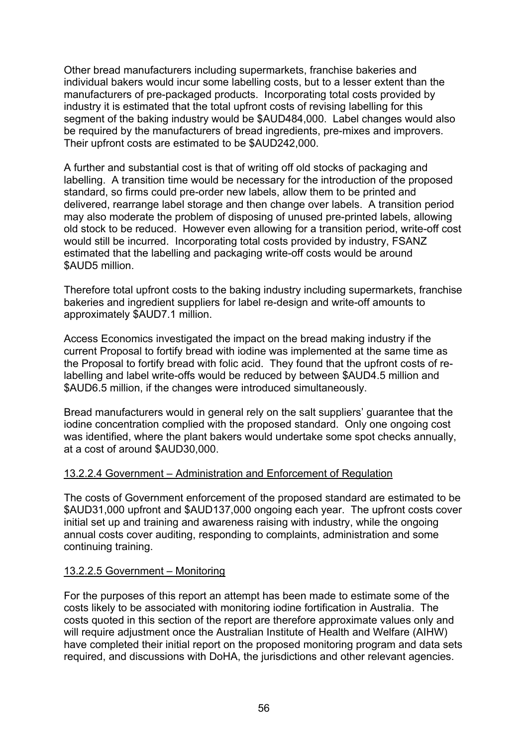Other bread manufacturers including supermarkets, franchise bakeries and individual bakers would incur some labelling costs, but to a lesser extent than the manufacturers of pre-packaged products. Incorporating total costs provided by industry it is estimated that the total upfront costs of revising labelling for this segment of the baking industry would be $AUD484,000. Label changes would also be required by the manufacturers of bread ingredients, pre-mixes and improvers. Their upfront costs are estimated to be $AUD242,000.

A further and substantial cost is that of writing off old stocks of packaging and labelling. A transition time would be necessary for the introduction of the proposed standard, so firms could pre-order new labels, allow them to be printed and delivered, rearrange label storage and then change over labels. A transition period may also moderate the problem of disposing of unused pre-printed labels, allowing old stock to be reduced. However even allowing for a transition period, write-off cost would still be incurred. Incorporating total costs provided by industry, FSANZ estimated that the labelling and packaging write-off costs would be around $AUD5 million.

Therefore total upfront costs to the baking industry including supermarkets, franchise bakeries and ingredient suppliers for label re-design and write-off amounts to approximately $AUD7.1 million.

Access Economics investigated the impact on the bread making industry if the current Proposal to fortify bread with iodine was implemented at the same time as the Proposal to fortify bread with folic acid. They found that the upfront costs of re-labelling and label write-offs would be reduced by between $AUD4.5 million and $AUD6.5 million, if the changes were introduced simultaneously.

Bread manufacturers would in general rely on the salt suppliers' guarantee that the iodine concentration complied with the proposed standard. Only one ongoing cost was identified, where the plant bakers would undertake some spot checks annually, at a cost of around $AUD30,000.

#### 13.2.2.4 Government – Administration and Enforcement of Regulation

The costs of Government enforcement of the proposed standard are estimated to be $AUD31,000 upfront and $AUD137,000 ongoing each year. The upfront costs cover initial set up and training and awareness raising with industry, while the ongoing annual costs cover auditing, responding to complaints, administration and some continuing training.

#### 13.2.2.5 Government – Monitoring

For the purposes of this report an attempt has been made to estimate some of the costs likely to be associated with monitoring iodine fortification in Australia. The costs quoted in this section of the report are therefore approximate values only and will require adjustment once the Australian Institute of Health and Welfare (AIHW) have completed their initial report on the proposed monitoring program and data sets required, and discussions with DoHA, the jurisdictions and other relevant agencies.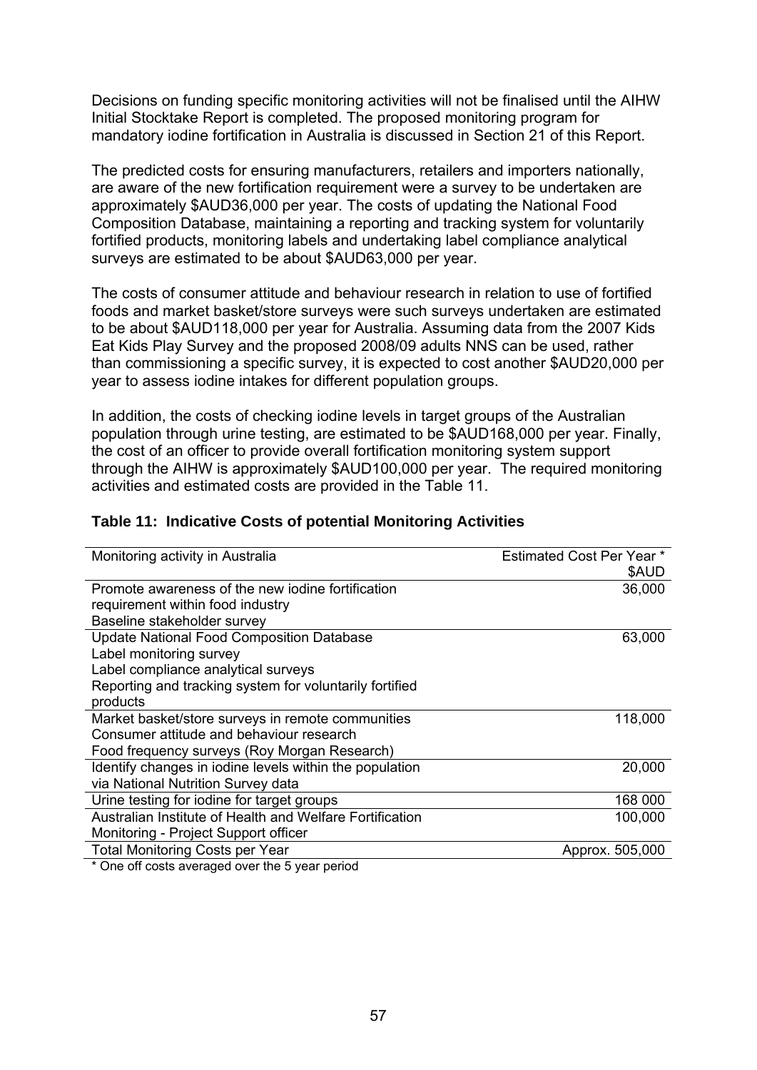Decisions on funding specific monitoring activities will not be finalised until the AIHW Initial Stocktake Report is completed. The proposed monitoring program for mandatory iodine fortification in Australia is discussed in Section 21 of this Report.

The predicted costs for ensuring manufacturers, retailers and importers nationally, are aware of the new fortification requirement were a survey to be undertaken are approximately $AUD36,000 per year. The costs of updating the National Food Composition Database, maintaining a reporting and tracking system for voluntarily fortified products, monitoring labels and undertaking label compliance analytical surveys are estimated to be about $AUD63,000 per year.

The costs of consumer attitude and behaviour research in relation to use of fortified foods and market basket/store surveys were such surveys undertaken are estimated to be about $AUD118,000 per year for Australia. Assuming data from the 2007 Kids Eat Kids Play Survey and the proposed 2008/09 adults NNS can be used, rather than commissioning a specific survey, it is expected to cost another $AUD20,000 per year to assess iodine intakes for different population groups.

In addition, the costs of checking iodine levels in target groups of the Australian population through urine testing, are estimated to be $AUD168,000 per year. Finally, the cost of an officer to provide overall fortification monitoring system support through the AIHW is approximately $AUD100,000 per year. The required monitoring activities and estimated costs are provided in the Table 11.

**Table 11: Indicative Costs of potential Monitoring Activities**

| Monitoring activity in Australia | Estimated Cost Per Year * $AUD |
|---|---|
| Promote awareness of the new iodine fortification requirement within food industry<br>Baseline stakeholder survey | 36,000 |
| Update National Food Composition Database<br>Label monitoring survey<br>Label compliance analytical surveys<br>Reporting and tracking system for voluntarily fortified products | 63,000 |
| Market basket/store surveys in remote communities<br>Consumer attitude and behaviour research<br>Food frequency surveys (Roy Morgan Research) | 118,000 |
| Identify changes in iodine levels within the population via National Nutrition Survey data | 20,000 |
| Urine testing for iodine for target groups | 168 000 |
| Australian Institute of Health and Welfare Fortification Monitoring - Project Support officer | 100,000 |
| Total Monitoring Costs per Year | Approx. 505,000 |

* One off costs averaged over the 5 year period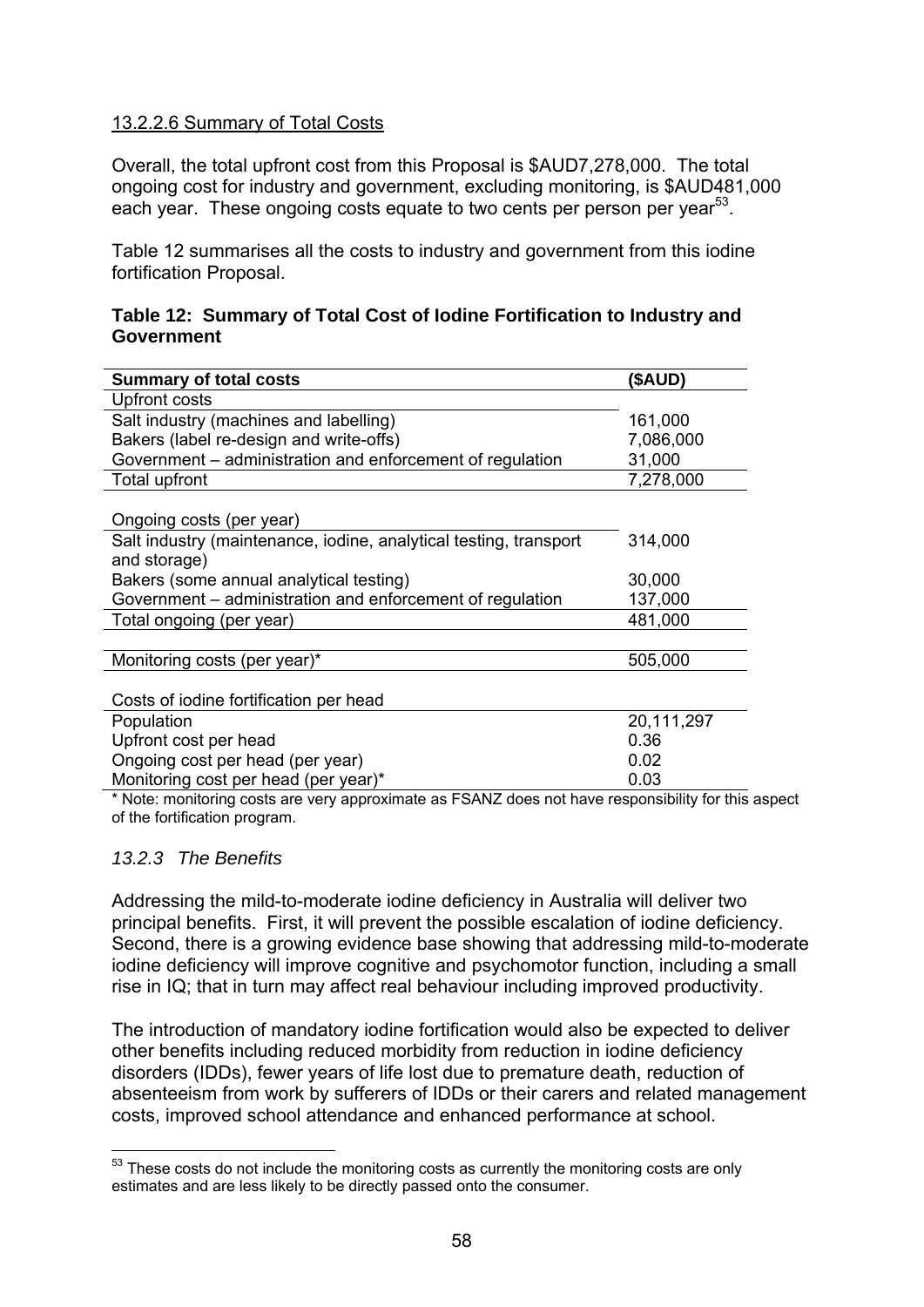#### 13.2.2.6 Summary of Total Costs

Overall, the total upfront cost from this Proposal is $AUD7,278,000. The total ongoing cost for industry and government, excluding monitoring, is $AUD481,000 each year. These ongoing costs equate to two cents per person per year[53].

Table 12 summarises all the costs to industry and government from this iodine fortification Proposal.

**Table 12: Summary of Total Cost of Iodine Fortification to Industry and Government**

| **Summary of total costs** | **($AUD)** |
|---|---|
| Upfront costs | |
| Salt industry (machines and labelling) | 161,000 |
| Bakers (label re-design and write-offs) | 7,086,000 |
| Government – administration and enforcement of regulation | 31,000 |
| Total upfront | 7,278,000 |
| | |
| Ongoing costs (per year) | |
| Salt industry (maintenance, iodine, analytical testing, transport and storage) | 314,000 |
| Bakers (some annual analytical testing) | 30,000 |
| Government – administration and enforcement of regulation | 137,000 |
| Total ongoing (per year) | 481,000 |
| | |
| Monitoring costs (per year)* | 505,000 |
| | |
| Costs of iodine fortification per head | |
| Population | 20,111,297 |
| Upfront cost per head | 0.36 |
| Ongoing cost per head (per year) | 0.02 |
| Monitoring cost per head (per year)* | 0.03 |

\* Note: monitoring costs are very approximate as FSANZ does not have responsibility for this aspect of the fortification program.

### *13.2.3 The Benefits*

Addressing the mild-to-moderate iodine deficiency in Australia will deliver two principal benefits. First, it will prevent the possible escalation of iodine deficiency. Second, there is a growing evidence base showing that addressing mild-to-moderate iodine deficiency will improve cognitive and psychomotor function, including a small rise in IQ; that in turn may affect real behaviour including improved productivity.

The introduction of mandatory iodine fortification would also be expected to deliver other benefits including reduced morbidity from reduction in iodine deficiency disorders (IDDs), fewer years of life lost due to premature death, reduction of absenteeism from work by sufferers of IDDs or their carers and related management costs, improved school attendance and enhanced performance at school.

---

[53] These costs do not include the monitoring costs as currently the monitoring costs are only estimates and are less likely to be directly passed onto the consumer.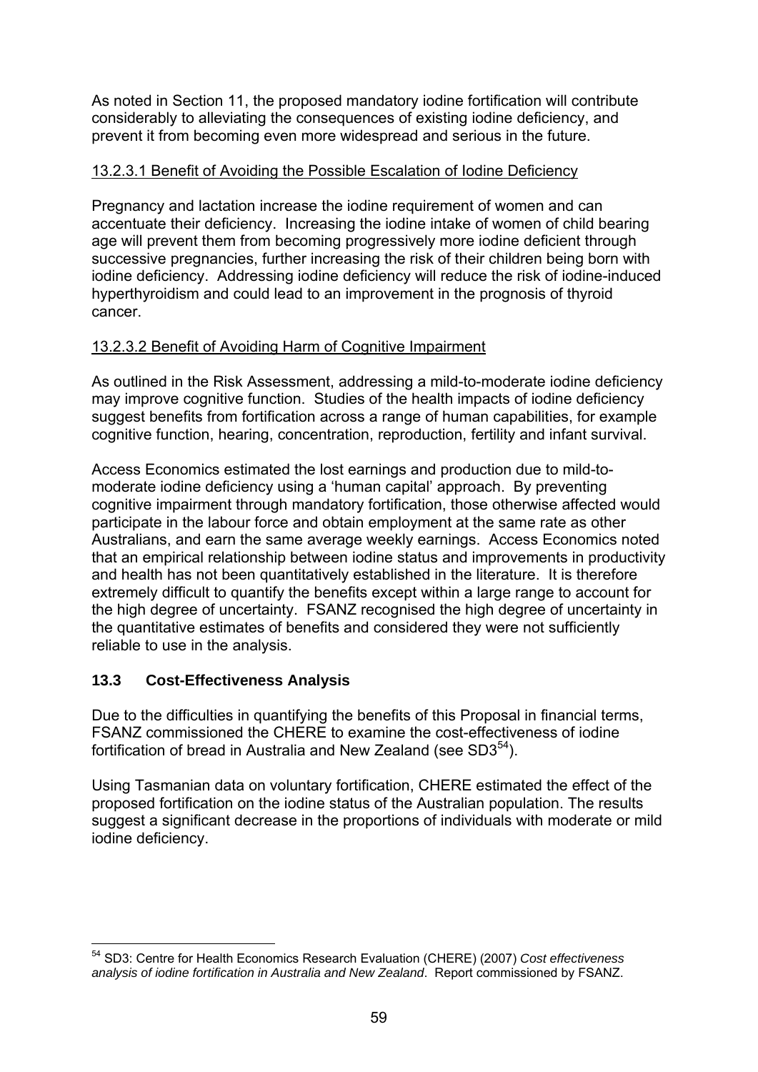As noted in Section 11, the proposed mandatory iodine fortification will contribute considerably to alleviating the consequences of existing iodine deficiency, and prevent it from becoming even more widespread and serious in the future.

#### 13.2.3.1 Benefit of Avoiding the Possible Escalation of Iodine Deficiency

Pregnancy and lactation increase the iodine requirement of women and can accentuate their deficiency. Increasing the iodine intake of women of child bearing age will prevent them from becoming progressively more iodine deficient through successive pregnancies, further increasing the risk of their children being born with iodine deficiency. Addressing iodine deficiency will reduce the risk of iodine-induced hyperthyroidism and could lead to an improvement in the prognosis of thyroid cancer.

#### 13.2.3.2 Benefit of Avoiding Harm of Cognitive Impairment

As outlined in the Risk Assessment, addressing a mild-to-moderate iodine deficiency may improve cognitive function. Studies of the health impacts of iodine deficiency suggest benefits from fortification across a range of human capabilities, for example cognitive function, hearing, concentration, reproduction, fertility and infant survival.

Access Economics estimated the lost earnings and production due to mild-to-moderate iodine deficiency using a 'human capital' approach. By preventing cognitive impairment through mandatory fortification, those otherwise affected would participate in the labour force and obtain employment at the same rate as other Australians, and earn the same average weekly earnings. Access Economics noted that an empirical relationship between iodine status and improvements in productivity and health has not been quantitatively established in the literature. It is therefore extremely difficult to quantify the benefits except within a large range to account for the high degree of uncertainty. FSANZ recognised the high degree of uncertainty in the quantitative estimates of benefits and considered they were not sufficiently reliable to use in the analysis.

### 13.3 Cost-Effectiveness Analysis

Due to the difficulties in quantifying the benefits of this Proposal in financial terms, FSANZ commissioned the CHERE to examine the cost-effectiveness of iodine fortification of bread in Australia and New Zealand (see SD3[54]).

Using Tasmanian data on voluntary fortification, CHERE estimated the effect of the proposed fortification on the iodine status of the Australian population. The results suggest a significant decrease in the proportions of individuals with moderate or mild iodine deficiency.

---

[54] SD3: Centre for Health Economics Research Evaluation (CHERE) (2007) *Cost effectiveness analysis of iodine fortification in Australia and New Zealand*. Report commissioned by FSANZ.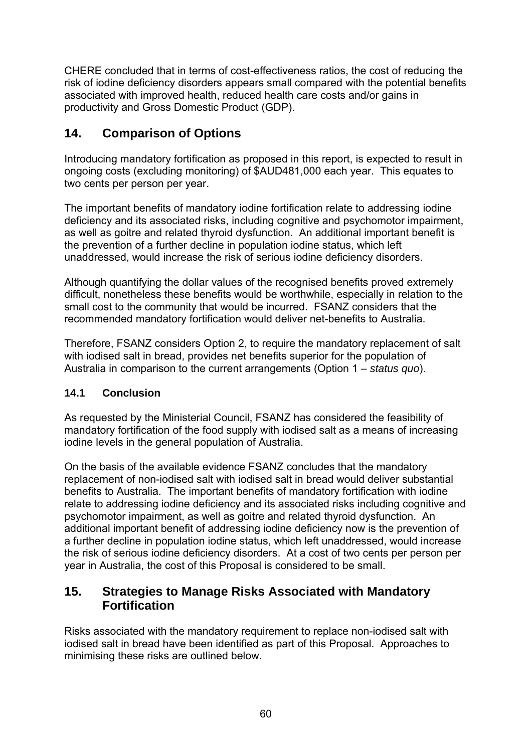CHERE concluded that in terms of cost-effectiveness ratios, the cost of reducing the risk of iodine deficiency disorders appears small compared with the potential benefits associated with improved health, reduced health care costs and/or gains in productivity and Gross Domestic Product (GDP).

## 14. Comparison of Options

Introducing mandatory fortification as proposed in this report, is expected to result in ongoing costs (excluding monitoring) of $AUD481,000 each year. This equates to two cents per person per year.

The important benefits of mandatory iodine fortification relate to addressing iodine deficiency and its associated risks, including cognitive and psychomotor impairment, as well as goitre and related thyroid dysfunction. An additional important benefit is the prevention of a further decline in population iodine status, which left unaddressed, would increase the risk of serious iodine deficiency disorders.

Although quantifying the dollar values of the recognised benefits proved extremely difficult, nonetheless these benefits would be worthwhile, especially in relation to the small cost to the community that would be incurred. FSANZ considers that the recommended mandatory fortification would deliver net-benefits to Australia.

Therefore, FSANZ considers Option 2, to require the mandatory replacement of salt with iodised salt in bread, provides net benefits superior for the population of Australia in comparison to the current arrangements (Option 1 – *status quo*).

### 14.1 Conclusion

As requested by the Ministerial Council, FSANZ has considered the feasibility of mandatory fortification of the food supply with iodised salt as a means of increasing iodine levels in the general population of Australia.

On the basis of the available evidence FSANZ concludes that the mandatory replacement of non-iodised salt with iodised salt in bread would deliver substantial benefits to Australia. The important benefits of mandatory fortification with iodine relate to addressing iodine deficiency and its associated risks including cognitive and psychomotor impairment, as well as goitre and related thyroid dysfunction. An additional important benefit of addressing iodine deficiency now is the prevention of a further decline in population iodine status, which left unaddressed, would increase the risk of serious iodine deficiency disorders. At a cost of two cents per person per year in Australia, the cost of this Proposal is considered to be small.

## 15. Strategies to Manage Risks Associated with Mandatory Fortification

Risks associated with the mandatory requirement to replace non-iodised salt with iodised salt in bread have been identified as part of this Proposal. Approaches to minimising these risks are outlined below.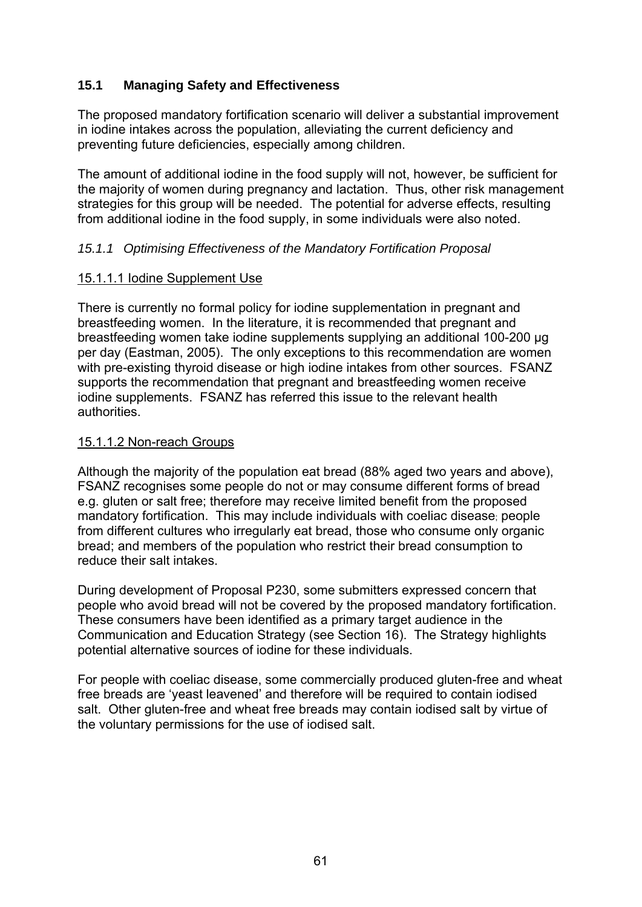## 15.1 Managing Safety and Effectiveness

The proposed mandatory fortification scenario will deliver a substantial improvement in iodine intakes across the population, alleviating the current deficiency and preventing future deficiencies, especially among children.

The amount of additional iodine in the food supply will not, however, be sufficient for the majority of women during pregnancy and lactation. Thus, other risk management strategies for this group will be needed. The potential for adverse effects, resulting from additional iodine in the food supply, in some individuals were also noted.

### *15.1.1 Optimising Effectiveness of the Mandatory Fortification Proposal*

#### 15.1.1.1 Iodine Supplement Use

There is currently no formal policy for iodine supplementation in pregnant and breastfeeding women. In the literature, it is recommended that pregnant and breastfeeding women take iodine supplements supplying an additional 100-200 µg per day (Eastman, 2005). The only exceptions to this recommendation are women with pre-existing thyroid disease or high iodine intakes from other sources. FSANZ supports the recommendation that pregnant and breastfeeding women receive iodine supplements. FSANZ has referred this issue to the relevant health authorities.

#### 15.1.1.2 Non-reach Groups

Although the majority of the population eat bread (88% aged two years and above), FSANZ recognises some people do not or may consume different forms of bread e.g. gluten or salt free; therefore may receive limited benefit from the proposed mandatory fortification. This may include individuals with coeliac disease; people from different cultures who irregularly eat bread, those who consume only organic bread; and members of the population who restrict their bread consumption to reduce their salt intakes.

During development of Proposal P230, some submitters expressed concern that people who avoid bread will not be covered by the proposed mandatory fortification. These consumers have been identified as a primary target audience in the Communication and Education Strategy (see Section 16). The Strategy highlights potential alternative sources of iodine for these individuals.

For people with coeliac disease, some commercially produced gluten-free and wheat free breads are 'yeast leavened' and therefore will be required to contain iodised salt. Other gluten-free and wheat free breads may contain iodised salt by virtue of the voluntary permissions for the use of iodised salt.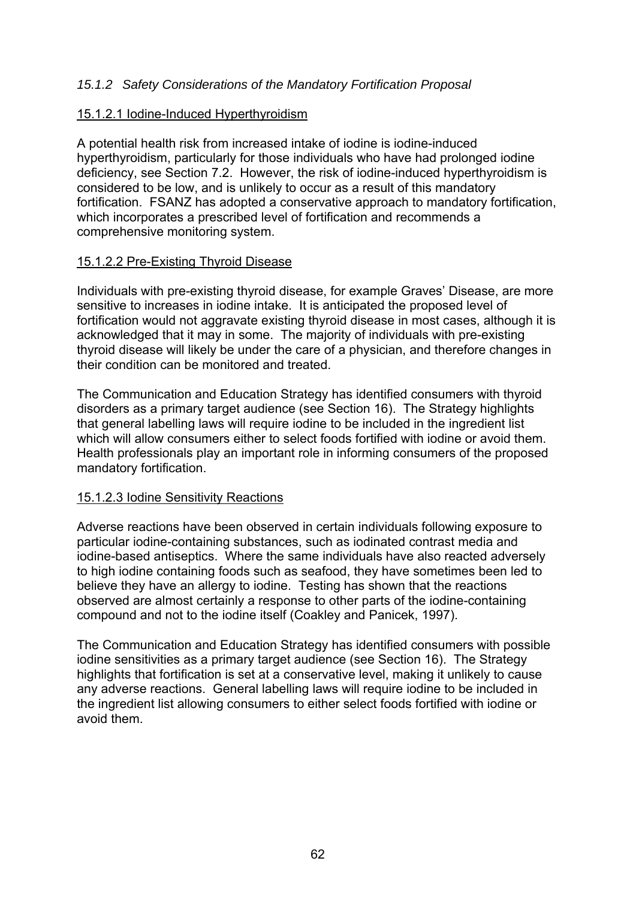### *15.1.2 Safety Considerations of the Mandatory Fortification Proposal*

#### 15.1.2.1 Iodine-Induced Hyperthyroidism

A potential health risk from increased intake of iodine is iodine-induced hyperthyroidism, particularly for those individuals who have had prolonged iodine deficiency, see Section 7.2. However, the risk of iodine-induced hyperthyroidism is considered to be low, and is unlikely to occur as a result of this mandatory fortification. FSANZ has adopted a conservative approach to mandatory fortification, which incorporates a prescribed level of fortification and recommends a comprehensive monitoring system.

#### 15.1.2.2 Pre-Existing Thyroid Disease

Individuals with pre-existing thyroid disease, for example Graves' Disease, are more sensitive to increases in iodine intake. It is anticipated the proposed level of fortification would not aggravate existing thyroid disease in most cases, although it is acknowledged that it may in some. The majority of individuals with pre-existing thyroid disease will likely be under the care of a physician, and therefore changes in their condition can be monitored and treated.

The Communication and Education Strategy has identified consumers with thyroid disorders as a primary target audience (see Section 16). The Strategy highlights that general labelling laws will require iodine to be included in the ingredient list which will allow consumers either to select foods fortified with iodine or avoid them. Health professionals play an important role in informing consumers of the proposed mandatory fortification.

#### 15.1.2.3 Iodine Sensitivity Reactions

Adverse reactions have been observed in certain individuals following exposure to particular iodine-containing substances, such as iodinated contrast media and iodine-based antiseptics. Where the same individuals have also reacted adversely to high iodine containing foods such as seafood, they have sometimes been led to believe they have an allergy to iodine. Testing has shown that the reactions observed are almost certainly a response to other parts of the iodine-containing compound and not to the iodine itself (Coakley and Panicek, 1997).

The Communication and Education Strategy has identified consumers with possible iodine sensitivities as a primary target audience (see Section 16). The Strategy highlights that fortification is set at a conservative level, making it unlikely to cause any adverse reactions. General labelling laws will require iodine to be included in the ingredient list allowing consumers to either select foods fortified with iodine or avoid them.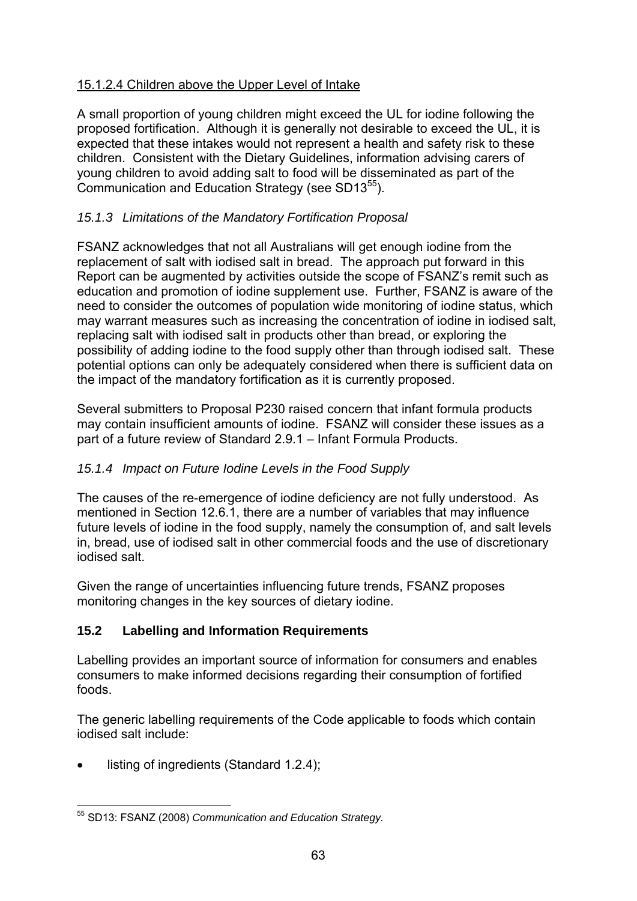#### 15.1.2.4 Children above the Upper Level of Intake

A small proportion of young children might exceed the UL for iodine following the proposed fortification. Although it is generally not desirable to exceed the UL, it is expected that these intakes would not represent a health and safety risk to these children. Consistent with the Dietary Guidelines, information advising carers of young children to avoid adding salt to food will be disseminated as part of the Communication and Education Strategy (see SD13[55]).

### *15.1.3 Limitations of the Mandatory Fortification Proposal*

FSANZ acknowledges that not all Australians will get enough iodine from the replacement of salt with iodised salt in bread. The approach put forward in this Report can be augmented by activities outside the scope of FSANZ's remit such as education and promotion of iodine supplement use. Further, FSANZ is aware of the need to consider the outcomes of population wide monitoring of iodine status, which may warrant measures such as increasing the concentration of iodine in iodised salt, replacing salt with iodised salt in products other than bread, or exploring the possibility of adding iodine to the food supply other than through iodised salt. These potential options can only be adequately considered when there is sufficient data on the impact of the mandatory fortification as it is currently proposed.

Several submitters to Proposal P230 raised concern that infant formula products may contain insufficient amounts of iodine. FSANZ will consider these issues as a part of a future review of Standard 2.9.1 – Infant Formula Products.

### *15.1.4 Impact on Future Iodine Levels in the Food Supply*

The causes of the re-emergence of iodine deficiency are not fully understood. As mentioned in Section 12.6.1, there are a number of variables that may influence future levels of iodine in the food supply, namely the consumption of, and salt levels in, bread, use of iodised salt in other commercial foods and the use of discretionary iodised salt.

Given the range of uncertainties influencing future trends, FSANZ proposes monitoring changes in the key sources of dietary iodine.

## 15.2 Labelling and Information Requirements

Labelling provides an important source of information for consumers and enables consumers to make informed decisions regarding their consumption of fortified foods.

The generic labelling requirements of the Code applicable to foods which contain iodised salt include:

- listing of ingredients (Standard 1.2.4);

---

[55] SD13: FSANZ (2008) *Communication and Education Strategy.*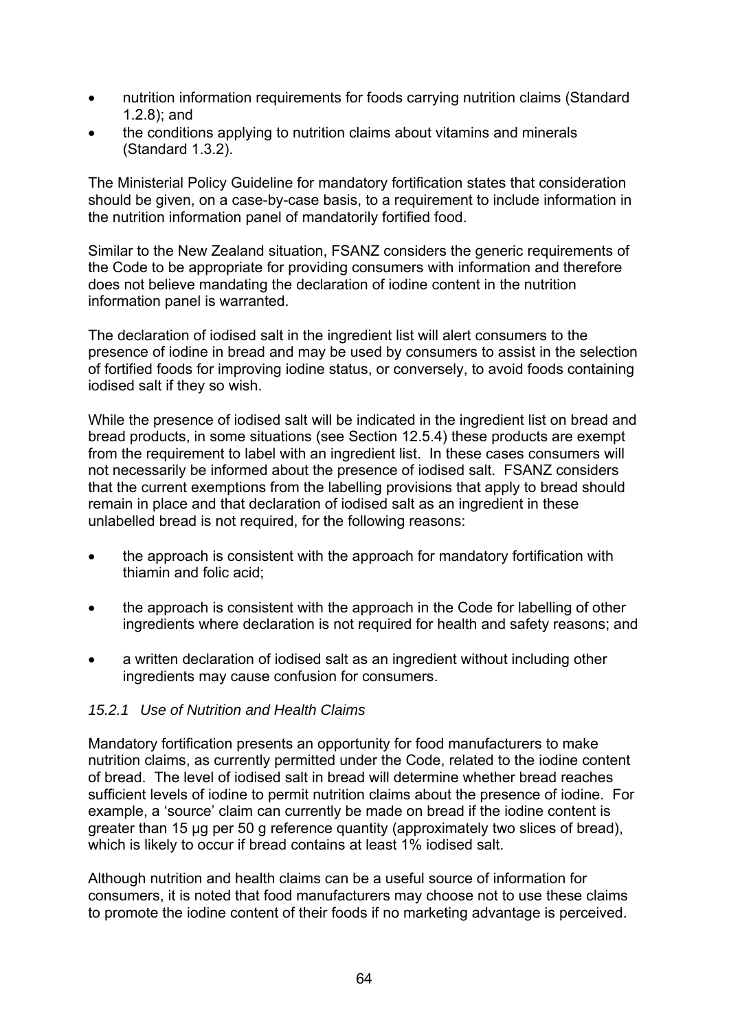- nutrition information requirements for foods carrying nutrition claims (Standard 1.2.8); and
- the conditions applying to nutrition claims about vitamins and minerals (Standard 1.3.2).

The Ministerial Policy Guideline for mandatory fortification states that consideration should be given, on a case-by-case basis, to a requirement to include information in the nutrition information panel of mandatorily fortified food.

Similar to the New Zealand situation, FSANZ considers the generic requirements of the Code to be appropriate for providing consumers with information and therefore does not believe mandating the declaration of iodine content in the nutrition information panel is warranted.

The declaration of iodised salt in the ingredient list will alert consumers to the presence of iodine in bread and may be used by consumers to assist in the selection of fortified foods for improving iodine status, or conversely, to avoid foods containing iodised salt if they so wish.

While the presence of iodised salt will be indicated in the ingredient list on bread and bread products, in some situations (see Section 12.5.4) these products are exempt from the requirement to label with an ingredient list. In these cases consumers will not necessarily be informed about the presence of iodised salt. FSANZ considers that the current exemptions from the labelling provisions that apply to bread should remain in place and that declaration of iodised salt as an ingredient in these unlabelled bread is not required, for the following reasons:

- the approach is consistent with the approach for mandatory fortification with thiamin and folic acid;
- the approach is consistent with the approach in the Code for labelling of other ingredients where declaration is not required for health and safety reasons; and
- a written declaration of iodised salt as an ingredient without including other ingredients may cause confusion for consumers.

### *15.2.1 Use of Nutrition and Health Claims*

Mandatory fortification presents an opportunity for food manufacturers to make nutrition claims, as currently permitted under the Code, related to the iodine content of bread. The level of iodised salt in bread will determine whether bread reaches sufficient levels of iodine to permit nutrition claims about the presence of iodine. For example, a 'source' claim can currently be made on bread if the iodine content is greater than 15 μg per 50 g reference quantity (approximately two slices of bread), which is likely to occur if bread contains at least 1% iodised salt.

Although nutrition and health claims can be a useful source of information for consumers, it is noted that food manufacturers may choose not to use these claims to promote the iodine content of their foods if no marketing advantage is perceived.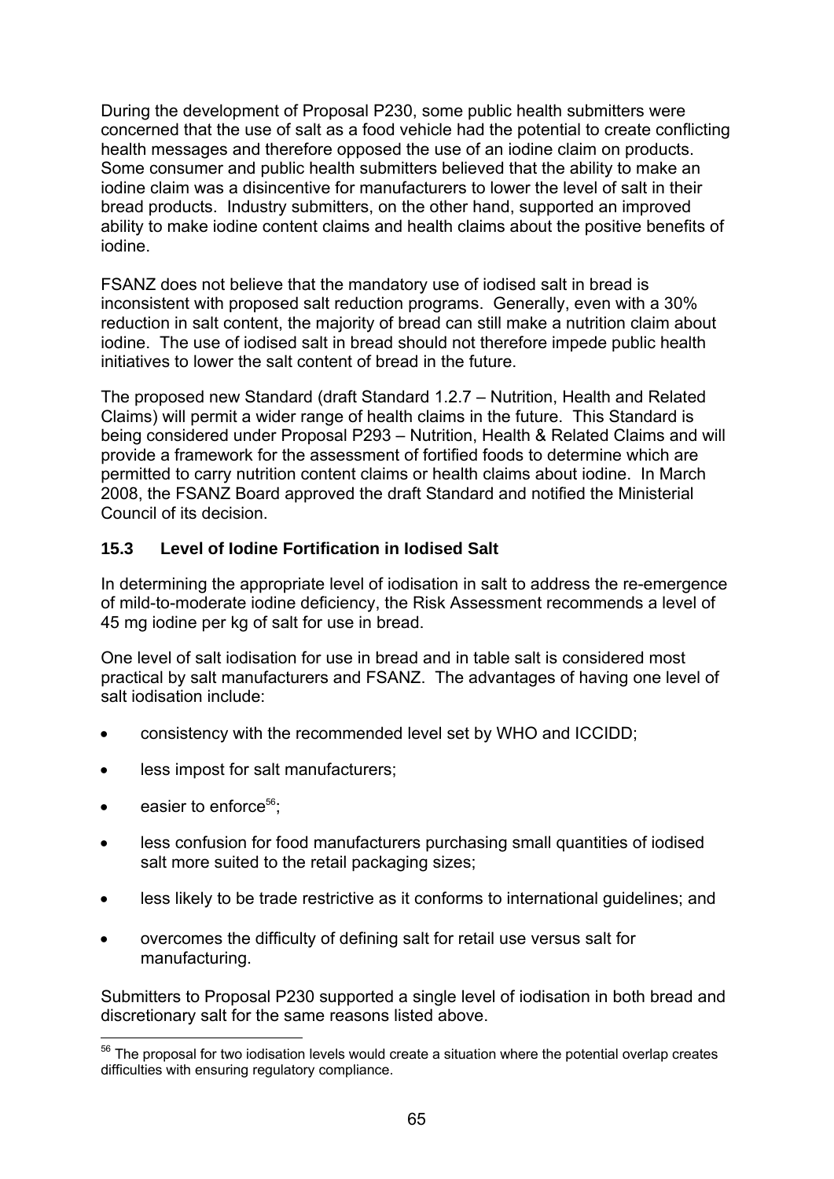During the development of Proposal P230, some public health submitters were concerned that the use of salt as a food vehicle had the potential to create conflicting health messages and therefore opposed the use of an iodine claim on products. Some consumer and public health submitters believed that the ability to make an iodine claim was a disincentive for manufacturers to lower the level of salt in their bread products. Industry submitters, on the other hand, supported an improved ability to make iodine content claims and health claims about the positive benefits of iodine.

FSANZ does not believe that the mandatory use of iodised salt in bread is inconsistent with proposed salt reduction programs. Generally, even with a 30% reduction in salt content, the majority of bread can still make a nutrition claim about iodine. The use of iodised salt in bread should not therefore impede public health initiatives to lower the salt content of bread in the future.

The proposed new Standard (draft Standard 1.2.7 – Nutrition, Health and Related Claims) will permit a wider range of health claims in the future. This Standard is being considered under Proposal P293 – Nutrition, Health & Related Claims and will provide a framework for the assessment of fortified foods to determine which are permitted to carry nutrition content claims or health claims about iodine. In March 2008, the FSANZ Board approved the draft Standard and notified the Ministerial Council of its decision.

### 15.3 Level of Iodine Fortification in Iodised Salt

In determining the appropriate level of iodisation in salt to address the re-emergence of mild-to-moderate iodine deficiency, the Risk Assessment recommends a level of 45 mg iodine per kg of salt for use in bread.

One level of salt iodisation for use in bread and in table salt is considered most practical by salt manufacturers and FSANZ. The advantages of having one level of salt iodisation include:

- consistency with the recommended level set by WHO and ICCIDD;
- less impost for salt manufacturers;
- easier to enforce[56];
- less confusion for food manufacturers purchasing small quantities of iodised salt more suited to the retail packaging sizes;
- less likely to be trade restrictive as it conforms to international guidelines; and
- overcomes the difficulty of defining salt for retail use versus salt for manufacturing.

Submitters to Proposal P230 supported a single level of iodisation in both bread and discretionary salt for the same reasons listed above.

---

[56] The proposal for two iodisation levels would create a situation where the potential overlap creates difficulties with ensuring regulatory compliance.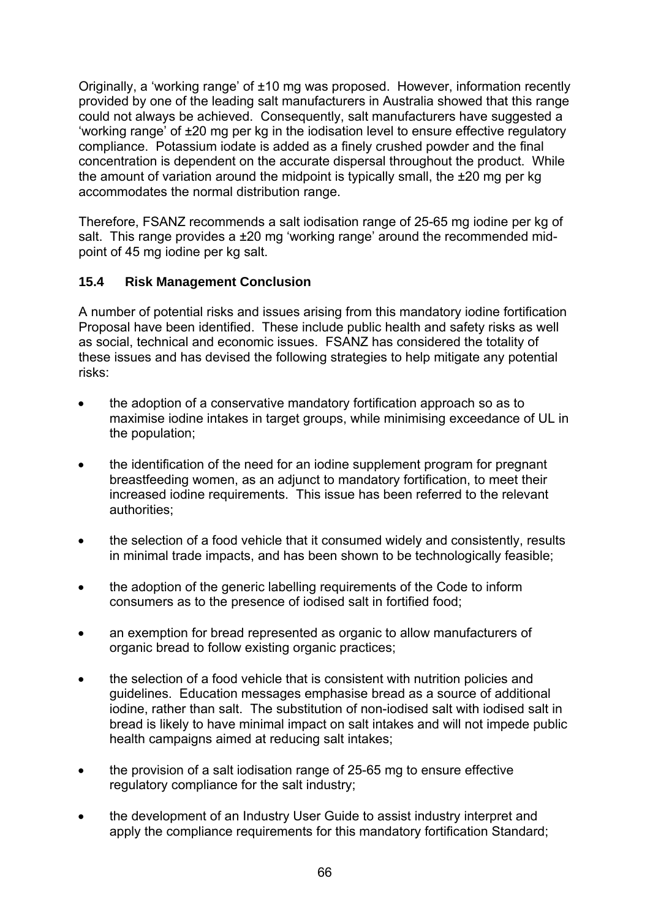Originally, a 'working range' of ±10 mg was proposed. However, information recently provided by one of the leading salt manufacturers in Australia showed that this range could not always be achieved. Consequently, salt manufacturers have suggested a 'working range' of ±20 mg per kg in the iodisation level to ensure effective regulatory compliance. Potassium iodate is added as a finely crushed powder and the final concentration is dependent on the accurate dispersal throughout the product. While the amount of variation around the midpoint is typically small, the ±20 mg per kg accommodates the normal distribution range.

Therefore, FSANZ recommends a salt iodisation range of 25-65 mg iodine per kg of salt. This range provides a ±20 mg 'working range' around the recommended mid-point of 45 mg iodine per kg salt.

### 15.4 Risk Management Conclusion

A number of potential risks and issues arising from this mandatory iodine fortification Proposal have been identified. These include public health and safety risks as well as social, technical and economic issues. FSANZ has considered the totality of these issues and has devised the following strategies to help mitigate any potential risks:

- the adoption of a conservative mandatory fortification approach so as to maximise iodine intakes in target groups, while minimising exceedance of UL in the population;
- the identification of the need for an iodine supplement program for pregnant breastfeeding women, as an adjunct to mandatory fortification, to meet their increased iodine requirements. This issue has been referred to the relevant authorities;
- the selection of a food vehicle that it consumed widely and consistently, results in minimal trade impacts, and has been shown to be technologically feasible;
- the adoption of the generic labelling requirements of the Code to inform consumers as to the presence of iodised salt in fortified food;
- an exemption for bread represented as organic to allow manufacturers of organic bread to follow existing organic practices;
- the selection of a food vehicle that is consistent with nutrition policies and guidelines. Education messages emphasise bread as a source of additional iodine, rather than salt. The substitution of non-iodised salt with iodised salt in bread is likely to have minimal impact on salt intakes and will not impede public health campaigns aimed at reducing salt intakes;
- the provision of a salt iodisation range of 25-65 mg to ensure effective regulatory compliance for the salt industry;
- the development of an Industry User Guide to assist industry interpret and apply the compliance requirements for this mandatory fortification Standard;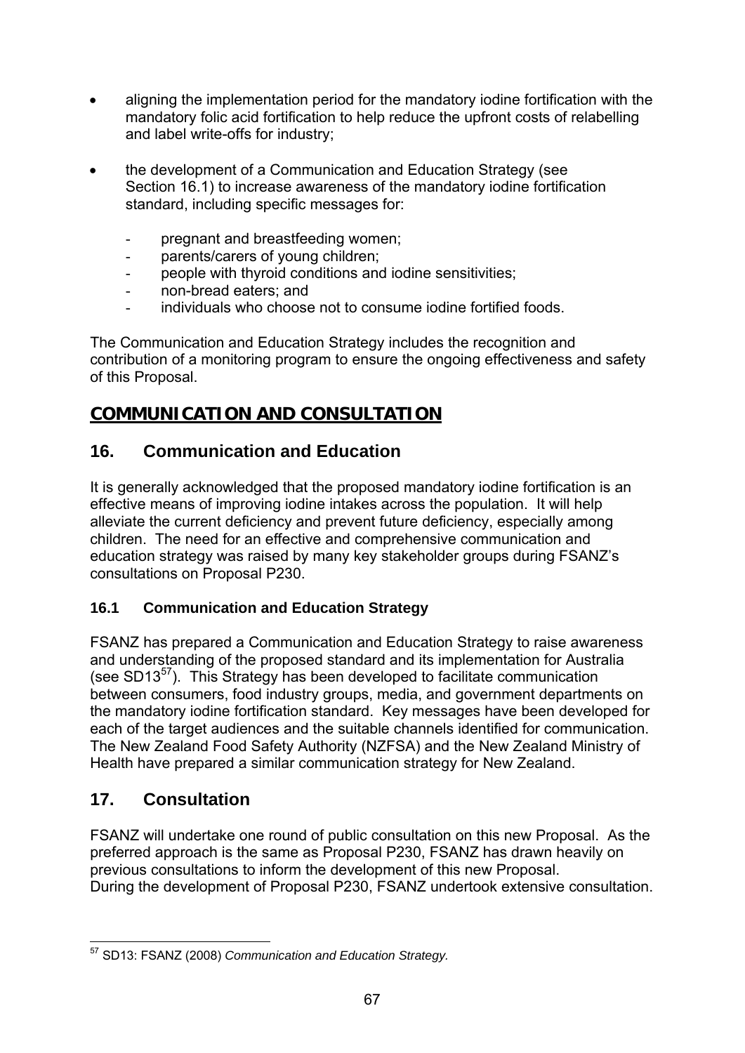- aligning the implementation period for the mandatory iodine fortification with the mandatory folic acid fortification to help reduce the upfront costs of relabelling and label write-offs for industry;

- the development of a Communication and Education Strategy (see Section 16.1) to increase awareness of the mandatory iodine fortification standard, including specific messages for:

  - pregnant and breastfeeding women;
  - parents/carers of young children;
  - people with thyroid conditions and iodine sensitivities;
  - non-bread eaters; and
  - individuals who choose not to consume iodine fortified foods.

The Communication and Education Strategy includes the recognition and contribution of a monitoring program to ensure the ongoing effectiveness and safety of this Proposal.

# COMMUNICATION AND CONSULTATION

## 16. Communication and Education

It is generally acknowledged that the proposed mandatory iodine fortification is an effective means of improving iodine intakes across the population. It will help alleviate the current deficiency and prevent future deficiency, especially among children. The need for an effective and comprehensive communication and education strategy was raised by many key stakeholder groups during FSANZ's consultations on Proposal P230.

### 16.1 Communication and Education Strategy

FSANZ has prepared a Communication and Education Strategy to raise awareness and understanding of the proposed standard and its implementation for Australia (see SD13[57]). This Strategy has been developed to facilitate communication between consumers, food industry groups, media, and government departments on the mandatory iodine fortification standard. Key messages have been developed for each of the target audiences and the suitable channels identified for communication. The New Zealand Food Safety Authority (NZFSA) and the New Zealand Ministry of Health have prepared a similar communication strategy for New Zealand.

## 17. Consultation

FSANZ will undertake one round of public consultation on this new Proposal. As the preferred approach is the same as Proposal P230, FSANZ has drawn heavily on previous consultations to inform the development of this new Proposal.
During the development of Proposal P230, FSANZ undertook extensive consultation.

---

[57] SD13: FSANZ (2008) *Communication and Education Strategy.*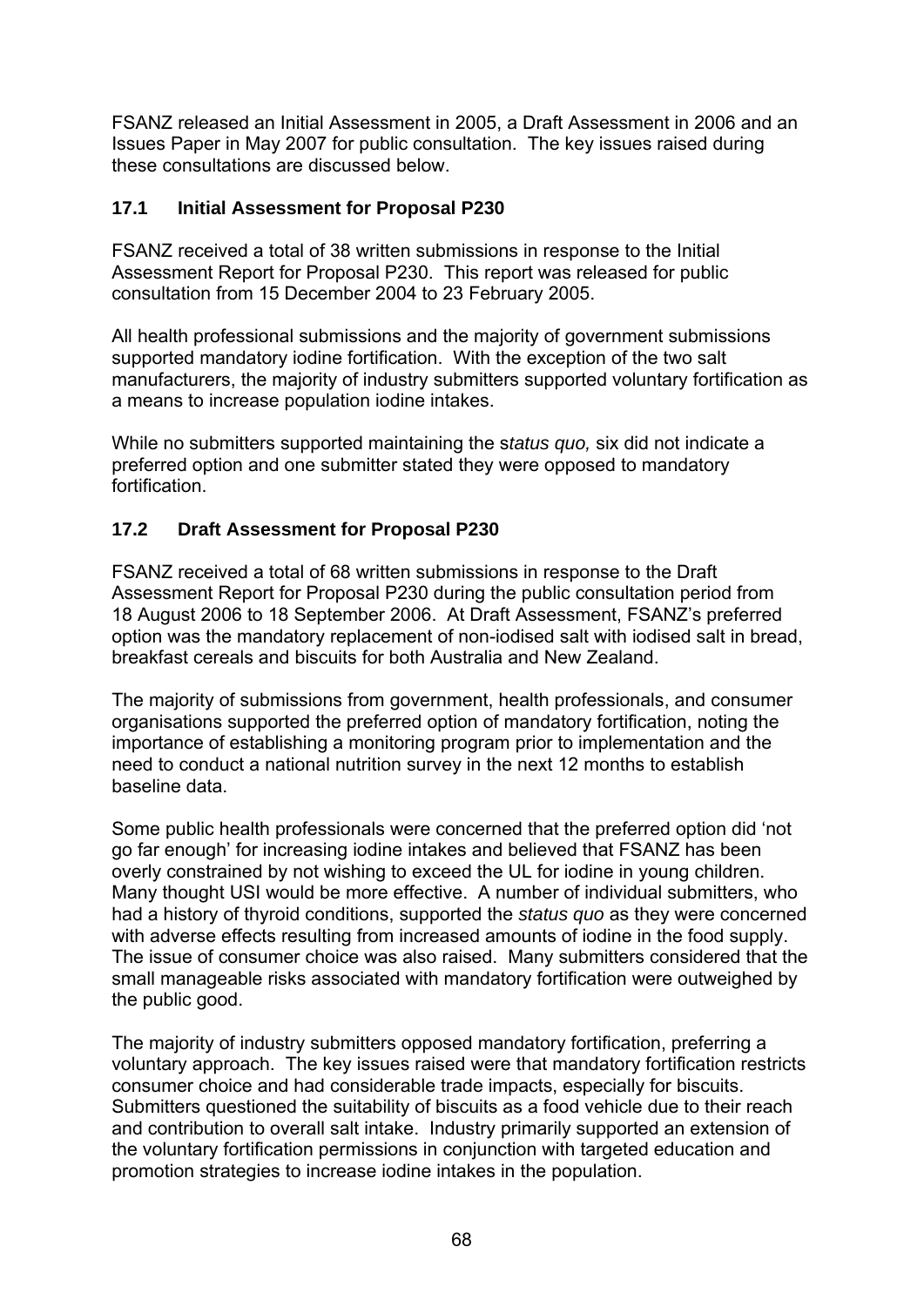FSANZ released an Initial Assessment in 2005, a Draft Assessment in 2006 and an Issues Paper in May 2007 for public consultation. The key issues raised during these consultations are discussed below.

### 17.1 Initial Assessment for Proposal P230

FSANZ received a total of 38 written submissions in response to the Initial Assessment Report for Proposal P230. This report was released for public consultation from 15 December 2004 to 23 February 2005.

All health professional submissions and the majority of government submissions supported mandatory iodine fortification. With the exception of the two salt manufacturers, the majority of industry submitters supported voluntary fortification as a means to increase population iodine intakes.

While no submitters supported maintaining the s*tatus quo,* six did not indicate a preferred option and one submitter stated they were opposed to mandatory fortification.

### 17.2 Draft Assessment for Proposal P230

FSANZ received a total of 68 written submissions in response to the Draft Assessment Report for Proposal P230 during the public consultation period from 18 August 2006 to 18 September 2006. At Draft Assessment, FSANZ's preferred option was the mandatory replacement of non-iodised salt with iodised salt in bread, breakfast cereals and biscuits for both Australia and New Zealand.

The majority of submissions from government, health professionals, and consumer organisations supported the preferred option of mandatory fortification, noting the importance of establishing a monitoring program prior to implementation and the need to conduct a national nutrition survey in the next 12 months to establish baseline data.

Some public health professionals were concerned that the preferred option did 'not go far enough' for increasing iodine intakes and believed that FSANZ has been overly constrained by not wishing to exceed the UL for iodine in young children. Many thought USI would be more effective. A number of individual submitters, who had a history of thyroid conditions, supported the *status quo* as they were concerned with adverse effects resulting from increased amounts of iodine in the food supply. The issue of consumer choice was also raised. Many submitters considered that the small manageable risks associated with mandatory fortification were outweighed by the public good.

The majority of industry submitters opposed mandatory fortification, preferring a voluntary approach. The key issues raised were that mandatory fortification restricts consumer choice and had considerable trade impacts, especially for biscuits. Submitters questioned the suitability of biscuits as a food vehicle due to their reach and contribution to overall salt intake. Industry primarily supported an extension of the voluntary fortification permissions in conjunction with targeted education and promotion strategies to increase iodine intakes in the population.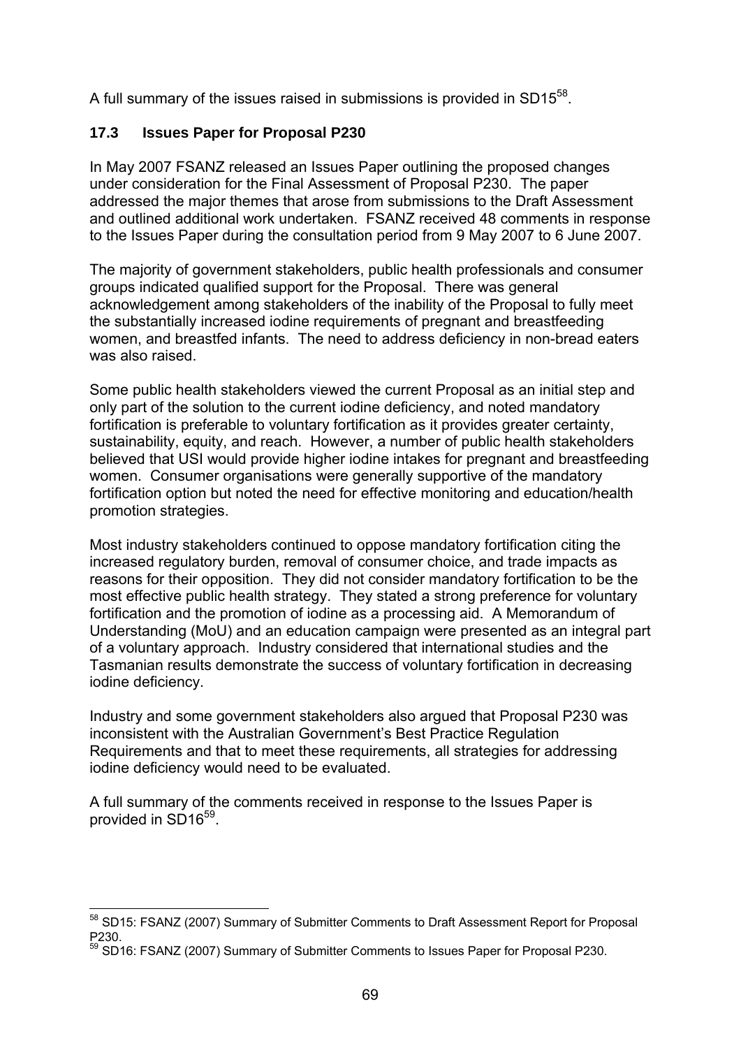A full summary of the issues raised in submissions is provided in SD15[58].

### 17.3 Issues Paper for Proposal P230

In May 2007 FSANZ released an Issues Paper outlining the proposed changes under consideration for the Final Assessment of Proposal P230. The paper addressed the major themes that arose from submissions to the Draft Assessment and outlined additional work undertaken. FSANZ received 48 comments in response to the Issues Paper during the consultation period from 9 May 2007 to 6 June 2007.

The majority of government stakeholders, public health professionals and consumer groups indicated qualified support for the Proposal. There was general acknowledgement among stakeholders of the inability of the Proposal to fully meet the substantially increased iodine requirements of pregnant and breastfeeding women, and breastfed infants. The need to address deficiency in non-bread eaters was also raised.

Some public health stakeholders viewed the current Proposal as an initial step and only part of the solution to the current iodine deficiency, and noted mandatory fortification is preferable to voluntary fortification as it provides greater certainty, sustainability, equity, and reach. However, a number of public health stakeholders believed that USI would provide higher iodine intakes for pregnant and breastfeeding women. Consumer organisations were generally supportive of the mandatory fortification option but noted the need for effective monitoring and education/health promotion strategies.

Most industry stakeholders continued to oppose mandatory fortification citing the increased regulatory burden, removal of consumer choice, and trade impacts as reasons for their opposition. They did not consider mandatory fortification to be the most effective public health strategy. They stated a strong preference for voluntary fortification and the promotion of iodine as a processing aid. A Memorandum of Understanding (MoU) and an education campaign were presented as an integral part of a voluntary approach. Industry considered that international studies and the Tasmanian results demonstrate the success of voluntary fortification in decreasing iodine deficiency.

Industry and some government stakeholders also argued that Proposal P230 was inconsistent with the Australian Government's Best Practice Regulation Requirements and that to meet these requirements, all strategies for addressing iodine deficiency would need to be evaluated.

A full summary of the comments received in response to the Issues Paper is provided in SD16[59].

---

[58] SD15: FSANZ (2007) Summary of Submitter Comments to Draft Assessment Report for Proposal P230.

[59] SD16: FSANZ (2007) Summary of Submitter Comments to Issues Paper for Proposal P230.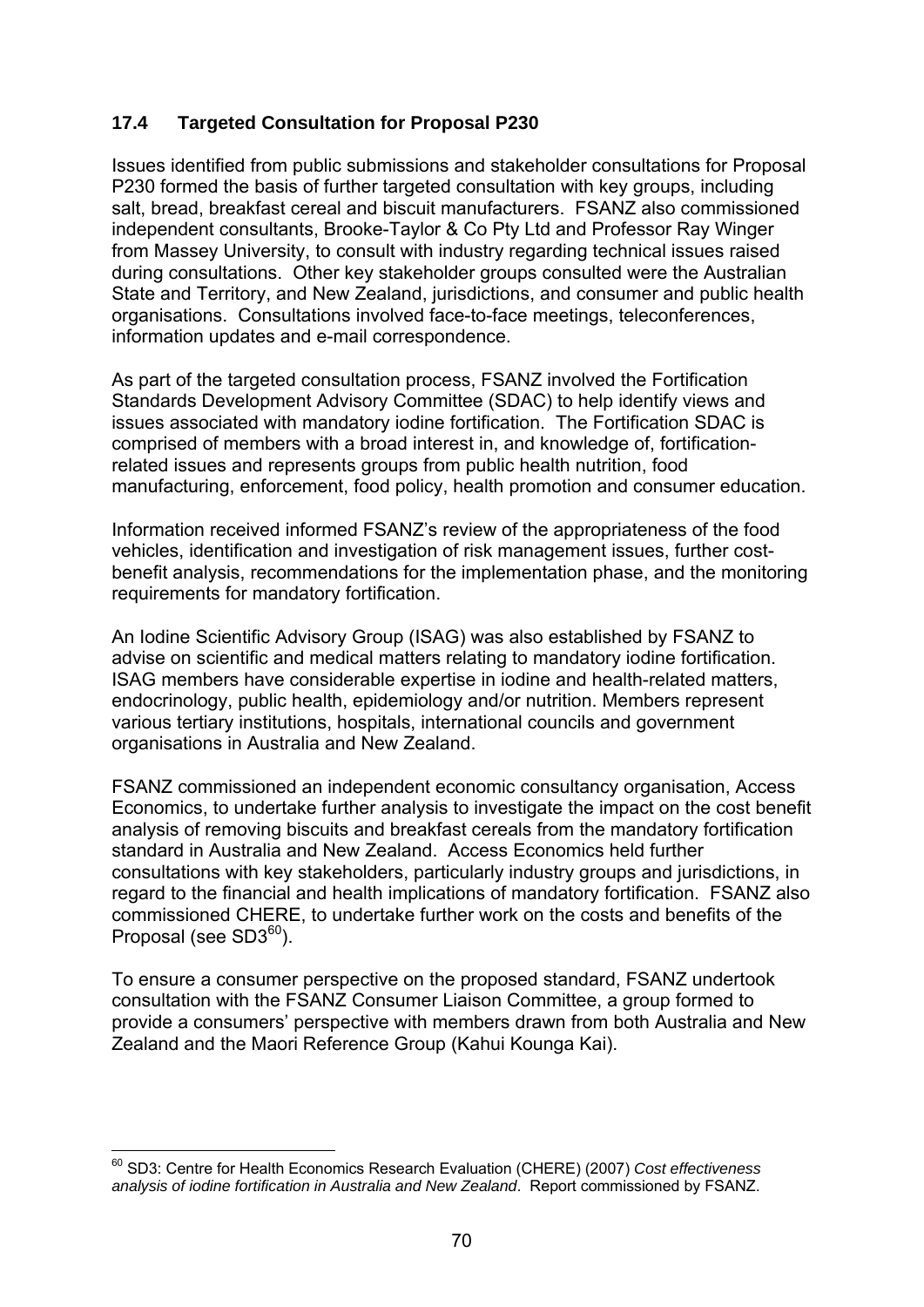## 17.4 Targeted Consultation for Proposal P230

Issues identified from public submissions and stakeholder consultations for Proposal P230 formed the basis of further targeted consultation with key groups, including salt, bread, breakfast cereal and biscuit manufacturers. FSANZ also commissioned independent consultants, Brooke-Taylor & Co Pty Ltd and Professor Ray Winger from Massey University, to consult with industry regarding technical issues raised during consultations. Other key stakeholder groups consulted were the Australian State and Territory, and New Zealand, jurisdictions, and consumer and public health organisations. Consultations involved face-to-face meetings, teleconferences, information updates and e-mail correspondence.

As part of the targeted consultation process, FSANZ involved the Fortification Standards Development Advisory Committee (SDAC) to help identify views and issues associated with mandatory iodine fortification. The Fortification SDAC is comprised of members with a broad interest in, and knowledge of, fortification-related issues and represents groups from public health nutrition, food manufacturing, enforcement, food policy, health promotion and consumer education.

Information received informed FSANZ's review of the appropriateness of the food vehicles, identification and investigation of risk management issues, further cost-benefit analysis, recommendations for the implementation phase, and the monitoring requirements for mandatory fortification.

An Iodine Scientific Advisory Group (ISAG) was also established by FSANZ to advise on scientific and medical matters relating to mandatory iodine fortification. ISAG members have considerable expertise in iodine and health-related matters, endocrinology, public health, epidemiology and/or nutrition. Members represent various tertiary institutions, hospitals, international councils and government organisations in Australia and New Zealand.

FSANZ commissioned an independent economic consultancy organisation, Access Economics, to undertake further analysis to investigate the impact on the cost benefit analysis of removing biscuits and breakfast cereals from the mandatory fortification standard in Australia and New Zealand. Access Economics held further consultations with key stakeholders, particularly industry groups and jurisdictions, in regard to the financial and health implications of mandatory fortification. FSANZ also commissioned CHERE, to undertake further work on the costs and benefits of the Proposal (see SD3[60]).

To ensure a consumer perspective on the proposed standard, FSANZ undertook consultation with the FSANZ Consumer Liaison Committee, a group formed to provide a consumers' perspective with members drawn from both Australia and New Zealand and the Maori Reference Group (Kahui Kounga Kai).

---

[60] SD3: Centre for Health Economics Research Evaluation (CHERE) (2007) *Cost effectiveness analysis of iodine fortification in Australia and New Zealand*. Report commissioned by FSANZ.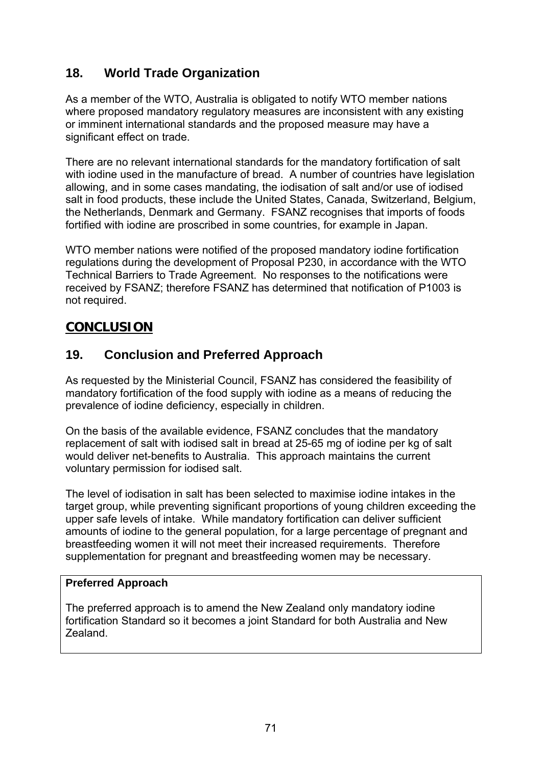## 18. World Trade Organization

As a member of the WTO, Australia is obligated to notify WTO member nations where proposed mandatory regulatory measures are inconsistent with any existing or imminent international standards and the proposed measure may have a significant effect on trade.

There are no relevant international standards for the mandatory fortification of salt with iodine used in the manufacture of bread. A number of countries have legislation allowing, and in some cases mandating, the iodisation of salt and/or use of iodised salt in food products, these include the United States, Canada, Switzerland, Belgium, the Netherlands, Denmark and Germany. FSANZ recognises that imports of foods fortified with iodine are proscribed in some countries, for example in Japan.

WTO member nations were notified of the proposed mandatory iodine fortification regulations during the development of Proposal P230, in accordance with the WTO Technical Barriers to Trade Agreement. No responses to the notifications were received by FSANZ; therefore FSANZ has determined that notification of P1003 is not required.

# **CONCLUSION**

## 19. Conclusion and Preferred Approach

As requested by the Ministerial Council, FSANZ has considered the feasibility of mandatory fortification of the food supply with iodine as a means of reducing the prevalence of iodine deficiency, especially in children.

On the basis of the available evidence, FSANZ concludes that the mandatory replacement of salt with iodised salt in bread at 25-65 mg of iodine per kg of salt would deliver net-benefits to Australia. This approach maintains the current voluntary permission for iodised salt.

The level of iodisation in salt has been selected to maximise iodine intakes in the target group, while preventing significant proportions of young children exceeding the upper safe levels of intake. While mandatory fortification can deliver sufficient amounts of iodine to the general population, for a large percentage of pregnant and breastfeeding women it will not meet their increased requirements. Therefore supplementation for pregnant and breastfeeding women may be necessary.

**Preferred Approach**

The preferred approach is to amend the New Zealand only mandatory iodine fortification Standard so it becomes a joint Standard for both Australia and New Zealand.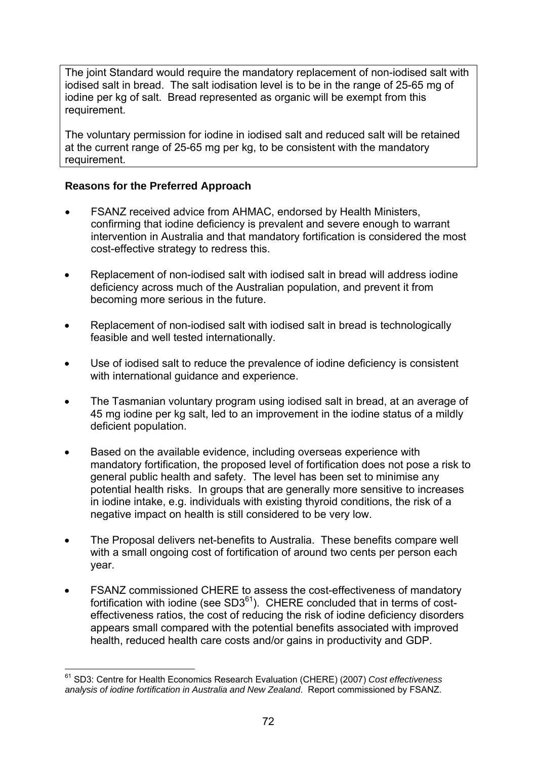The joint Standard would require the mandatory replacement of non-iodised salt with iodised salt in bread. The salt iodisation level is to be in the range of 25-65 mg of iodine per kg of salt. Bread represented as organic will be exempt from this requirement.

The voluntary permission for iodine in iodised salt and reduced salt will be retained at the current range of 25-65 mg per kg, to be consistent with the mandatory requirement.

**Reasons for the Preferred Approach**

- FSANZ received advice from AHMAC, endorsed by Health Ministers, confirming that iodine deficiency is prevalent and severe enough to warrant intervention in Australia and that mandatory fortification is considered the most cost-effective strategy to redress this.
- Replacement of non-iodised salt with iodised salt in bread will address iodine deficiency across much of the Australian population, and prevent it from becoming more serious in the future.
- Replacement of non-iodised salt with iodised salt in bread is technologically feasible and well tested internationally.
- Use of iodised salt to reduce the prevalence of iodine deficiency is consistent with international guidance and experience.
- The Tasmanian voluntary program using iodised salt in bread, at an average of 45 mg iodine per kg salt, led to an improvement in the iodine status of a mildly deficient population.
- Based on the available evidence, including overseas experience with mandatory fortification, the proposed level of fortification does not pose a risk to general public health and safety. The level has been set to minimise any potential health risks. In groups that are generally more sensitive to increases in iodine intake, e.g. individuals with existing thyroid conditions, the risk of a negative impact on health is still considered to be very low.
- The Proposal delivers net-benefits to Australia. These benefits compare well with a small ongoing cost of fortification of around two cents per person each year.
- FSANZ commissioned CHERE to assess the cost-effectiveness of mandatory fortification with iodine (see SD3[61]). CHERE concluded that in terms of cost-effectiveness ratios, the cost of reducing the risk of iodine deficiency disorders appears small compared with the potential benefits associated with improved health, reduced health care costs and/or gains in productivity and GDP.

---

[61] SD3: Centre for Health Economics Research Evaluation (CHERE) (2007) *Cost effectiveness analysis of iodine fortification in Australia and New Zealand*. Report commissioned by FSANZ.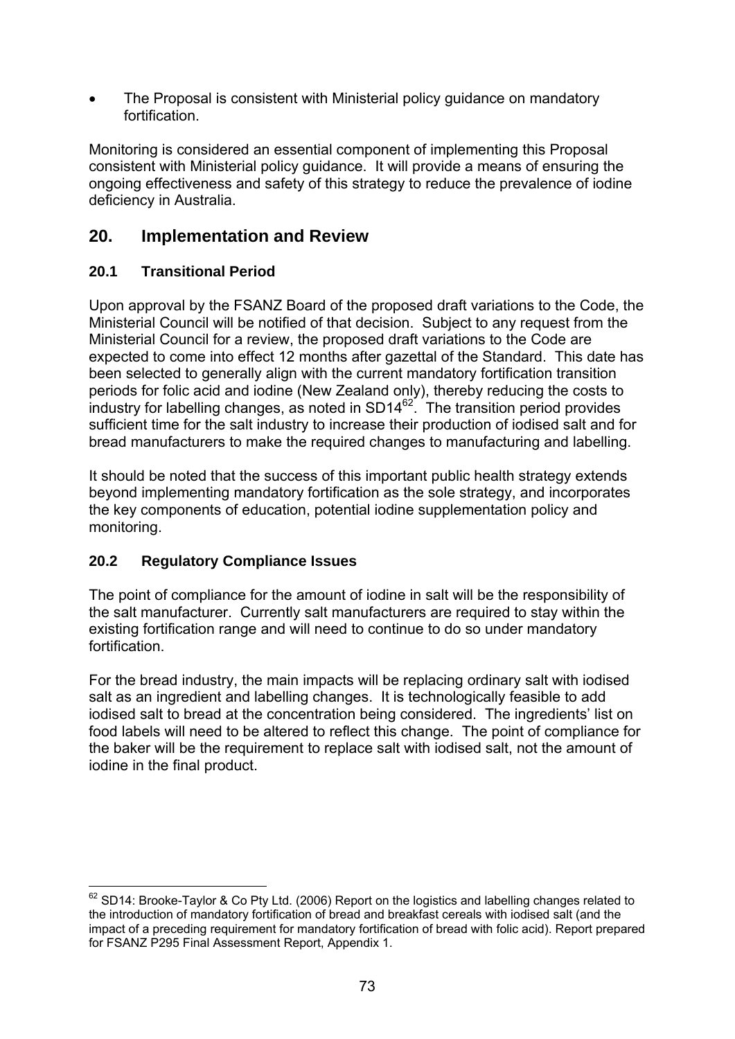- The Proposal is consistent with Ministerial policy guidance on mandatory fortification.

Monitoring is considered an essential component of implementing this Proposal consistent with Ministerial policy guidance. It will provide a means of ensuring the ongoing effectiveness and safety of this strategy to reduce the prevalence of iodine deficiency in Australia.

## 20. Implementation and Review

### 20.1 Transitional Period

Upon approval by the FSANZ Board of the proposed draft variations to the Code, the Ministerial Council will be notified of that decision. Subject to any request from the Ministerial Council for a review, the proposed draft variations to the Code are expected to come into effect 12 months after gazettal of the Standard. This date has been selected to generally align with the current mandatory fortification transition periods for folic acid and iodine (New Zealand only), thereby reducing the costs to industry for labelling changes, as noted in SD14[62]. The transition period provides sufficient time for the salt industry to increase their production of iodised salt and for bread manufacturers to make the required changes to manufacturing and labelling.

It should be noted that the success of this important public health strategy extends beyond implementing mandatory fortification as the sole strategy, and incorporates the key components of education, potential iodine supplementation policy and monitoring.

### 20.2 Regulatory Compliance Issues

The point of compliance for the amount of iodine in salt will be the responsibility of the salt manufacturer. Currently salt manufacturers are required to stay within the existing fortification range and will need to continue to do so under mandatory fortification.

For the bread industry, the main impacts will be replacing ordinary salt with iodised salt as an ingredient and labelling changes. It is technologically feasible to add iodised salt to bread at the concentration being considered. The ingredients' list on food labels will need to be altered to reflect this change. The point of compliance for the baker will be the requirement to replace salt with iodised salt, not the amount of iodine in the final product.

---

[62] SD14: Brooke-Taylor & Co Pty Ltd. (2006) Report on the logistics and labelling changes related to the introduction of mandatory fortification of bread and breakfast cereals with iodised salt (and the impact of a preceding requirement for mandatory fortification of bread with folic acid). Report prepared for FSANZ P295 Final Assessment Report, Appendix 1.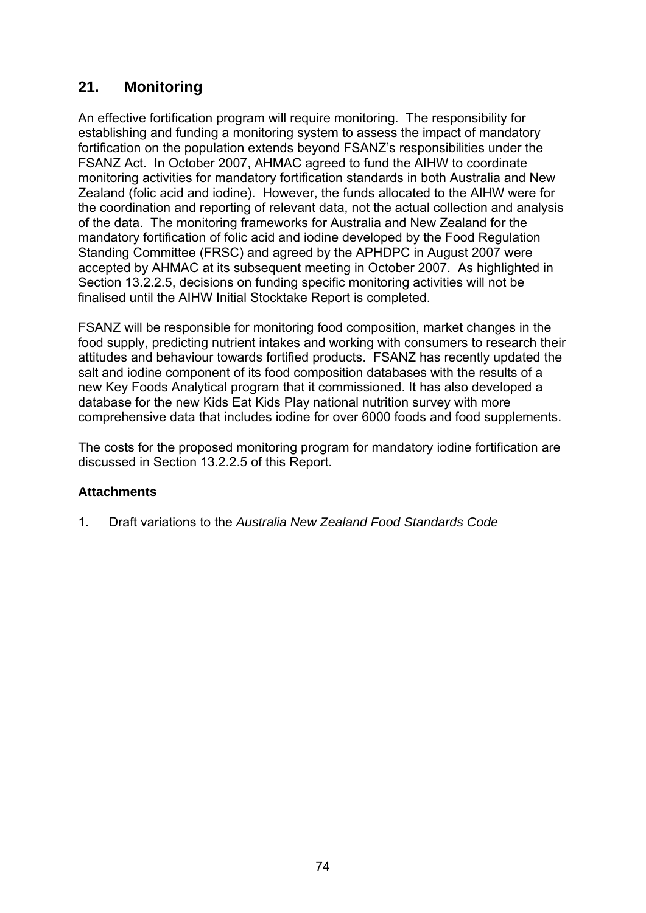## 21. Monitoring

An effective fortification program will require monitoring. The responsibility for establishing and funding a monitoring system to assess the impact of mandatory fortification on the population extends beyond FSANZ's responsibilities under the FSANZ Act. In October 2007, AHMAC agreed to fund the AIHW to coordinate monitoring activities for mandatory fortification standards in both Australia and New Zealand (folic acid and iodine). However, the funds allocated to the AIHW were for the coordination and reporting of relevant data, not the actual collection and analysis of the data. The monitoring frameworks for Australia and New Zealand for the mandatory fortification of folic acid and iodine developed by the Food Regulation Standing Committee (FRSC) and agreed by the APHDPC in August 2007 were accepted by AHMAC at its subsequent meeting in October 2007. As highlighted in Section 13.2.2.5, decisions on funding specific monitoring activities will not be finalised until the AIHW Initial Stocktake Report is completed.

FSANZ will be responsible for monitoring food composition, market changes in the food supply, predicting nutrient intakes and working with consumers to research their attitudes and behaviour towards fortified products. FSANZ has recently updated the salt and iodine component of its food composition databases with the results of a new Key Foods Analytical program that it commissioned. It has also developed a database for the new Kids Eat Kids Play national nutrition survey with more comprehensive data that includes iodine for over 6000 foods and food supplements.

The costs for the proposed monitoring program for mandatory iodine fortification are discussed in Section 13.2.2.5 of this Report.

**Attachments**

1. Draft variations to the *Australia New Zealand Food Standards Code*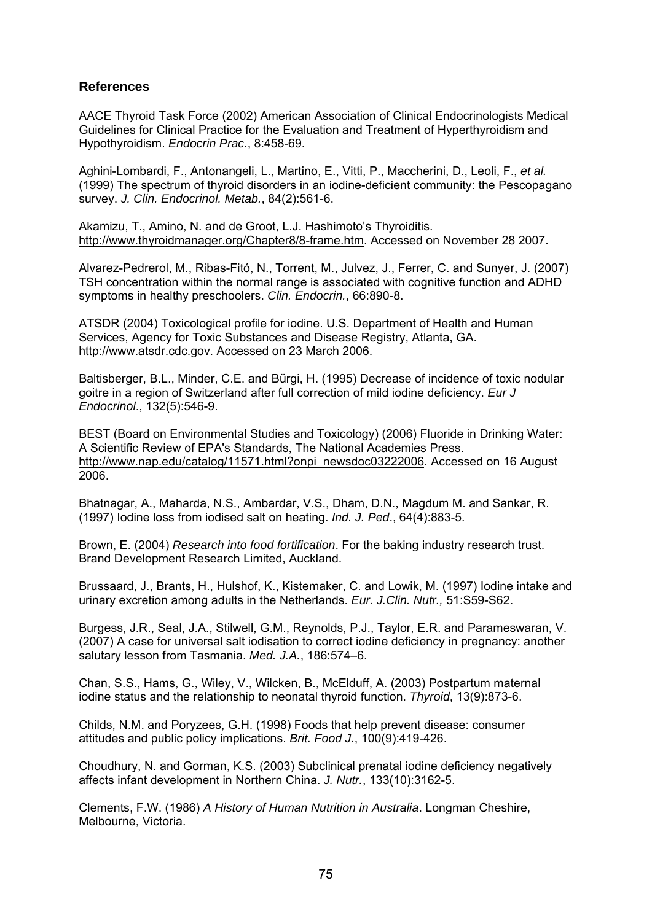## References

AACE Thyroid Task Force (2002) American Association of Clinical Endocrinologists Medical Guidelines for Clinical Practice for the Evaluation and Treatment of Hyperthyroidism and Hypothyroidism. *Endocrin Prac.*, 8:458-69.

Aghini-Lombardi, F., Antonangeli, L., Martino, E., Vitti, P., Maccherini, D., Leoli, F., *et al.* (1999) The spectrum of thyroid disorders in an iodine-deficient community: the Pescopagano survey. *J. Clin. Endocrinol. Metab.*, 84(2):561-6.

Akamizu, T., Amino, N. and de Groot, L.J. Hashimoto's Thyroiditis. http://www.thyroidmanager.org/Chapter8/8-frame.htm. Accessed on November 28 2007.

Alvarez-Pedrerol, M., Ribas-Fitó, N., Torrent, M., Julvez, J., Ferrer, C. and Sunyer, J. (2007) TSH concentration within the normal range is associated with cognitive function and ADHD symptoms in healthy preschoolers. *Clin. Endocrin.*, 66:890-8.

ATSDR (2004) Toxicological profile for iodine. U.S. Department of Health and Human Services, Agency for Toxic Substances and Disease Registry, Atlanta, GA. http://www.atsdr.cdc.gov. Accessed on 23 March 2006.

Baltisberger, B.L., Minder, C.E. and Bürgi, H. (1995) Decrease of incidence of toxic nodular goitre in a region of Switzerland after full correction of mild iodine deficiency. *Eur J Endocrinol*., 132(5):546-9.

BEST (Board on Environmental Studies and Toxicology) (2006) Fluoride in Drinking Water: A Scientific Review of EPA's Standards, The National Academies Press. http://www.nap.edu/catalog/11571.html?onpi_newsdoc03222006. Accessed on 16 August 2006.

Bhatnagar, A., Maharda, N.S., Ambardar, V.S., Dham, D.N., Magdum M. and Sankar, R. (1997) Iodine loss from iodised salt on heating. *Ind. J. Ped*., 64(4):883-5.

Brown, E. (2004) *Research into food fortification*. For the baking industry research trust. Brand Development Research Limited, Auckland.

Brussaard, J., Brants, H., Hulshof, K., Kistemaker, C. and Lowik, M. (1997) Iodine intake and urinary excretion among adults in the Netherlands. *Eur. J.Clin. Nutr.,* 51:S59-S62.

Burgess, J.R., Seal, J.A., Stilwell, G.M., Reynolds, P.J., Taylor, E.R. and Parameswaran, V. (2007) A case for universal salt iodisation to correct iodine deficiency in pregnancy: another salutary lesson from Tasmania. *Med. J.A.*, 186:574–6.

Chan, S.S., Hams, G., Wiley, V., Wilcken, B., McElduff, A. (2003) Postpartum maternal iodine status and the relationship to neonatal thyroid function. *Thyroid*, 13(9):873-6.

Childs, N.M. and Poryzees, G.H. (1998) Foods that help prevent disease: consumer attitudes and public policy implications. *Brit. Food J.*, 100(9):419-426.

Choudhury, N. and Gorman, K.S. (2003) Subclinical prenatal iodine deficiency negatively affects infant development in Northern China. *J. Nutr.*, 133(10):3162-5.

Clements, F.W. (1986) *A History of Human Nutrition in Australia*. Longman Cheshire, Melbourne, Victoria.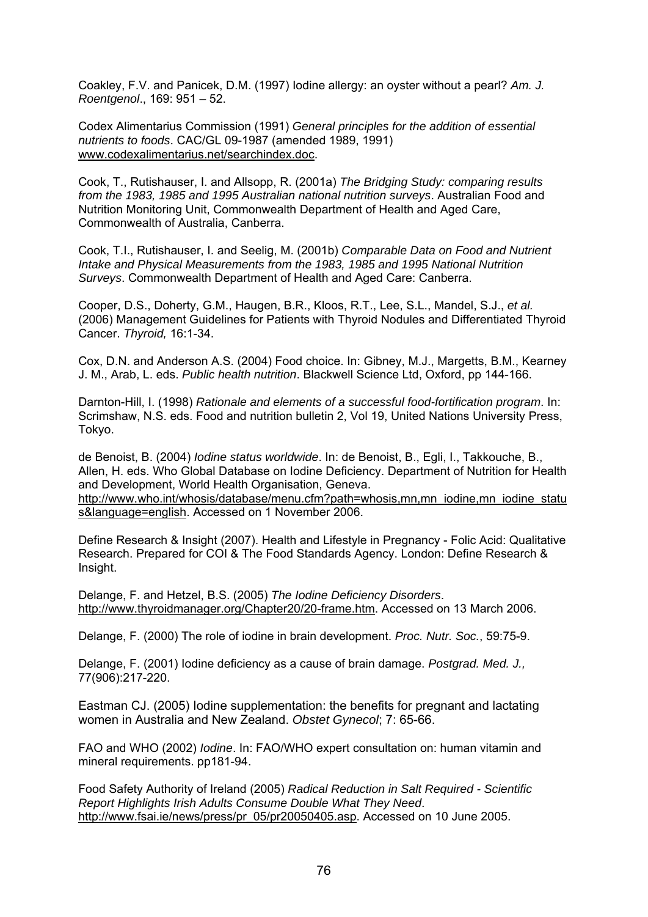Coakley, F.V. and Panicek, D.M. (1997) Iodine allergy: an oyster without a pearl? *Am. J. Roentgenol*., 169: 951 – 52.

Codex Alimentarius Commission (1991) *General principles for the addition of essential nutrients to foods*. CAC/GL 09-1987 (amended 1989, 1991) www.codexalimentarius.net/searchindex.doc.

Cook, T., Rutishauser, I. and Allsopp, R. (2001a) *The Bridging Study: comparing results from the 1983, 1985 and 1995 Australian national nutrition surveys*. Australian Food and Nutrition Monitoring Unit, Commonwealth Department of Health and Aged Care, Commonwealth of Australia, Canberra.

Cook, T.I., Rutishauser, I. and Seelig, M. (2001b) *Comparable Data on Food and Nutrient Intake and Physical Measurements from the 1983, 1985 and 1995 National Nutrition Surveys*. Commonwealth Department of Health and Aged Care: Canberra.

Cooper, D.S., Doherty, G.M., Haugen, B.R., Kloos, R.T., Lee, S.L., Mandel, S.J., *et al.* (2006) Management Guidelines for Patients with Thyroid Nodules and Differentiated Thyroid Cancer. *Thyroid,* 16:1-34.

Cox, D.N. and Anderson A.S. (2004) Food choice. In: Gibney, M.J., Margetts, B.M., Kearney J. M., Arab, L. eds. *Public health nutrition*. Blackwell Science Ltd, Oxford, pp 144-166.

Darnton-Hill, I. (1998) *Rationale and elements of a successful food-fortification program*. In: Scrimshaw, N.S. eds. Food and nutrition bulletin 2, Vol 19, United Nations University Press, Tokyo.

de Benoist, B. (2004) *Iodine status worldwide*. In: de Benoist, B., Egli, I., Takkouche, B., Allen, H. eds. Who Global Database on Iodine Deficiency. Department of Nutrition for Health and Development, World Health Organisation, Geneva. http://www.who.int/whosis/database/menu.cfm?path=whosis,mn,mn_iodine,mn_iodine_status&language=english. Accessed on 1 November 2006.

Define Research & Insight (2007). Health and Lifestyle in Pregnancy - Folic Acid: Qualitative Research. Prepared for COI & The Food Standards Agency. London: Define Research & Insight.

Delange, F. and Hetzel, B.S. (2005) *The Iodine Deficiency Disorders*. http://www.thyroidmanager.org/Chapter20/20-frame.htm. Accessed on 13 March 2006.

Delange, F. (2000) The role of iodine in brain development. *Proc. Nutr. Soc.*, 59:75-9.

Delange, F. (2001) Iodine deficiency as a cause of brain damage. *Postgrad. Med. J.,* 77(906):217-220.

Eastman CJ. (2005) Iodine supplementation: the benefits for pregnant and lactating women in Australia and New Zealand. *Obstet Gynecol*; 7: 65-66.

FAO and WHO (2002) *Iodine*. In: FAO/WHO expert consultation on: human vitamin and mineral requirements. pp181-94.

Food Safety Authority of Ireland (2005) *Radical Reduction in Salt Required - Scientific Report Highlights Irish Adults Consume Double What They Need*. http://www.fsai.ie/news/press/pr_05/pr20050405.asp. Accessed on 10 June 2005.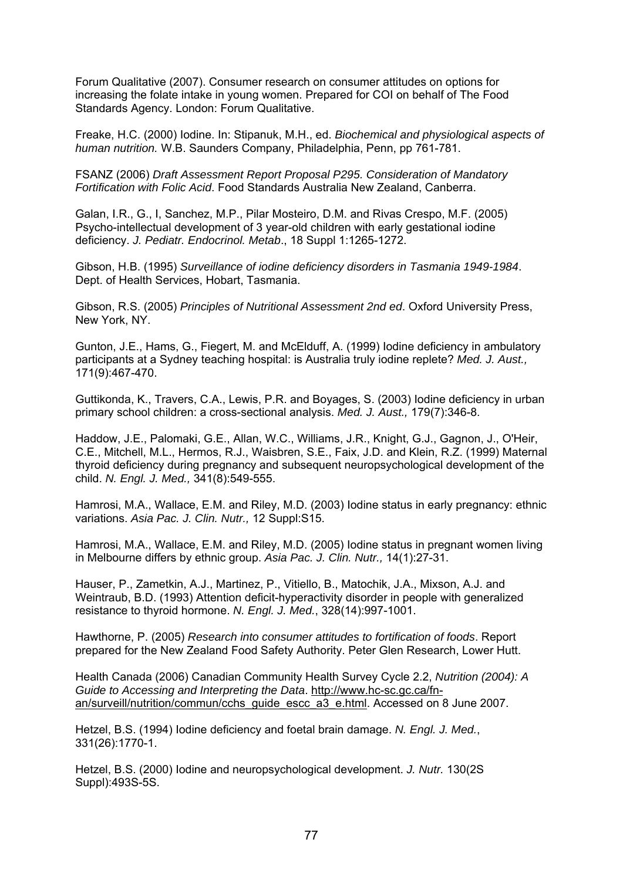Forum Qualitative (2007). Consumer research on consumer attitudes on options for increasing the folate intake in young women. Prepared for COI on behalf of The Food Standards Agency. London: Forum Qualitative.

Freake, H.C. (2000) Iodine. In: Stipanuk, M.H., ed. *Biochemical and physiological aspects of human nutrition.* W.B. Saunders Company, Philadelphia, Penn, pp 761-781.

FSANZ (2006) *Draft Assessment Report Proposal P295. Consideration of Mandatory Fortification with Folic Acid*. Food Standards Australia New Zealand, Canberra.

Galan, I.R., G., I, Sanchez, M.P., Pilar Mosteiro, D.M. and Rivas Crespo, M.F. (2005) Psycho-intellectual development of 3 year-old children with early gestational iodine deficiency. *J. Pediatr. Endocrinol. Metab*., 18 Suppl 1:1265-1272.

Gibson, H.B. (1995) *Surveillance of iodine deficiency disorders in Tasmania 1949-1984*. Dept. of Health Services, Hobart, Tasmania.

Gibson, R.S. (2005) *Principles of Nutritional Assessment 2nd ed*. Oxford University Press, New York, NY.

Gunton, J.E., Hams, G., Fiegert, M. and McElduff, A. (1999) Iodine deficiency in ambulatory participants at a Sydney teaching hospital: is Australia truly iodine replete? *Med. J. Aust.,* 171(9):467-470.

Guttikonda, K., Travers, C.A., Lewis, P.R. and Boyages, S. (2003) Iodine deficiency in urban primary school children: a cross-sectional analysis. *Med. J. Aust.,* 179(7):346-8.

Haddow, J.E., Palomaki, G.E., Allan, W.C., Williams, J.R., Knight, G.J., Gagnon, J., O'Heir, C.E., Mitchell, M.L., Hermos, R.J., Waisbren, S.E., Faix, J.D. and Klein, R.Z. (1999) Maternal thyroid deficiency during pregnancy and subsequent neuropsychological development of the child. *N. Engl. J. Med.,* 341(8):549-555.

Hamrosi, M.A., Wallace, E.M. and Riley, M.D. (2003) Iodine status in early pregnancy: ethnic variations. *Asia Pac. J. Clin. Nutr.,* 12 Suppl:S15.

Hamrosi, M.A., Wallace, E.M. and Riley, M.D. (2005) Iodine status in pregnant women living in Melbourne differs by ethnic group. *Asia Pac. J. Clin. Nutr.,* 14(1):27-31.

Hauser, P., Zametkin, A.J., Martinez, P., Vitiello, B., Matochik, J.A., Mixson, A.J. and Weintraub, B.D. (1993) Attention deficit-hyperactivity disorder in people with generalized resistance to thyroid hormone. *N. Engl. J. Med.*, 328(14):997-1001.

Hawthorne, P. (2005) *Research into consumer attitudes to fortification of foods*. Report prepared for the New Zealand Food Safety Authority. Peter Glen Research, Lower Hutt.

Health Canada (2006) Canadian Community Health Survey Cycle 2.2, *Nutrition (2004): A Guide to Accessing and Interpreting the Data*. http://www.hc-sc.gc.ca/fn-an/surveill/nutrition/commun/cchs_guide_escc_a3_e.html. Accessed on 8 June 2007.

Hetzel, B.S. (1994) Iodine deficiency and foetal brain damage. *N. Engl. J. Med.*, 331(26):1770-1.

Hetzel, B.S. (2000) Iodine and neuropsychological development. *J. Nutr.* 130(2S Suppl):493S-5S.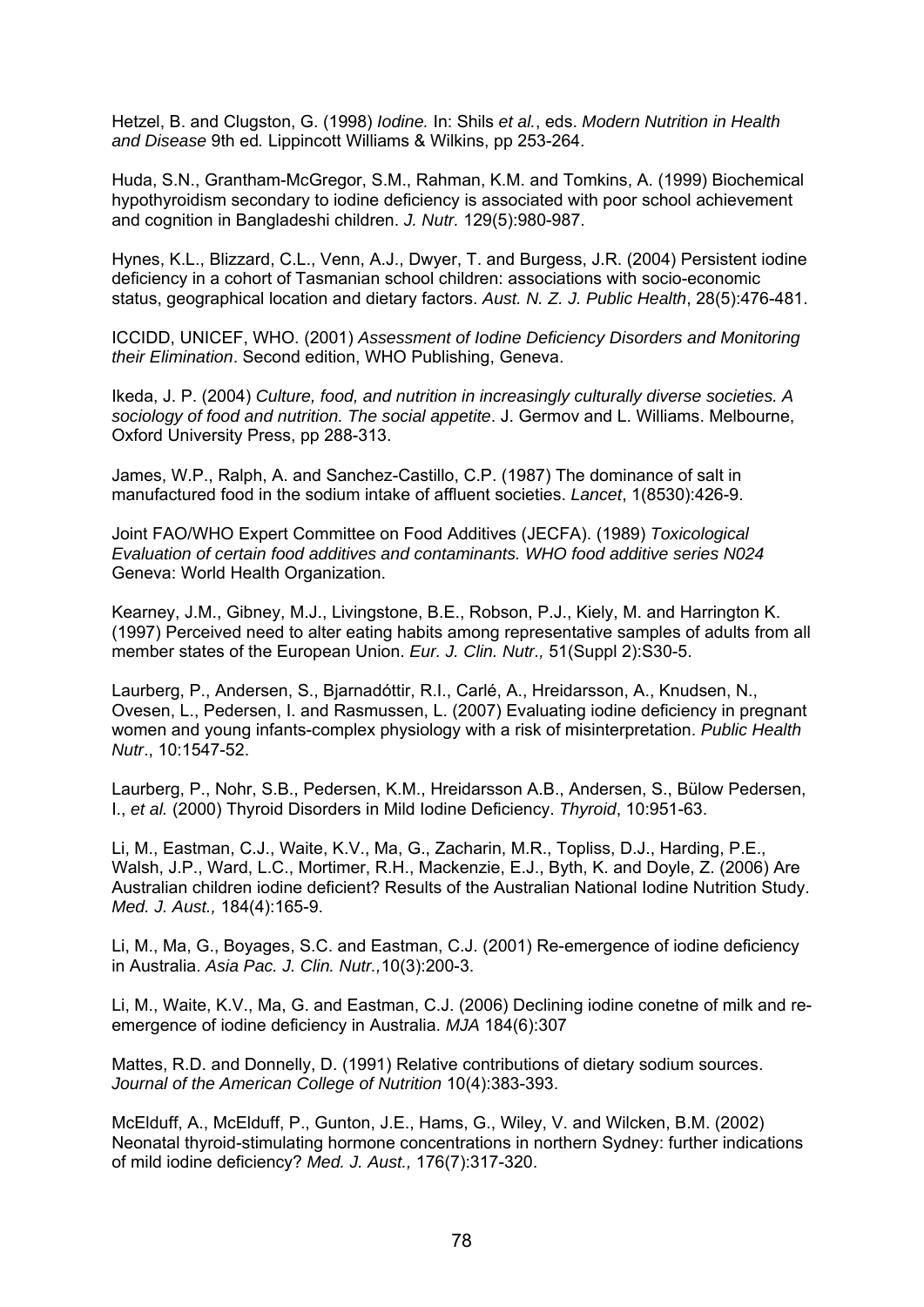Hetzel, B. and Clugston, G. (1998) *Iodine.* In: Shils *et al.*, eds. *Modern Nutrition in Health and Disease* 9th ed*.* Lippincott Williams & Wilkins, pp 253-264.

Huda, S.N., Grantham-McGregor, S.M., Rahman, K.M. and Tomkins, A. (1999) Biochemical hypothyroidism secondary to iodine deficiency is associated with poor school achievement and cognition in Bangladeshi children. *J. Nutr.* 129(5):980-987.

Hynes, K.L., Blizzard, C.L., Venn, A.J., Dwyer, T. and Burgess, J.R. (2004) Persistent iodine deficiency in a cohort of Tasmanian school children: associations with socio-economic status, geographical location and dietary factors. *Aust. N. Z. J. Public Health*, 28(5):476-481.

ICCIDD, UNICEF, WHO. (2001) *Assessment of Iodine Deficiency Disorders and Monitoring their Elimination*. Second edition, WHO Publishing, Geneva.

Ikeda, J. P. (2004) *Culture, food, and nutrition in increasingly culturally diverse societies. A sociology of food and nutrition. The social appetite*. J. Germov and L. Williams. Melbourne, Oxford University Press, pp 288-313.

James, W.P., Ralph, A. and Sanchez-Castillo, C.P. (1987) The dominance of salt in manufactured food in the sodium intake of affluent societies. *Lancet*, 1(8530):426-9.

Joint FAO/WHO Expert Committee on Food Additives (JECFA). (1989) *Toxicological Evaluation of certain food additives and contaminants. WHO food additive series N024* Geneva: World Health Organization.

Kearney, J.M., Gibney, M.J., Livingstone, B.E., Robson, P.J., Kiely, M. and Harrington K. (1997) Perceived need to alter eating habits among representative samples of adults from all member states of the European Union. *Eur. J. Clin. Nutr.,* 51(Suppl 2):S30-5.

Laurberg, P., Andersen, S., Bjarnadóttir, R.I., Carlé, A., Hreidarsson, A., Knudsen, N., Ovesen, L., Pedersen, I. and Rasmussen, L. (2007) Evaluating iodine deficiency in pregnant women and young infants-complex physiology with a risk of misinterpretation. *Public Health Nutr*., 10:1547-52.

Laurberg, P., Nohr, S.B., Pedersen, K.M., Hreidarsson A.B., Andersen, S., Bülow Pedersen, I., *et al.* (2000) Thyroid Disorders in Mild Iodine Deficiency. *Thyroid*, 10:951-63.

Li, M., Eastman, C.J., Waite, K.V., Ma, G., Zacharin, M.R., Topliss, D.J., Harding, P.E., Walsh, J.P., Ward, L.C., Mortimer, R.H., Mackenzie, E.J., Byth, K. and Doyle, Z. (2006) Are Australian children iodine deficient? Results of the Australian National Iodine Nutrition Study. *Med. J. Aust.,* 184(4):165-9.

Li, M., Ma, G., Boyages, S.C. and Eastman, C.J. (2001) Re-emergence of iodine deficiency in Australia. *Asia Pac. J. Clin. Nutr.,*10(3):200-3.

Li, M., Waite, K.V., Ma, G. and Eastman, C.J. (2006) Declining iodine conetne of milk and re-emergence of iodine deficiency in Australia. *MJA* 184(6):307

Mattes, R.D. and Donnelly, D. (1991) Relative contributions of dietary sodium sources. *Journal of the American College of Nutrition* 10(4):383-393.

McElduff, A., McElduff, P., Gunton, J.E., Hams, G., Wiley, V. and Wilcken, B.M. (2002) Neonatal thyroid-stimulating hormone concentrations in northern Sydney: further indications of mild iodine deficiency? *Med. J. Aust.,* 176(7):317-320.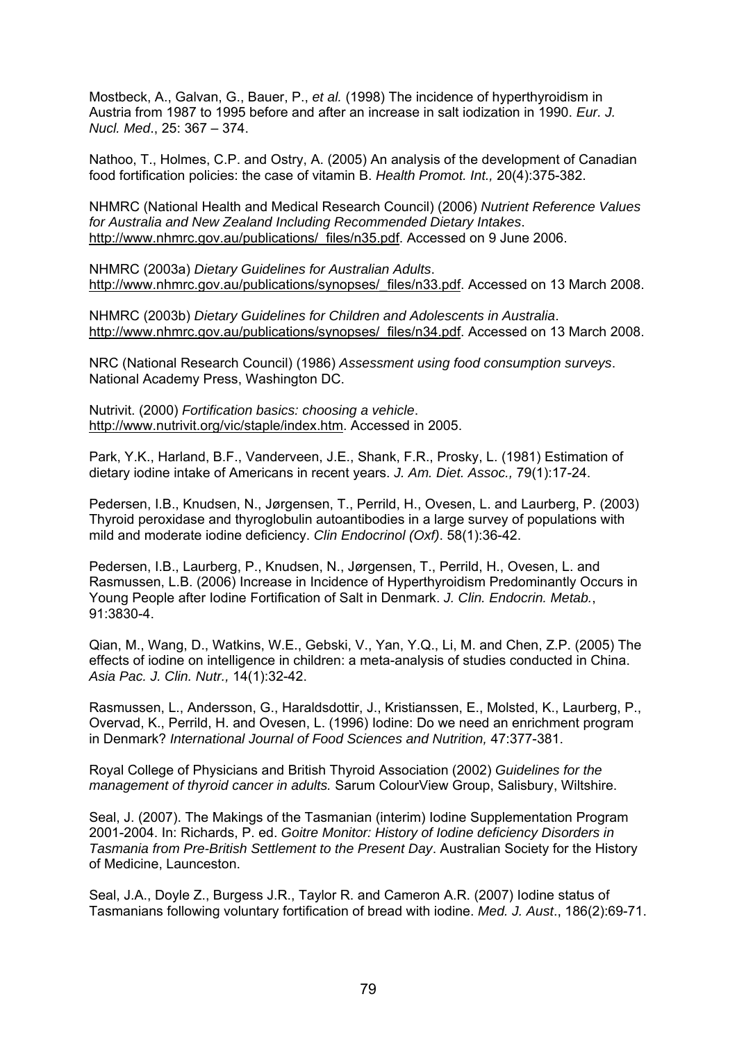Mostbeck, A., Galvan, G., Bauer, P., *et al.* (1998) The incidence of hyperthyroidism in Austria from 1987 to 1995 before and after an increase in salt iodization in 1990. *Eur. J. Nucl. Med*., 25: 367 – 374.

Nathoo, T., Holmes, C.P. and Ostry, A. (2005) An analysis of the development of Canadian food fortification policies: the case of vitamin B. *Health Promot. Int.,* 20(4):375-382.

NHMRC (National Health and Medical Research Council) (2006) *Nutrient Reference Values for Australia and New Zealand Including Recommended Dietary Intakes*. http://www.nhmrc.gov.au/publications/_files/n35.pdf. Accessed on 9 June 2006.

NHMRC (2003a) *Dietary Guidelines for Australian Adults*. http://www.nhmrc.gov.au/publications/synopses/_files/n33.pdf. Accessed on 13 March 2008.

NHMRC (2003b) *Dietary Guidelines for Children and Adolescents in Australia*. http://www.nhmrc.gov.au/publications/synopses/_files/n34.pdf. Accessed on 13 March 2008.

NRC (National Research Council) (1986) *Assessment using food consumption surveys*. National Academy Press, Washington DC.

Nutrivit. (2000) *Fortification basics: choosing a vehicle*. http://www.nutrivit.org/vic/staple/index.htm. Accessed in 2005.

Park, Y.K., Harland, B.F., Vanderveen, J.E., Shank, F.R., Prosky, L. (1981) Estimation of dietary iodine intake of Americans in recent years. *J. Am. Diet. Assoc.,* 79(1):17-24.

Pedersen, I.B., Knudsen, N., Jørgensen, T., Perrild, H., Ovesen, L. and Laurberg, P. (2003) Thyroid peroxidase and thyroglobulin autoantibodies in a large survey of populations with mild and moderate iodine deficiency. *Clin Endocrinol (Oxf)*. 58(1):36-42.

Pedersen, I.B., Laurberg, P., Knudsen, N., Jørgensen, T., Perrild, H., Ovesen, L. and Rasmussen, L.B. (2006) Increase in Incidence of Hyperthyroidism Predominantly Occurs in Young People after Iodine Fortification of Salt in Denmark. *J. Clin. Endocrin. Metab.*, 91:3830-4.

Qian, M., Wang, D., Watkins, W.E., Gebski, V., Yan, Y.Q., Li, M. and Chen, Z.P. (2005) The effects of iodine on intelligence in children: a meta-analysis of studies conducted in China. *Asia Pac. J. Clin. Nutr.,* 14(1):32-42.

Rasmussen, L., Andersson, G., Haraldsdottir, J., Kristianssen, E., Molsted, K., Laurberg, P., Overvad, K., Perrild, H. and Ovesen, L. (1996) Iodine: Do we need an enrichment program in Denmark? *International Journal of Food Sciences and Nutrition,* 47:377-381.

Royal College of Physicians and British Thyroid Association (2002) *Guidelines for the management of thyroid cancer in adults.* Sarum ColourView Group, Salisbury, Wiltshire.

Seal, J. (2007). The Makings of the Tasmanian (interim) Iodine Supplementation Program 2001-2004. In: Richards, P. ed. *Goitre Monitor: History of Iodine deficiency Disorders in Tasmania from Pre-British Settlement to the Present Day*. Australian Society for the History of Medicine, Launceston.

Seal, J.A., Doyle Z., Burgess J.R., Taylor R. and Cameron A.R. (2007) Iodine status of Tasmanians following voluntary fortification of bread with iodine. *Med. J. Aust*., 186(2):69-71.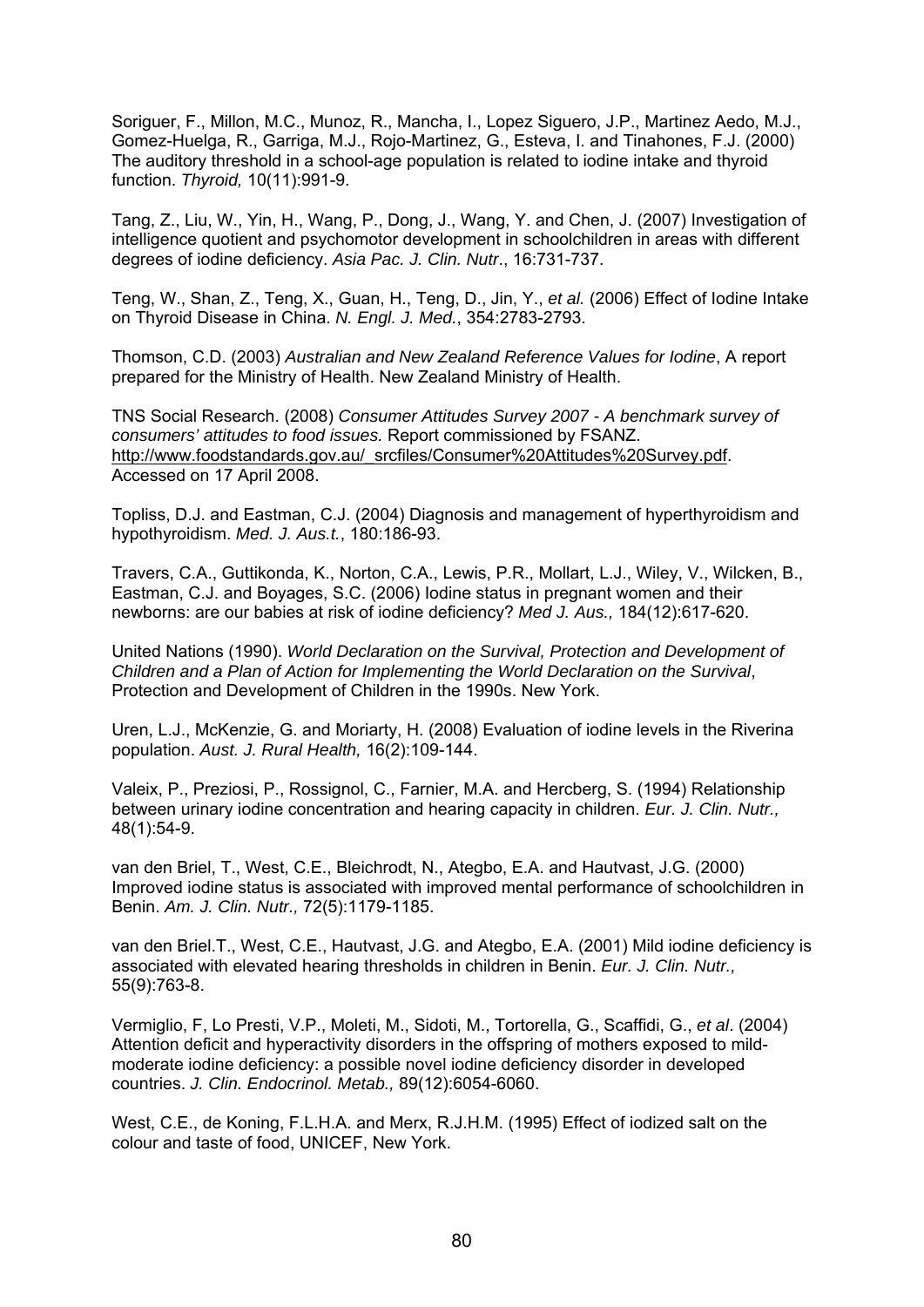Soriguer, F., Millon, M.C., Munoz, R., Mancha, I., Lopez Siguero, J.P., Martinez Aedo, M.J., Gomez-Huelga, R., Garriga, M.J., Rojo-Martinez, G., Esteva, I. and Tinahones, F.J. (2000) The auditory threshold in a school-age population is related to iodine intake and thyroid function. *Thyroid,* 10(11):991-9.

Tang, Z., Liu, W., Yin, H., Wang, P., Dong, J., Wang, Y. and Chen, J. (2007) Investigation of intelligence quotient and psychomotor development in schoolchildren in areas with different degrees of iodine deficiency. *Asia Pac. J. Clin. Nutr*., 16:731-737.

Teng, W., Shan, Z., Teng, X., Guan, H., Teng, D., Jin, Y., *et al.* (2006) Effect of Iodine Intake on Thyroid Disease in China. *N. Engl. J. Med.*, 354:2783-2793.

Thomson, C.D. (2003) *Australian and New Zealand Reference Values for Iodine*, A report prepared for the Ministry of Health. New Zealand Ministry of Health.

TNS Social Research. (2008) *Consumer Attitudes Survey 2007 - A benchmark survey of consumers' attitudes to food issues.* Report commissioned by FSANZ. http://www.foodstandards.gov.au/_srcfiles/Consumer%20Attitudes%20Survey.pdf. Accessed on 17 April 2008.

Topliss, D.J. and Eastman, C.J. (2004) Diagnosis and management of hyperthyroidism and hypothyroidism. *Med. J. Aus.t.*, 180:186-93.

Travers, C.A., Guttikonda, K., Norton, C.A., Lewis, P.R., Mollart, L.J., Wiley, V., Wilcken, B., Eastman, C.J. and Boyages, S.C. (2006) Iodine status in pregnant women and their newborns: are our babies at risk of iodine deficiency? *Med J. Aus.,* 184(12):617-620.

United Nations (1990). *World Declaration on the Survival, Protection and Development of Children and a Plan of Action for Implementing the World Declaration on the Survival*, Protection and Development of Children in the 1990s. New York.

Uren, L.J., McKenzie, G. and Moriarty, H. (2008) Evaluation of iodine levels in the Riverina population. *Aust. J. Rural Health,* 16(2):109-144.

Valeix, P., Preziosi, P., Rossignol, C., Farnier, M.A. and Hercberg, S. (1994) Relationship between urinary iodine concentration and hearing capacity in children. *Eur. J. Clin. Nutr.,* 48(1):54-9.

van den Briel, T., West, C.E., Bleichrodt, N., Ategbo, E.A. and Hautvast, J.G. (2000) Improved iodine status is associated with improved mental performance of schoolchildren in Benin. *Am. J. Clin. Nutr.,* 72(5):1179-1185.

van den Briel.T., West, C.E., Hautvast, J.G. and Ategbo, E.A. (2001) Mild iodine deficiency is associated with elevated hearing thresholds in children in Benin. *Eur. J. Clin. Nutr.,* 55(9):763-8.

Vermiglio, F, Lo Presti, V.P., Moleti, M., Sidoti, M., Tortorella, G., Scaffidi, G., *et al*. (2004) Attention deficit and hyperactivity disorders in the offspring of mothers exposed to mild-moderate iodine deficiency: a possible novel iodine deficiency disorder in developed countries. *J. Clin. Endocrinol. Metab.,* 89(12):6054-6060.

West, C.E., de Koning, F.L.H.A. and Merx, R.J.H.M. (1995) Effect of iodized salt on the colour and taste of food, UNICEF, New York.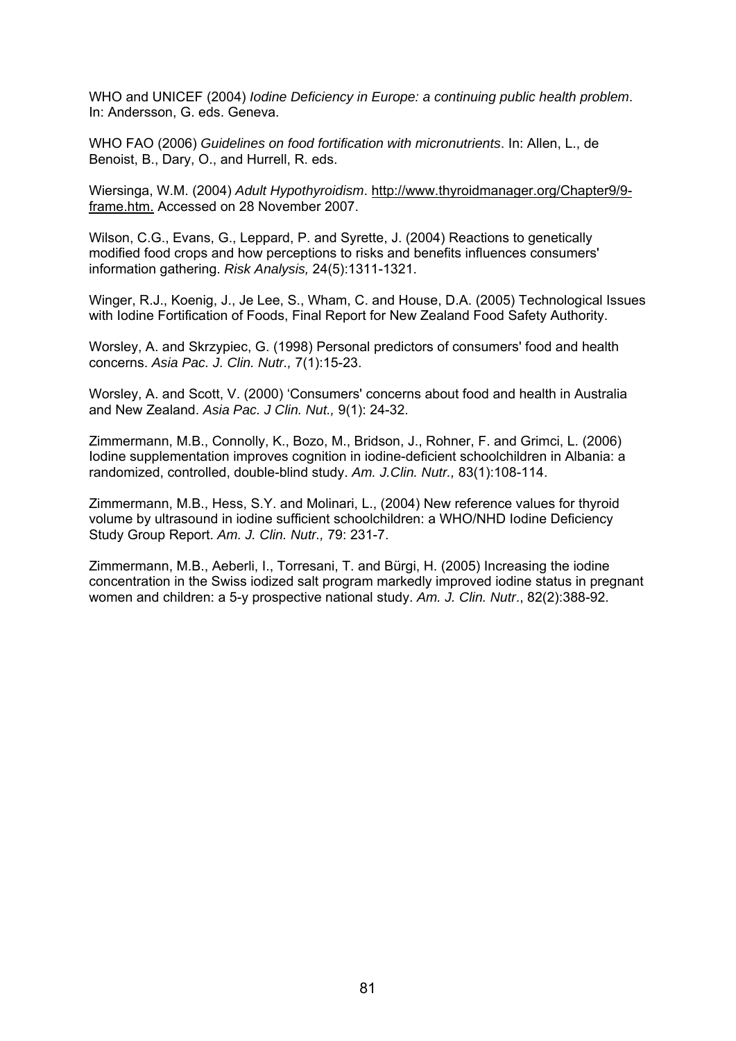WHO and UNICEF (2004) *Iodine Deficiency in Europe: a continuing public health problem*. In: Andersson, G. eds. Geneva.

WHO FAO (2006) *Guidelines on food fortification with micronutrients*. In: Allen, L., de Benoist, B., Dary, O., and Hurrell, R. eds.

Wiersinga, W.M. (2004) *Adult Hypothyroidism*. http://www.thyroidmanager.org/Chapter9/9-frame.htm. Accessed on 28 November 2007.

Wilson, C.G., Evans, G., Leppard, P. and Syrette, J. (2004) Reactions to genetically modified food crops and how perceptions to risks and benefits influences consumers' information gathering. *Risk Analysis,* 24(5):1311-1321.

Winger, R.J., Koenig, J., Je Lee, S., Wham, C. and House, D.A. (2005) Technological Issues with Iodine Fortification of Foods, Final Report for New Zealand Food Safety Authority.

Worsley, A. and Skrzypiec, G. (1998) Personal predictors of consumers' food and health concerns. *Asia Pac. J. Clin. Nutr.,* 7(1):15-23.

Worsley, A. and Scott, V. (2000) 'Consumers' concerns about food and health in Australia and New Zealand. *Asia Pac. J Clin. Nut.,* 9(1): 24-32.

Zimmermann, M.B., Connolly, K., Bozo, M., Bridson, J., Rohner, F. and Grimci, L. (2006) Iodine supplementation improves cognition in iodine-deficient schoolchildren in Albania: a randomized, controlled, double-blind study. *Am. J.Clin. Nutr.,* 83(1):108-114.

Zimmermann, M.B., Hess, S.Y. and Molinari, L., (2004) New reference values for thyroid volume by ultrasound in iodine sufficient schoolchildren: a WHO/NHD Iodine Deficiency Study Group Report. *Am. J. Clin. Nutr.,* 79: 231-7.

Zimmermann, M.B., Aeberli, I., Torresani, T. and Bürgi, H. (2005) Increasing the iodine concentration in the Swiss iodized salt program markedly improved iodine status in pregnant women and children: a 5-y prospective national study. *Am. J. Clin. Nutr*., 82(2):388-92.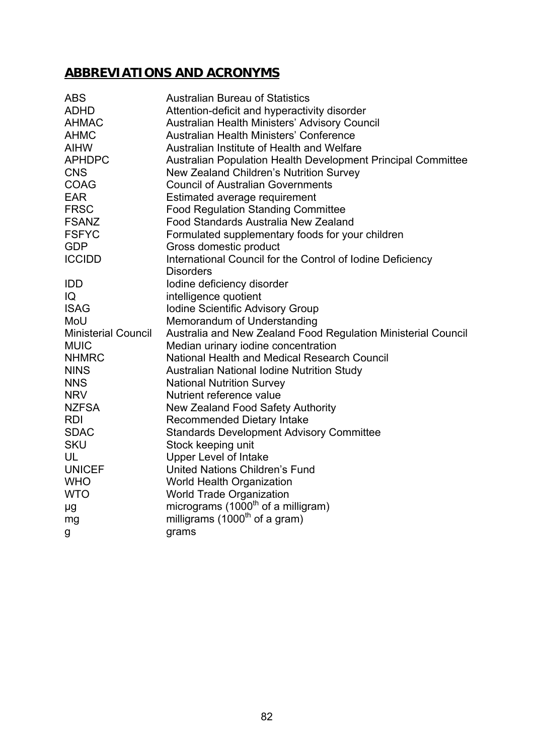## ABBREVIATIONS AND ACRONYMS

| | |
|---|---|
| ABS | Australian Bureau of Statistics |
| ADHD | Attention-deficit and hyperactivity disorder |
| AHMAC | Australian Health Ministers' Advisory Council |
| AHMC | Australian Health Ministers' Conference |
| AIHW | Australian Institute of Health and Welfare |
| APHDPC | Australian Population Health Development Principal Committee |
| CNS | New Zealand Children's Nutrition Survey |
| COAG | Council of Australian Governments |
| EAR | Estimated average requirement |
| FRSC | Food Regulation Standing Committee |
| FSANZ | Food Standards Australia New Zealand |
| FSFYC | Formulated supplementary foods for your children |
| GDP | Gross domestic product |
| ICCIDD | International Council for the Control of Iodine Deficiency Disorders |
| IDD | Iodine deficiency disorder |
| IQ | intelligence quotient |
| ISAG | Iodine Scientific Advisory Group |
| MoU | Memorandum of Understanding |
| Ministerial Council | Australia and New Zealand Food Regulation Ministerial Council |
| MUIC | Median urinary iodine concentration |
| NHMRC | National Health and Medical Research Council |
| NINS | Australian National Iodine Nutrition Study |
| NNS | National Nutrition Survey |
| NRV | Nutrient reference value |
| NZFSA | New Zealand Food Safety Authority |
| RDI | Recommended Dietary Intake |
| SDAC | Standards Development Advisory Committee |
| SKU | Stock keeping unit |
| UL | Upper Level of Intake |
| UNICEF | United Nations Children's Fund |
| WHO | World Health Organization |
| WTO | World Trade Organization |
| µg | micrograms ($1000^{th}$ of a milligram) |
| mg | milligrams ($1000^{th}$ of a gram) |
| g | grams |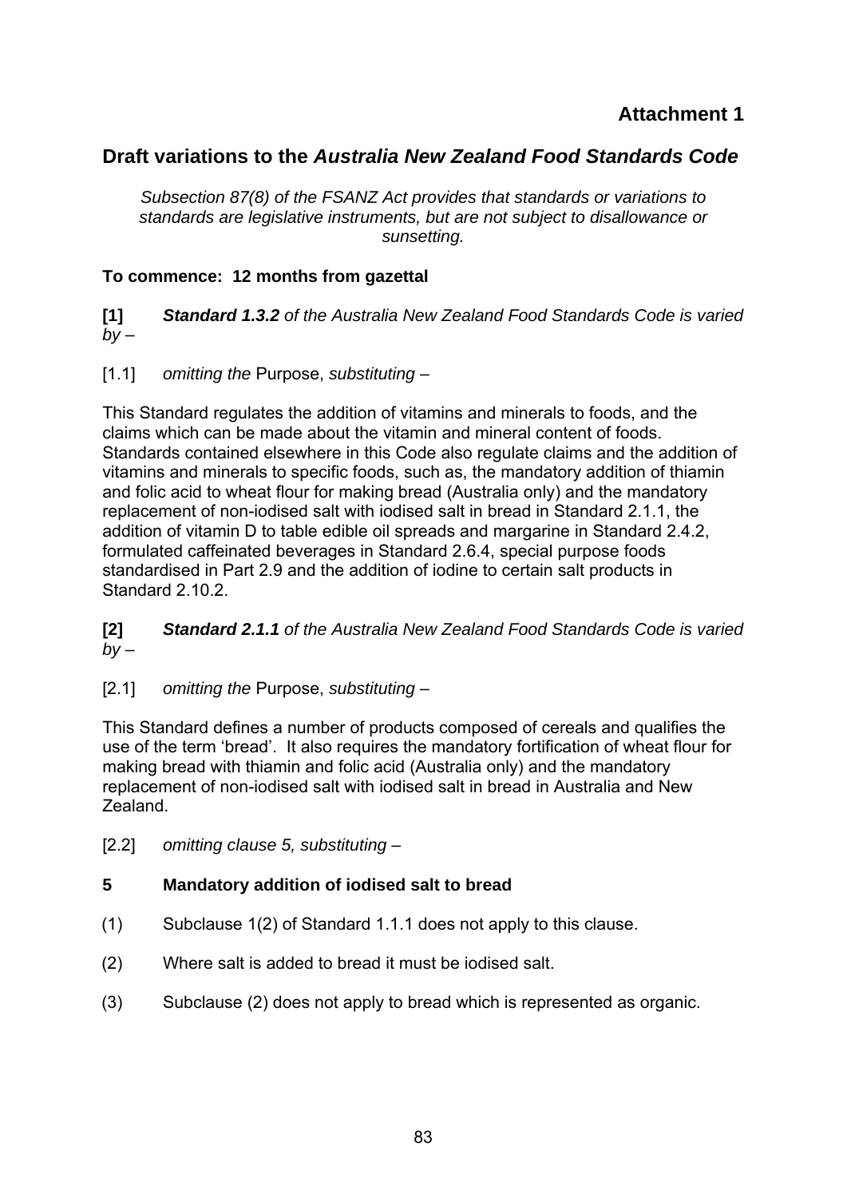**Attachment 1**

## Draft variations to the *Australia New Zealand Food Standards Code*

*Subsection 87(8) of the FSANZ Act provides that standards or variations to standards are legislative instruments, but are not subject to disallowance or sunsetting.*

**To commence: 12 months from gazettal**

**[1]** ***Standard 1.3.2*** *of the Australia New Zealand Food Standards Code is varied by –*

[1.1] *omitting the* Purpose, *substituting –*

This Standard regulates the addition of vitamins and minerals to foods, and the claims which can be made about the vitamin and mineral content of foods. Standards contained elsewhere in this Code also regulate claims and the addition of vitamins and minerals to specific foods, such as, the mandatory addition of thiamin and folic acid to wheat flour for making bread (Australia only) and the mandatory replacement of non-iodised salt with iodised salt in bread in Standard 2.1.1, the addition of vitamin D to table edible oil spreads and margarine in Standard 2.4.2, formulated caffeinated beverages in Standard 2.6.4, special purpose foods standardised in Part 2.9 and the addition of iodine to certain salt products in Standard 2.10.2.

**[2]** ***Standard 2.1.1*** *of the Australia New Zealand Food Standards Code is varied by –*

[2.1] *omitting the* Purpose, *substituting –*

This Standard defines a number of products composed of cereals and qualifies the use of the term 'bread'. It also requires the mandatory fortification of wheat flour for making bread with thiamin and folic acid (Australia only) and the mandatory replacement of non-iodised salt with iodised salt in bread in Australia and New Zealand.

[2.2] *omitting clause 5, substituting –*

**5 Mandatory addition of iodised salt to bread**

(1) Subclause 1(2) of Standard 1.1.1 does not apply to this clause.

(2) Where salt is added to bread it must be iodised salt.

(3) Subclause (2) does not apply to bread which is represented as organic.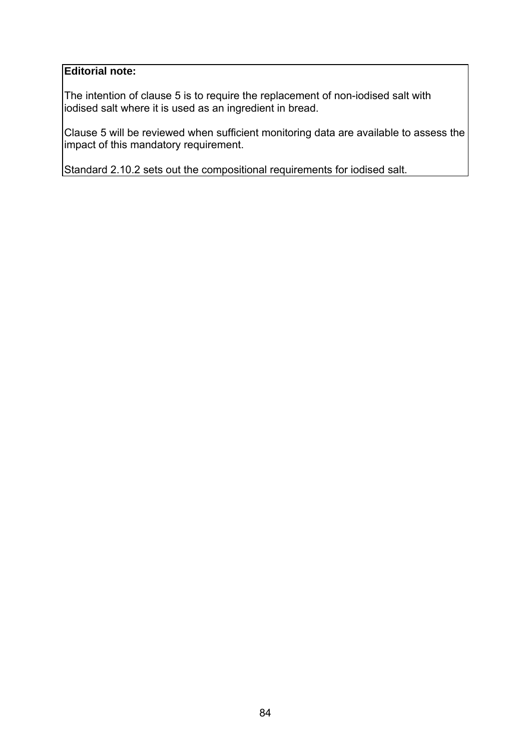**Editorial note:**

The intention of clause 5 is to require the replacement of non-iodised salt with iodised salt where it is used as an ingredient in bread.

Clause 5 will be reviewed when sufficient monitoring data are available to assess the impact of this mandatory requirement.

Standard 2.10.2 sets out the compositional requirements for iodised salt.